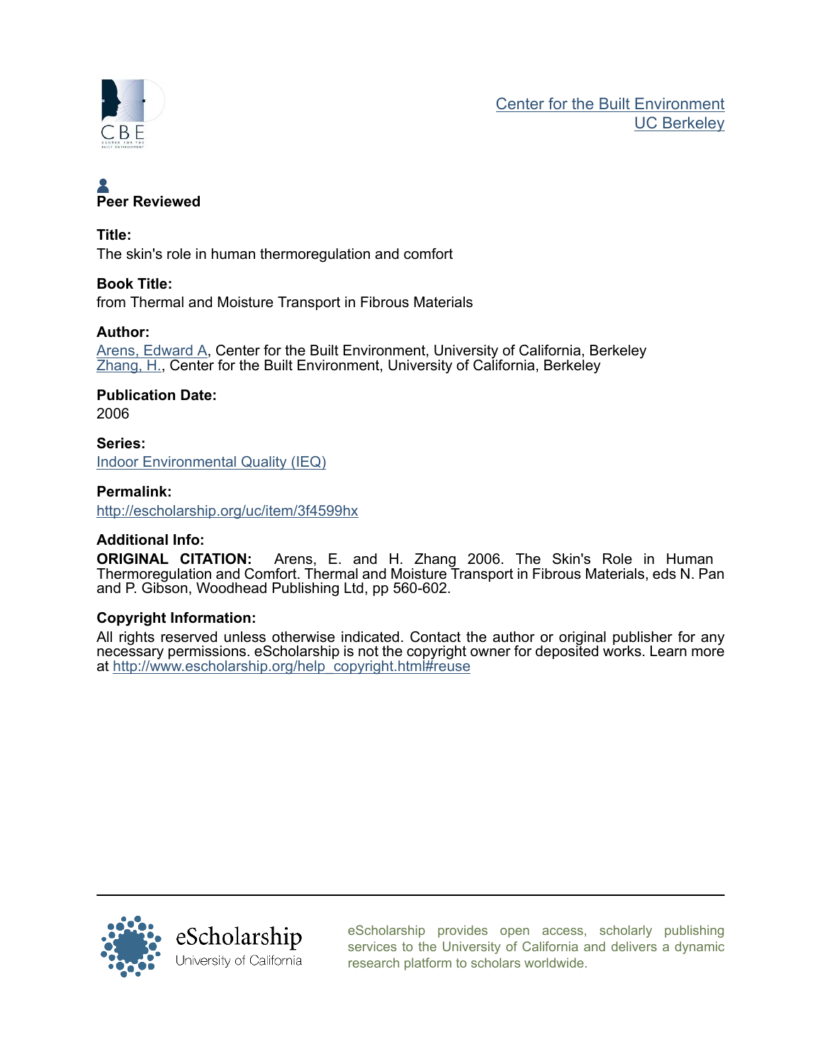Center for the Built Environment
UC Berkeley

**Peer Reviewed**

**Title:**
The skin's role in human thermoregulation and comfort

**Book Title:**
from Thermal and Moisture Transport in Fibrous Materials

**Author:**
Arens, Edward A, Center for the Built Environment, University of California, Berkeley
Zhang, H., Center for the Built Environment, University of California, Berkeley

**Publication Date:**
2006

**Series:**
Indoor Environmental Quality (IEQ)

**Permalink:**
http://escholarship.org/uc/item/3f4599hx

**Additional Info:**
**ORIGINAL CITATION:** Arens, E. and H. Zhang 2006. The Skin's Role in Human Thermoregulation and Comfort. Thermal and Moisture Transport in Fibrous Materials, eds N. Pan and P. Gibson, Woodhead Publishing Ltd, pp 560-602.

**Copyright Information:**
All rights reserved unless otherwise indicated. Contact the author or original publisher for any necessary permissions. eScholarship is not the copyright owner for deposited works. Learn more at http://www.escholarship.org/help_copyright.html#reuse

eScholarship provides open access, scholarly publishing services to the University of California and delivers a dynamic research platform to scholars worldwide.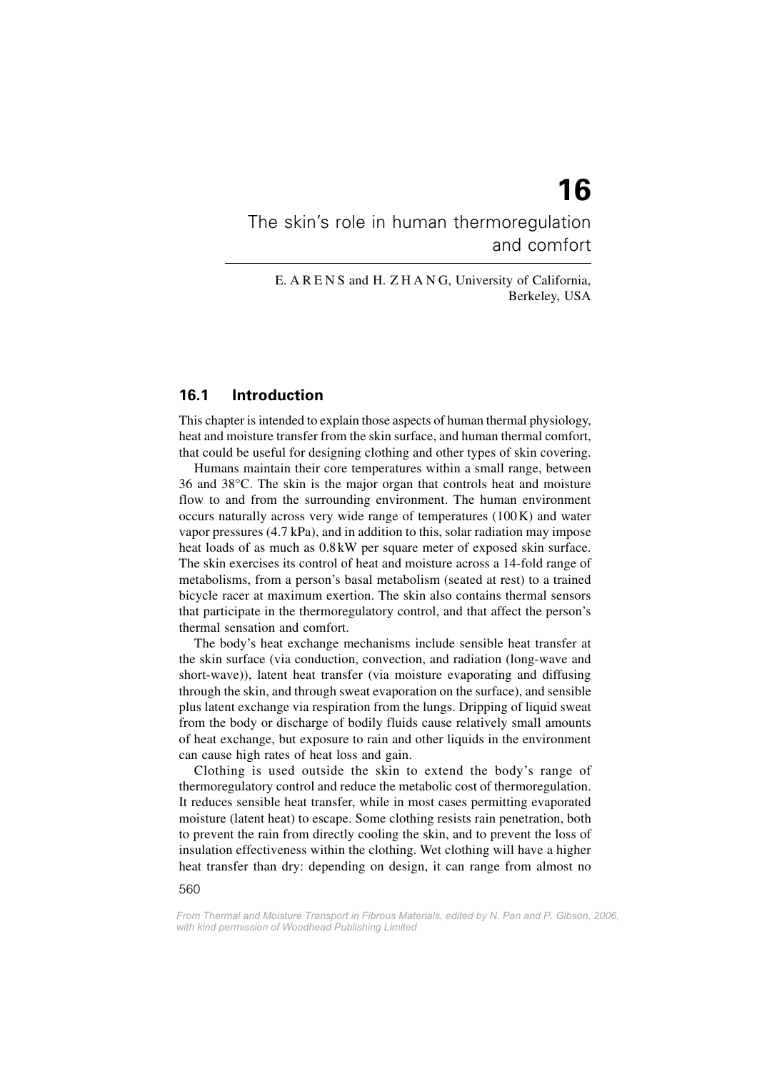# 16

# The skin's role in human thermoregulation and comfort

E. ARENS and H. ZHANG, University of California, Berkeley, USA

## 16.1 Introduction

This chapter is intended to explain those aspects of human thermal physiology, heat and moisture transfer from the skin surface, and human thermal comfort, that could be useful for designing clothing and other types of skin covering.

Humans maintain their core temperatures within a small range, between 36 and 38°C. The skin is the major organ that controls heat and moisture flow to and from the surrounding environment. The human environment occurs naturally across very wide range of temperatures (100 K) and water vapor pressures (4.7 kPa), and in addition to this, solar radiation may impose heat loads of as much as 0.8 kW per square meter of exposed skin surface. The skin exercises its control of heat and moisture across a 14-fold range of metabolisms, from a person's basal metabolism (seated at rest) to a trained bicycle racer at maximum exertion. The skin also contains thermal sensors that participate in the thermoregulatory control, and that affect the person's thermal sensation and comfort.

The body's heat exchange mechanisms include sensible heat transfer at the skin surface (via conduction, convection, and radiation (long-wave and short-wave)), latent heat transfer (via moisture evaporating and diffusing through the skin, and through sweat evaporation on the surface), and sensible plus latent exchange via respiration from the lungs. Dripping of liquid sweat from the body or discharge of bodily fluids cause relatively small amounts of heat exchange, but exposure to rain and other liquids in the environment can cause high rates of heat loss and gain.

Clothing is used outside the skin to extend the body's range of thermoregulatory control and reduce the metabolic cost of thermoregulation. It reduces sensible heat transfer, while in most cases permitting evaporated moisture (latent heat) to escape. Some clothing resists rain penetration, both to prevent the rain from directly cooling the skin, and to prevent the loss of insulation effectiveness within the clothing. Wet clothing will have a higher heat transfer than dry: depending on design, it can range from almost no

*From Thermal and Moisture Transport in Fibrous Materials, edited by N. Pan and P. Gibson, 2006, with kind permission of Woodhead Publishing Limited*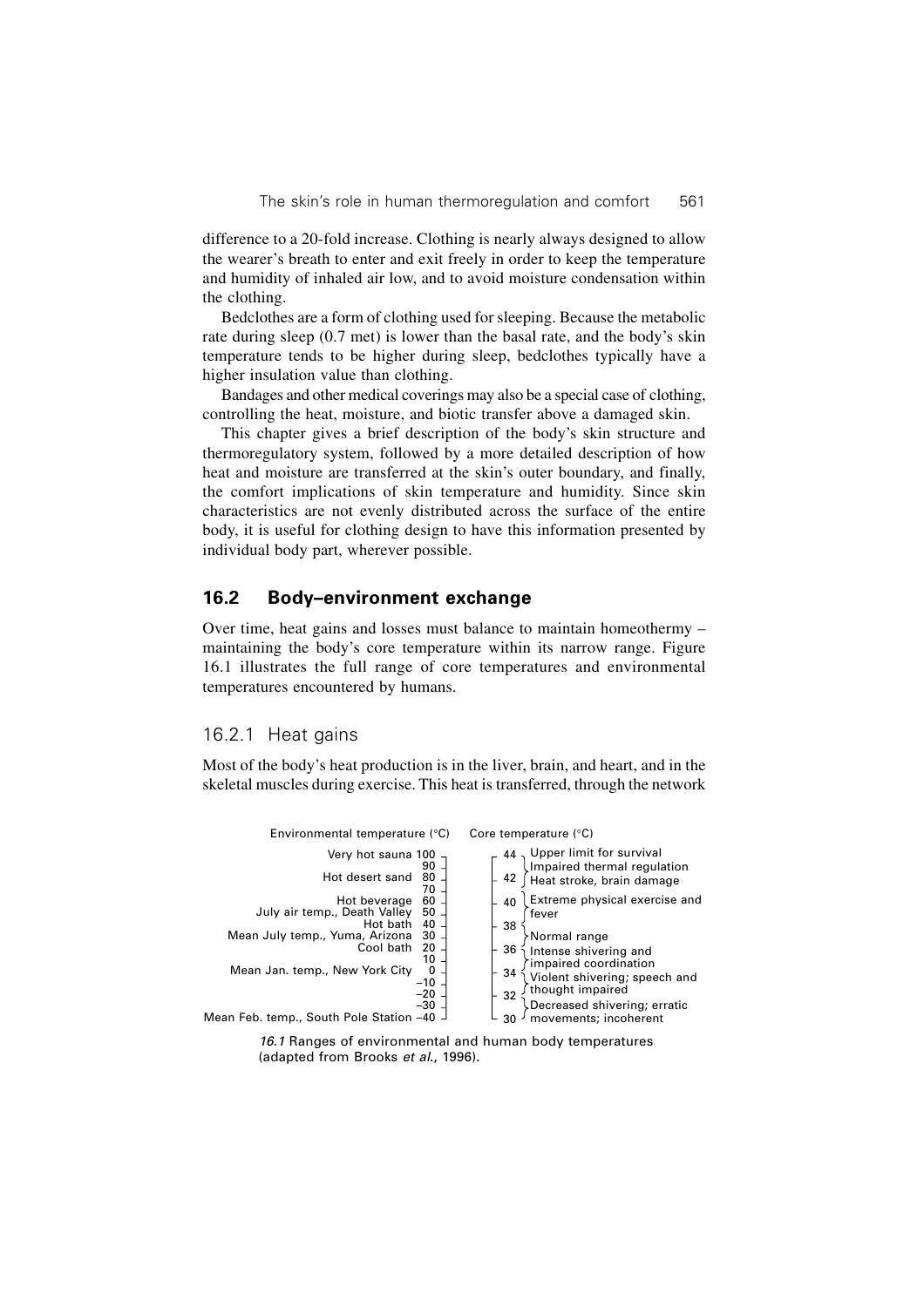difference to a 20-fold increase. Clothing is nearly always designed to allow the wearer's breath to enter and exit freely in order to keep the temperature and humidity of inhaled air low, and to avoid moisture condensation within the clothing.

Bedclothes are a form of clothing used for sleeping. Because the metabolic rate during sleep (0.7 met) is lower than the basal rate, and the body's skin temperature tends to be higher during sleep, bedclothes typically have a higher insulation value than clothing.

Bandages and other medical coverings may also be a special case of clothing, controlling the heat, moisture, and biotic transfer above a damaged skin.

This chapter gives a brief description of the body's skin structure and thermoregulatory system, followed by a more detailed description of how heat and moisture are transferred at the skin's outer boundary, and finally, the comfort implications of skin temperature and humidity. Since skin characteristics are not evenly distributed across the surface of the entire body, it is useful for clothing design to have this information presented by individual body part, wherever possible.

## 16.2 Body–environment exchange

Over time, heat gains and losses must balance to maintain homeothermy – maintaining the body's core temperature within its narrow range. Figure 16.1 illustrates the full range of core temperatures and environmental temperatures encountered by humans.

### 16.2.1 Heat gains

Most of the body's heat production is in the liver, brain, and heart, and in the skeletal muscles during exercise. This heat is transferred, through the network

| Environmental temperature (°C) | |
|---|---|
| Very hot sauna | 100 |
| | 90 |
| Hot desert sand | 80 |
| | 70 |
| Hot beverage | 60 |
| July air temp., Death Valley | 50 |
| Hot bath | 40 |
| Mean July temp., Yuma, Arizona | 30 |
| Cool bath | 20 |
| | 10 |
| Mean Jan. temp., New York City | 0 |
| | −10 |
| | −20 |
| | −30 |
| Mean Feb. temp., South Pole Station | −40 |

| Core temperature (°C) | |
|---|---|
| 44 | Upper limit for survival |
| 44–42 | Impaired thermal regulation |
| 42 | Heat stroke, brain damage |
| 40 | Extreme physical exercise and fever |
| 38–36 | Normal range |
| 36 | Intense shivering and impaired coordination |
| 34 | Violent shivering; speech and thought impaired |
| 32–30 | Decreased shivering; erratic movements; incoherent |

*16.1* Ranges of environmental and human body temperatures (adapted from Brooks *et al.*, 1996).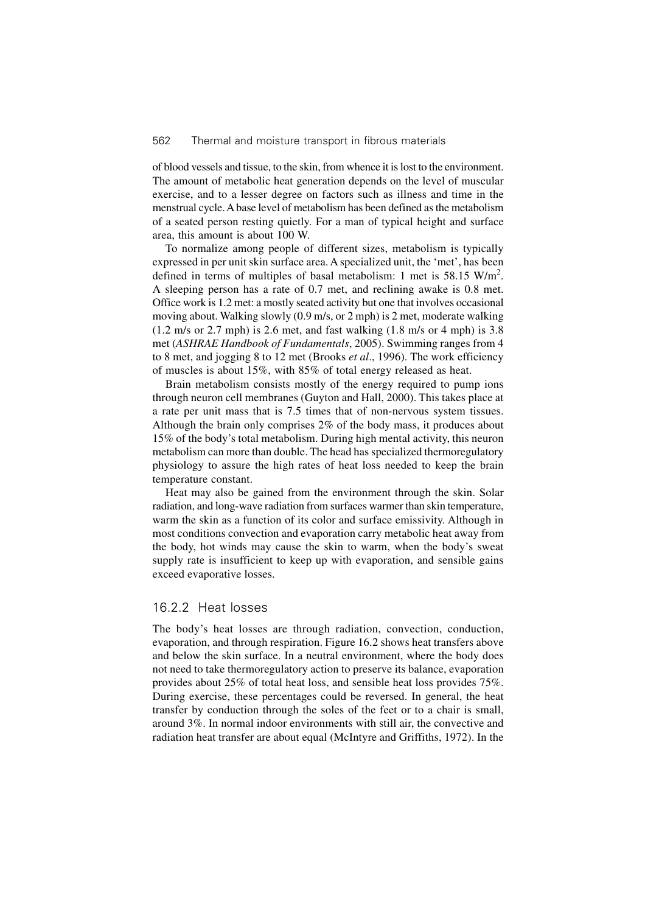of blood vessels and tissue, to the skin, from whence it is lost to the environment. The amount of metabolic heat generation depends on the level of muscular exercise, and to a lesser degree on factors such as illness and time in the menstrual cycle. A base level of metabolism has been defined as the metabolism of a seated person resting quietly. For a man of typical height and surface area, this amount is about 100 W.

To normalize among people of different sizes, metabolism is typically expressed in per unit skin surface area. A specialized unit, the 'met', has been defined in terms of multiples of basal metabolism: 1 met is 58.15 W/m$^2$. A sleeping person has a rate of 0.7 met, and reclining awake is 0.8 met. Office work is 1.2 met: a mostly seated activity but one that involves occasional moving about. Walking slowly (0.9 m/s, or 2 mph) is 2 met, moderate walking (1.2 m/s or 2.7 mph) is 2.6 met, and fast walking (1.8 m/s or 4 mph) is 3.8 met (*ASHRAE Handbook of Fundamentals*, 2005). Swimming ranges from 4 to 8 met, and jogging 8 to 12 met (Brooks *et al*., 1996). The work efficiency of muscles is about 15%, with 85% of total energy released as heat.

Brain metabolism consists mostly of the energy required to pump ions through neuron cell membranes (Guyton and Hall, 2000). This takes place at a rate per unit mass that is 7.5 times that of non-nervous system tissues. Although the brain only comprises 2% of the body mass, it produces about 15% of the body's total metabolism. During high mental activity, this neuron metabolism can more than double. The head has specialized thermoregulatory physiology to assure the high rates of heat loss needed to keep the brain temperature constant.

Heat may also be gained from the environment through the skin. Solar radiation, and long-wave radiation from surfaces warmer than skin temperature, warm the skin as a function of its color and surface emissivity. Although in most conditions convection and evaporation carry metabolic heat away from the body, hot winds may cause the skin to warm, when the body's sweat supply rate is insufficient to keep up with evaporation, and sensible gains exceed evaporative losses.

### 16.2.2 Heat losses

The body's heat losses are through radiation, convection, conduction, evaporation, and through respiration. Figure 16.2 shows heat transfers above and below the skin surface. In a neutral environment, where the body does not need to take thermoregulatory action to preserve its balance, evaporation provides about 25% of total heat loss, and sensible heat loss provides 75%. During exercise, these percentages could be reversed. In general, the heat transfer by conduction through the soles of the feet or to a chair is small, around 3%. In normal indoor environments with still air, the convective and radiation heat transfer are about equal (McIntyre and Griffiths, 1972). In the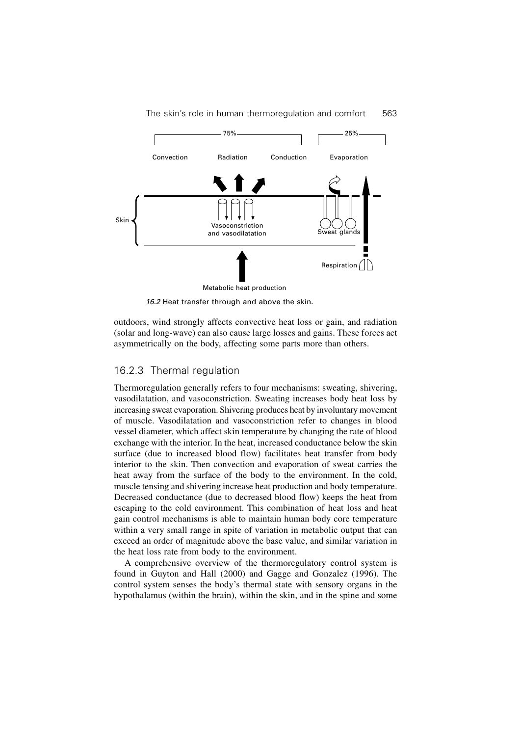16.2 Heat transfer through and above the skin.

outdoors, wind strongly affects convective heat loss or gain, and radiation (solar and long-wave) can also cause large losses and gains. These forces act asymmetrically on the body, affecting some parts more than others.

### 16.2.3 Thermal regulation

Thermoregulation generally refers to four mechanisms: sweating, shivering, vasodilatation, and vasoconstriction. Sweating increases body heat loss by increasing sweat evaporation. Shivering produces heat by involuntary movement of muscle. Vasodilatation and vasoconstriction refer to changes in blood vessel diameter, which affect skin temperature by changing the rate of blood exchange with the interior. In the heat, increased conductance below the skin surface (due to increased blood flow) facilitates heat transfer from body interior to the skin. Then convection and evaporation of sweat carries the heat away from the surface of the body to the environment. In the cold, muscle tensing and shivering increase heat production and body temperature. Decreased conductance (due to decreased blood flow) keeps the heat from escaping to the cold environment. This combination of heat loss and heat gain control mechanisms is able to maintain human body core temperature within a very small range in spite of variation in metabolic output that can exceed an order of magnitude above the base value, and similar variation in the heat loss rate from body to the environment.

A comprehensive overview of the thermoregulatory control system is found in Guyton and Hall (2000) and Gagge and Gonzalez (1996). The control system senses the body's thermal state with sensory organs in the hypothalamus (within the brain), within the skin, and in the spine and some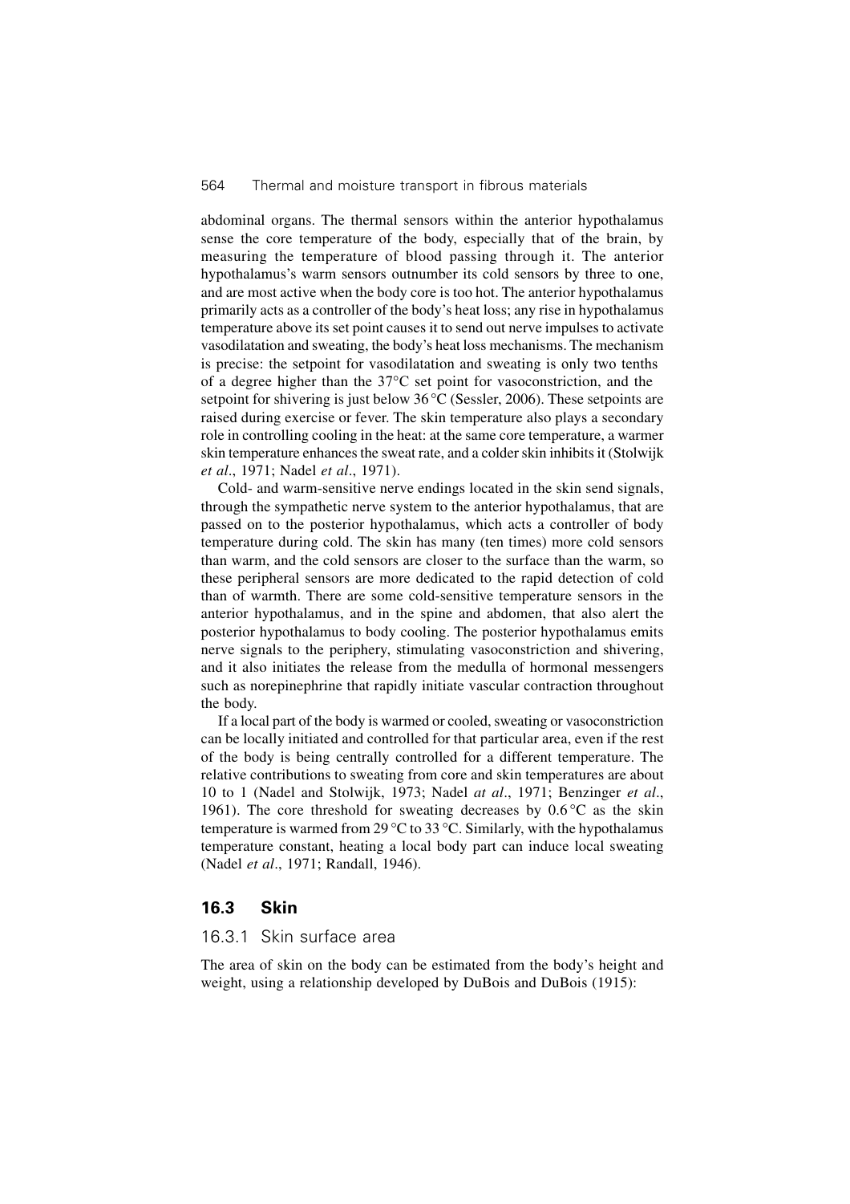abdominal organs. The thermal sensors within the anterior hypothalamus sense the core temperature of the body, especially that of the brain, by measuring the temperature of blood passing through it. The anterior hypothalamus's warm sensors outnumber its cold sensors by three to one, and are most active when the body core is too hot. The anterior hypothalamus primarily acts as a controller of the body's heat loss; any rise in hypothalamus temperature above its set point causes it to send out nerve impulses to activate vasodilatation and sweating, the body's heat loss mechanisms. The mechanism is precise: the setpoint for vasodilatation and sweating is only two tenths of a degree higher than the 37°C set point for vasoconstriction, and the setpoint for shivering is just below 36 °C (Sessler, 2006). These setpoints are raised during exercise or fever. The skin temperature also plays a secondary role in controlling cooling in the heat: at the same core temperature, a warmer skin temperature enhances the sweat rate, and a colder skin inhibits it (Stolwijk *et al*., 1971; Nadel *et al*., 1971).

Cold- and warm-sensitive nerve endings located in the skin send signals, through the sympathetic nerve system to the anterior hypothalamus, that are passed on to the posterior hypothalamus, which acts a controller of body temperature during cold. The skin has many (ten times) more cold sensors than warm, and the cold sensors are closer to the surface than the warm, so these peripheral sensors are more dedicated to the rapid detection of cold than of warmth. There are some cold-sensitive temperature sensors in the anterior hypothalamus, and in the spine and abdomen, that also alert the posterior hypothalamus to body cooling. The posterior hypothalamus emits nerve signals to the periphery, stimulating vasoconstriction and shivering, and it also initiates the release from the medulla of hormonal messengers such as norepinephrine that rapidly initiate vascular contraction throughout the body.

If a local part of the body is warmed or cooled, sweating or vasoconstriction can be locally initiated and controlled for that particular area, even if the rest of the body is being centrally controlled for a different temperature. The relative contributions to sweating from core and skin temperatures are about 10 to 1 (Nadel and Stolwijk, 1973; Nadel *at al*., 1971; Benzinger *et al*., 1961). The core threshold for sweating decreases by 0.6 °C as the skin temperature is warmed from 29 °C to 33 °C. Similarly, with the hypothalamus temperature constant, heating a local body part can induce local sweating (Nadel *et al*., 1971; Randall, 1946).

## 16.3 Skin

### 16.3.1 Skin surface area

The area of skin on the body can be estimated from the body's height and weight, using a relationship developed by DuBois and DuBois (1915):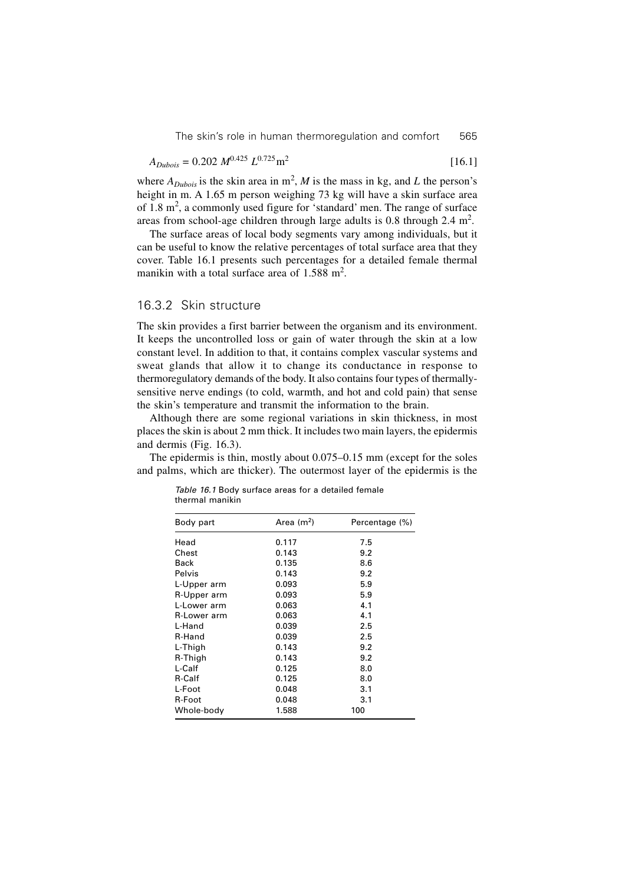$$A_{Dubois} = 0.202\, M^{0.425}\, L^{0.725}\, \text{m}^2 \qquad [16.1]$$

where $A_{Dubois}$ is the skin area in $\text{m}^2$, $M$ is the mass in kg, and $L$ the person's height in m. A 1.65 m person weighing 73 kg will have a skin surface area of 1.8 $\text{m}^2$, a commonly used figure for 'standard' men. The range of surface areas from school-age children through large adults is 0.8 through 2.4 $\text{m}^2$.

The surface areas of local body segments vary among individuals, but it can be useful to know the relative percentages of total surface area that they cover. Table 16.1 presents such percentages for a detailed female thermal manikin with a total surface area of 1.588 $\text{m}^2$.

### 16.3.2 Skin structure

The skin provides a first barrier between the organism and its environment. It keeps the uncontrolled loss or gain of water through the skin at a low constant level. In addition to that, it contains complex vascular systems and sweat glands that allow it to change its conductance in response to thermoregulatory demands of the body. It also contains four types of thermally-sensitive nerve endings (to cold, warmth, and hot and cold pain) that sense the skin's temperature and transmit the information to the brain.

Although there are some regional variations in skin thickness, in most places the skin is about 2 mm thick. It includes two main layers, the epidermis and dermis (Fig. 16.3).

The epidermis is thin, mostly about 0.075–0.15 mm (except for the soles and palms, which are thicker). The outermost layer of the epidermis is the

*Table 16.1* Body surface areas for a detailed female thermal manikin

| Body part | Area ($\text{m}^2$) | Percentage (%) |
|---|---|---|
| Head | 0.117 | 7.5 |
| Chest | 0.143 | 9.2 |
| Back | 0.135 | 8.6 |
| Pelvis | 0.143 | 9.2 |
| L-Upper arm | 0.093 | 5.9 |
| R-Upper arm | 0.093 | 5.9 |
| L-Lower arm | 0.063 | 4.1 |
| R-Lower arm | 0.063 | 4.1 |
| L-Hand | 0.039 | 2.5 |
| R-Hand | 0.039 | 2.5 |
| L-Thigh | 0.143 | 9.2 |
| R-Thigh | 0.143 | 9.2 |
| L-Calf | 0.125 | 8.0 |
| R-Calf | 0.125 | 8.0 |
| L-Foot | 0.048 | 3.1 |
| R-Foot | 0.048 | 3.1 |
| Whole-body | 1.588 | 100 |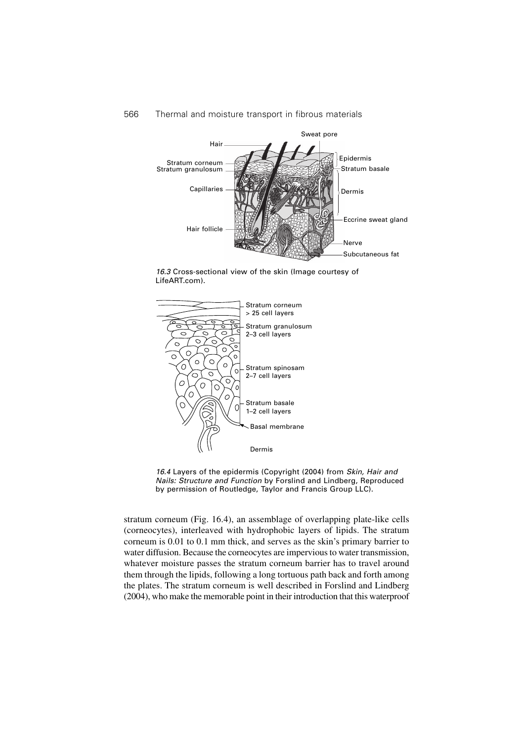16.3 Cross-sectional view of the skin (Image courtesy of LifeART.com).

16.4 Layers of the epidermis (Copyright (2004) from *Skin, Hair and Nails: Structure and Function* by Forslind and Lindberg, Reproduced by permission of Routledge, Taylor and Francis Group LLC).

stratum corneum (Fig. 16.4), an assemblage of overlapping plate-like cells (corneocytes), interleaved with hydrophobic layers of lipids. The stratum corneum is 0.01 to 0.1 mm thick, and serves as the skin's primary barrier to water diffusion. Because the corneocytes are impervious to water transmission, whatever moisture passes the stratum corneum barrier has to travel around them through the lipids, following a long tortuous path back and forth among the plates. The stratum corneum is well described in Forslind and Lindberg (2004), who make the memorable point in their introduction that this waterproof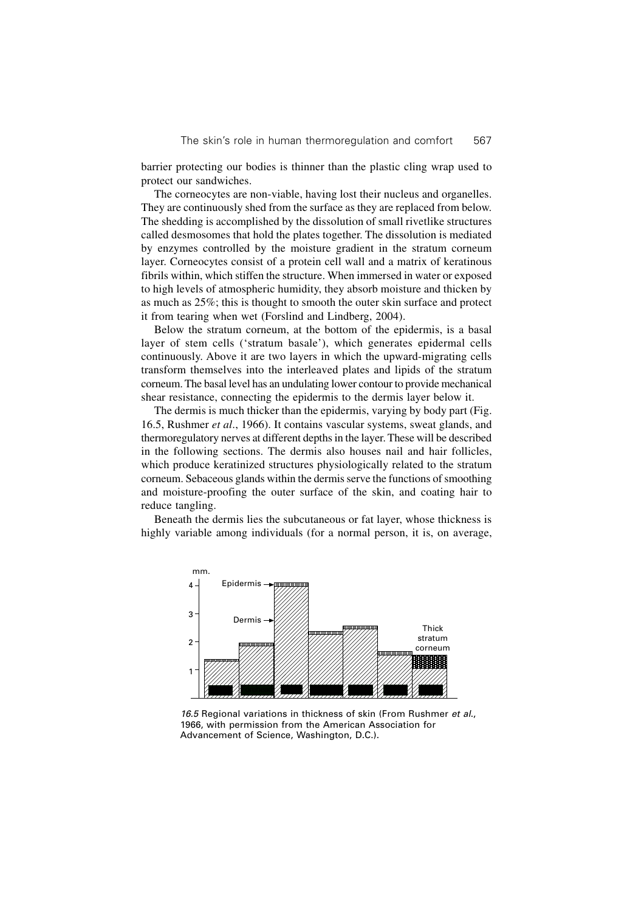barrier protecting our bodies is thinner than the plastic cling wrap used to protect our sandwiches.

The corneocytes are non-viable, having lost their nucleus and organelles. They are continuously shed from the surface as they are replaced from below. The shedding is accomplished by the dissolution of small rivetlike structures called desmosomes that hold the plates together. The dissolution is mediated by enzymes controlled by the moisture gradient in the stratum corneum layer. Corneocytes consist of a protein cell wall and a matrix of keratinous fibrils within, which stiffen the structure. When immersed in water or exposed to high levels of atmospheric humidity, they absorb moisture and thicken by as much as 25%; this is thought to smooth the outer skin surface and protect it from tearing when wet (Forslind and Lindberg, 2004).

Below the stratum corneum, at the bottom of the epidermis, is a basal layer of stem cells ('stratum basale'), which generates epidermal cells continuously. Above it are two layers in which the upward-migrating cells transform themselves into the interleaved plates and lipids of the stratum corneum. The basal level has an undulating lower contour to provide mechanical shear resistance, connecting the epidermis to the dermis layer below it.

The dermis is much thicker than the epidermis, varying by body part (Fig. 16.5, Rushmer *et al*., 1966). It contains vascular systems, sweat glands, and thermoregulatory nerves at different depths in the layer. These will be described in the following sections. The dermis also houses nail and hair follicles, which produce keratinized structures physiologically related to the stratum corneum. Sebaceous glands within the dermis serve the functions of smoothing and moisture-proofing the outer surface of the skin, and coating hair to reduce tangling.

Beneath the dermis lies the subcutaneous or fat layer, whose thickness is highly variable among individuals (for a normal person, it is, on average,

*16.5* Regional variations in thickness of skin (From Rushmer *et al*., 1966, with permission from the American Association for Advancement of Science, Washington, D.C.).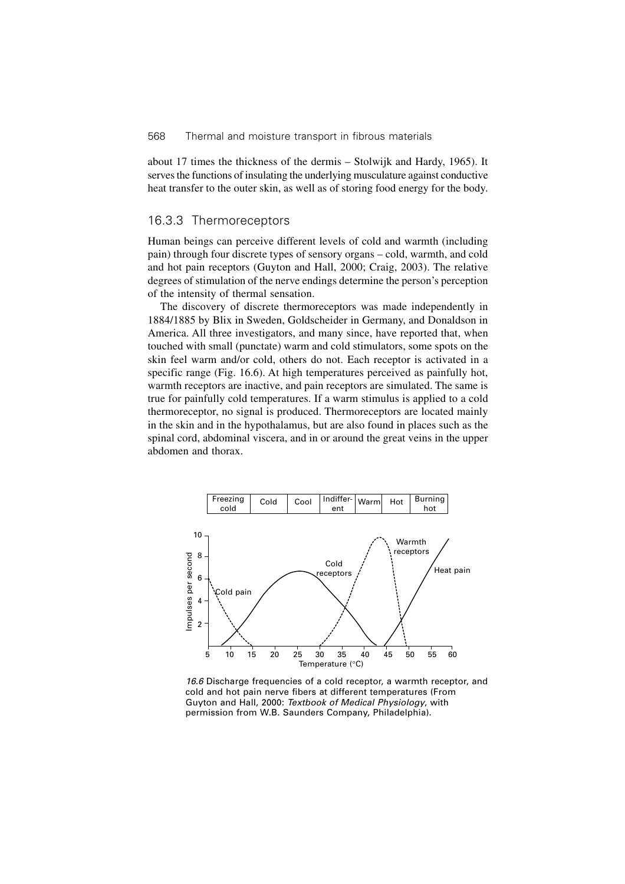about 17 times the thickness of the dermis – Stolwijk and Hardy, 1965). It serves the functions of insulating the underlying musculature against conductive heat transfer to the outer skin, as well as of storing food energy for the body.

### 16.3.3 Thermoreceptors

Human beings can perceive different levels of cold and warmth (including pain) through four discrete types of sensory organs – cold, warmth, and cold and hot pain receptors (Guyton and Hall, 2000; Craig, 2003). The relative degrees of stimulation of the nerve endings determine the person's perception of the intensity of thermal sensation.

The discovery of discrete thermoreceptors was made independently in 1884/1885 by Blix in Sweden, Goldscheider in Germany, and Donaldson in America. All three investigators, and many since, have reported that, when touched with small (punctate) warm and cold stimulators, some spots on the skin feel warm and/or cold, others do not. Each receptor is activated in a specific range (Fig. 16.6). At high temperatures perceived as painfully hot, warmth receptors are inactive, and pain receptors are simulated. The same is true for painfully cold temperatures. If a warmth stimulus is applied to a cold thermoreceptor, no signal is produced. Thermoreceptors are located mainly in the skin and in the hypothalamus, but are also found in places such as the spinal cord, abdominal viscera, and in or around the great veins in the upper abdomen and thorax.

*16.6* Discharge frequencies of a cold receptor, a warmth receptor, and cold and hot pain nerve fibers at different temperatures (From Guyton and Hall, 2000: *Textbook of Medical Physiology*, with permission from W.B. Saunders Company, Philadelphia).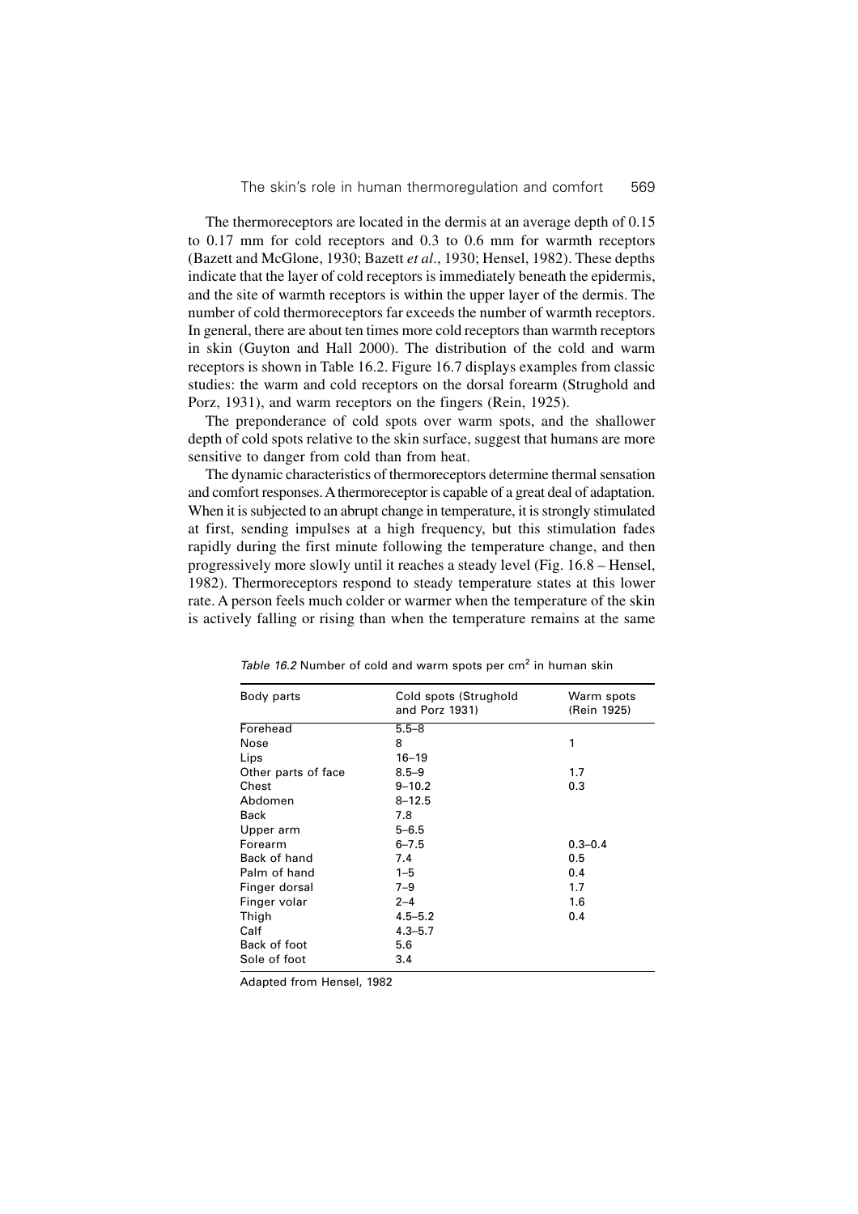The thermoreceptors are located in the dermis at an average depth of 0.15 to 0.17 mm for cold receptors and 0.3 to 0.6 mm for warmth receptors (Bazett and McGlone, 1930; Bazett *et al*., 1930; Hensel, 1982). These depths indicate that the layer of cold receptors is immediately beneath the epidermis, and the site of warmth receptors is within the upper layer of the dermis. The number of cold thermoreceptors far exceeds the number of warmth receptors. In general, there are about ten times more cold receptors than warmth receptors in skin (Guyton and Hall 2000). The distribution of the cold and warm receptors is shown in Table 16.2. Figure 16.7 displays examples from classic studies: the warm and cold receptors on the dorsal forearm (Strughold and Porz, 1931), and warm receptors on the fingers (Rein, 1925).

The preponderance of cold spots over warm spots, and the shallower depth of cold spots relative to the skin surface, suggest that humans are more sensitive to danger from cold than from heat.

The dynamic characteristics of thermoreceptors determine thermal sensation and comfort responses. A thermoreceptor is capable of a great deal of adaptation. When it is subjected to an abrupt change in temperature, it is strongly stimulated at first, sending impulses at a high frequency, but this stimulation fades rapidly during the first minute following the temperature change, and then progressively more slowly until it reaches a steady level (Fig. 16.8 – Hensel, 1982). Thermoreceptors respond to steady temperature states at this lower rate. A person feels much colder or warmer when the temperature of the skin is actively falling or rising than when the temperature remains at the same

*Table 16.2* Number of cold and warm spots per cm$^2$ in human skin

| Body parts | Cold spots (Strughold and Porz 1931) | Warm spots (Rein 1925) |
|---|---|---|
| Forehead | 5.5–8 | |
| Nose | 8 | 1 |
| Lips | 16–19 | |
| Other parts of face | 8.5–9 | 1.7 |
| Chest | 9–10.2 | 0.3 |
| Abdomen | 8–12.5 | |
| Back | 7.8 | |
| Upper arm | 5–6.5 | |
| Forearm | 6–7.5 | 0.3–0.4 |
| Back of hand | 7.4 | 0.5 |
| Palm of hand | 1–5 | 0.4 |
| Finger dorsal | 7–9 | 1.7 |
| Finger volar | 2–4 | 1.6 |
| Thigh | 4.5–5.2 | 0.4 |
| Calf | 4.3–5.7 | |
| Back of foot | 5.6 | |
| Sole of foot | 3.4 | |

Adapted from Hensel, 1982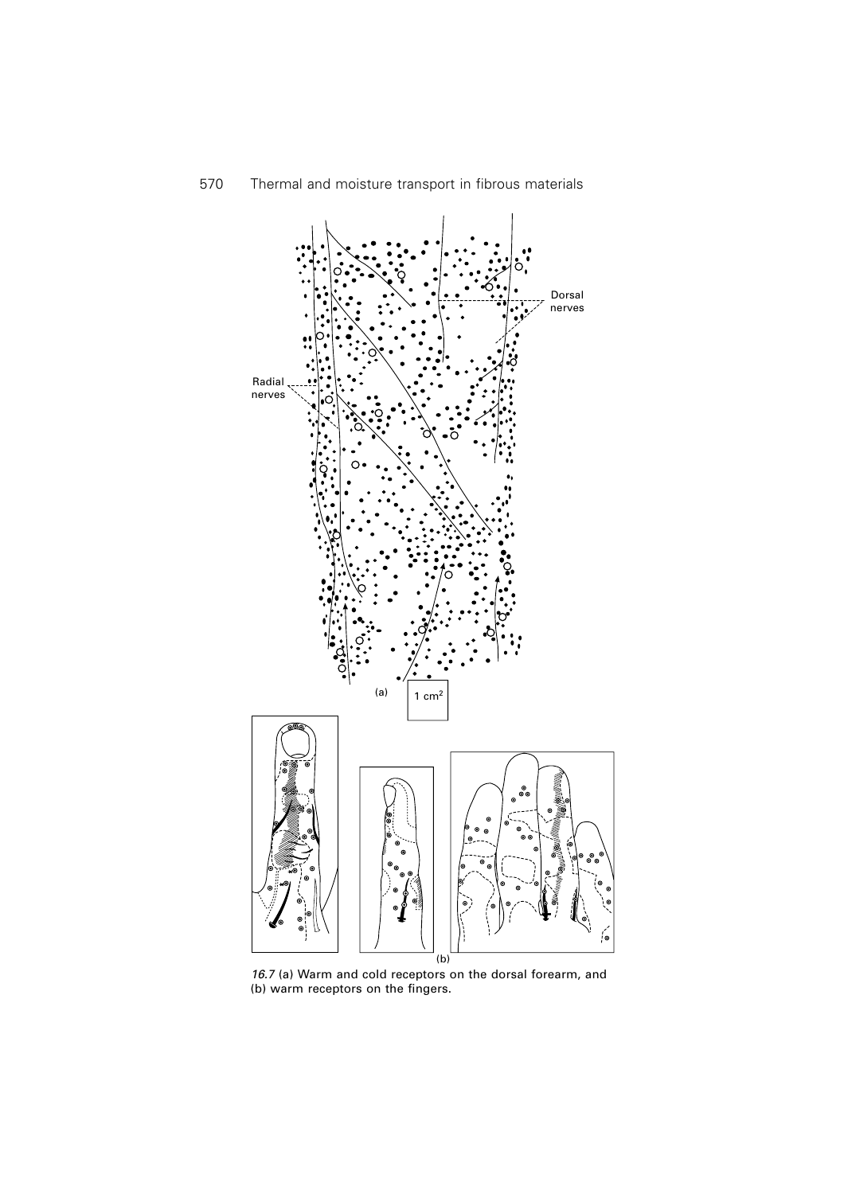*16.7* (a) Warm and cold receptors on the dorsal forearm, and (b) warm receptors on the fingers.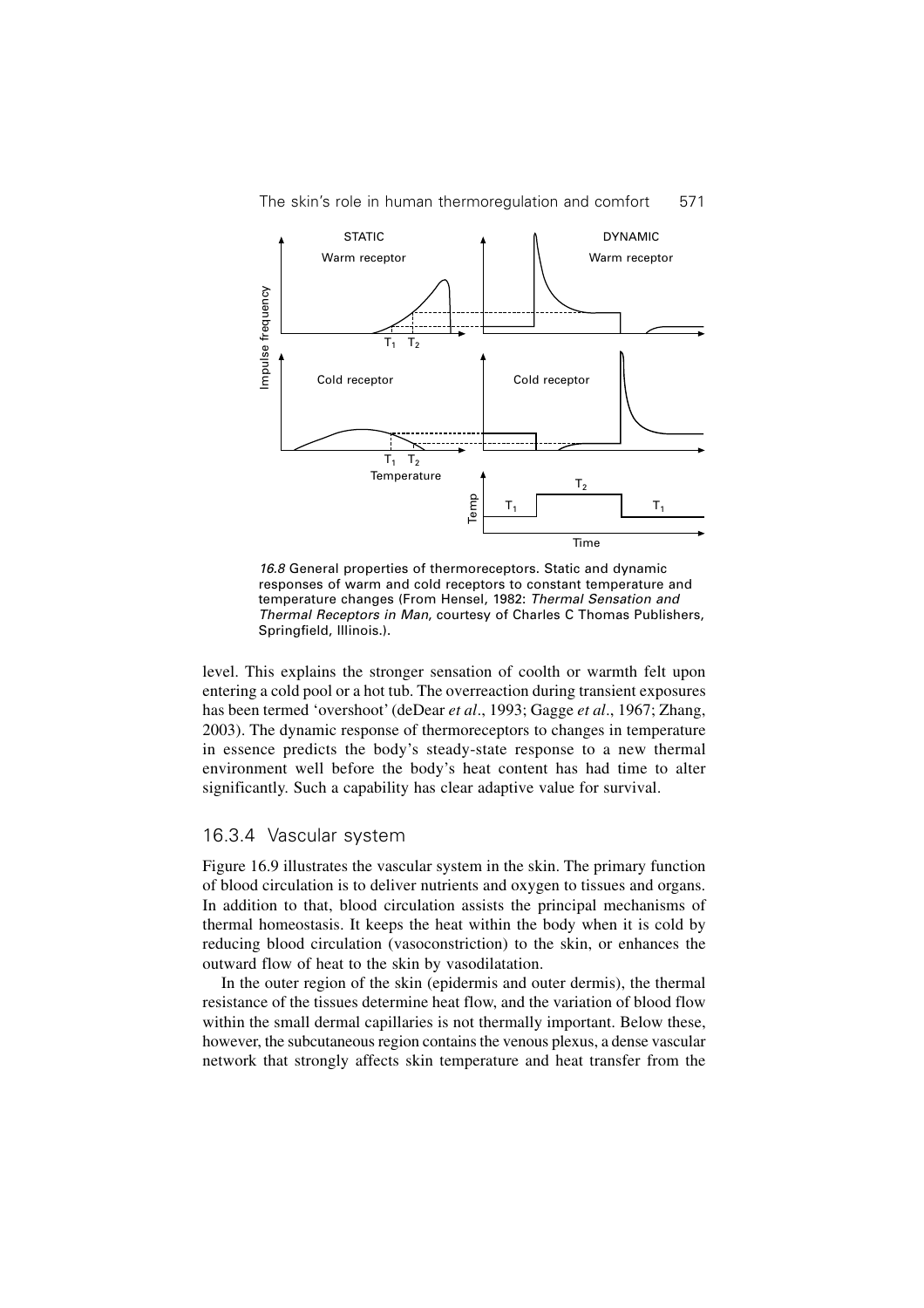*16.8* General properties of thermoreceptors. Static and dynamic responses of warm and cold receptors to constant temperature and temperature changes (From Hensel, 1982: *Thermal Sensation and Thermal Receptors in Man*, courtesy of Charles C Thomas Publishers, Springfield, Illinois.).

level. This explains the stronger sensation of coolth or warmth felt upon entering a cold pool or a hot tub. The overreaction during transient exposures has been termed 'overshoot' (deDear *et al*., 1993; Gagge *et al*., 1967; Zhang, 2003). The dynamic response of thermoreceptors to changes in temperature in essence predicts the body's steady-state response to a new thermal environment well before the body's heat content has had time to alter significantly. Such a capability has clear adaptive value for survival.

### 16.3.4 Vascular system

Figure 16.9 illustrates the vascular system in the skin. The primary function of blood circulation is to deliver nutrients and oxygen to tissues and organs. In addition to that, blood circulation assists the principal mechanisms of thermal homeostasis. It keeps the heat within the body when it is cold by reducing blood circulation (vasoconstriction) to the skin, or enhances the outward flow of heat to the skin by vasodilatation.

In the outer region of the skin (epidermis and outer dermis), the thermal resistance of the tissues determine heat flow, and the variation of blood flow within the small dermal capillaries is not thermally important. Below these, however, the subcutaneous region contains the venous plexus, a dense vascular network that strongly affects skin temperature and heat transfer from the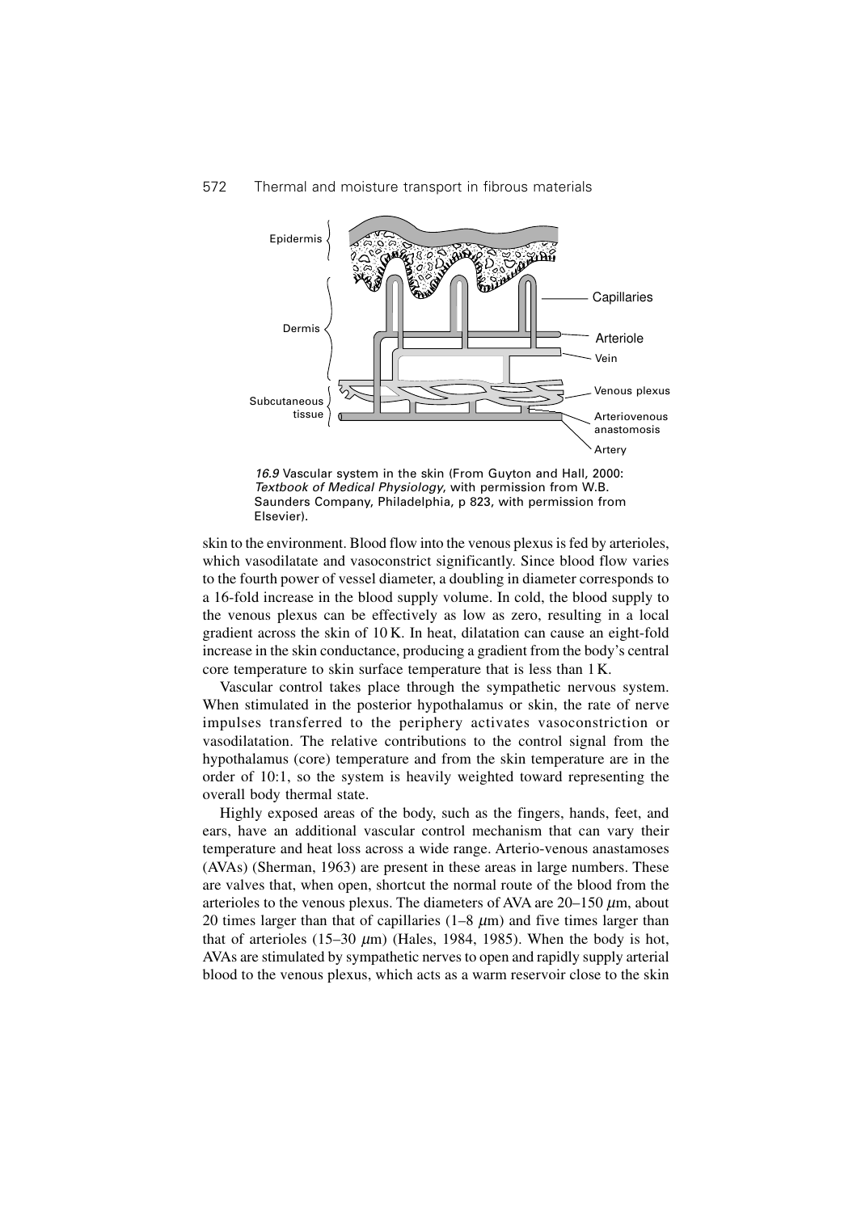*16.9* Vascular system in the skin (From Guyton and Hall, 2000: *Textbook of Medical Physiology*, with permission from W.B. Saunders Company, Philadelphia, p 823, with permission from Elsevier).

skin to the environment. Blood flow into the venous plexus is fed by arterioles, which vasodilatate and vasoconstrict significantly. Since blood flow varies to the fourth power of vessel diameter, a doubling in diameter corresponds to a 16-fold increase in the blood supply volume. In cold, the blood supply to the venous plexus can be effectively as low as zero, resulting in a local gradient across the skin of 10 K. In heat, dilatation can cause an eight-fold increase in the skin conductance, producing a gradient from the body's central core temperature to skin surface temperature that is less than 1 K.

Vascular control takes place through the sympathetic nervous system. When stimulated in the posterior hypothalamus or skin, the rate of nerve impulses transferred to the periphery activates vasoconstriction or vasodilatation. The relative contributions to the control signal from the hypothalamus (core) temperature and from the skin temperature are in the order of 10:1, so the system is heavily weighted toward representing the overall body thermal state.

Highly exposed areas of the body, such as the fingers, hands, feet, and ears, have an additional vascular control mechanism that can vary their temperature and heat loss across a wide range. Arterio-venous anastamoses (AVAs) (Sherman, 1963) are present in these areas in large numbers. These are valves that, when open, shortcut the normal route of the blood from the arterioles to the venous plexus. The diameters of AVA are 20–150 $\mu$m, about 20 times larger than that of capillaries (1–8 $\mu$m) and five times larger than that of arterioles (15–30 $\mu$m) (Hales, 1984, 1985). When the body is hot, AVAs are stimulated by sympathetic nerves to open and rapidly supply arterial blood to the venous plexus, which acts as a warm reservoir close to the skin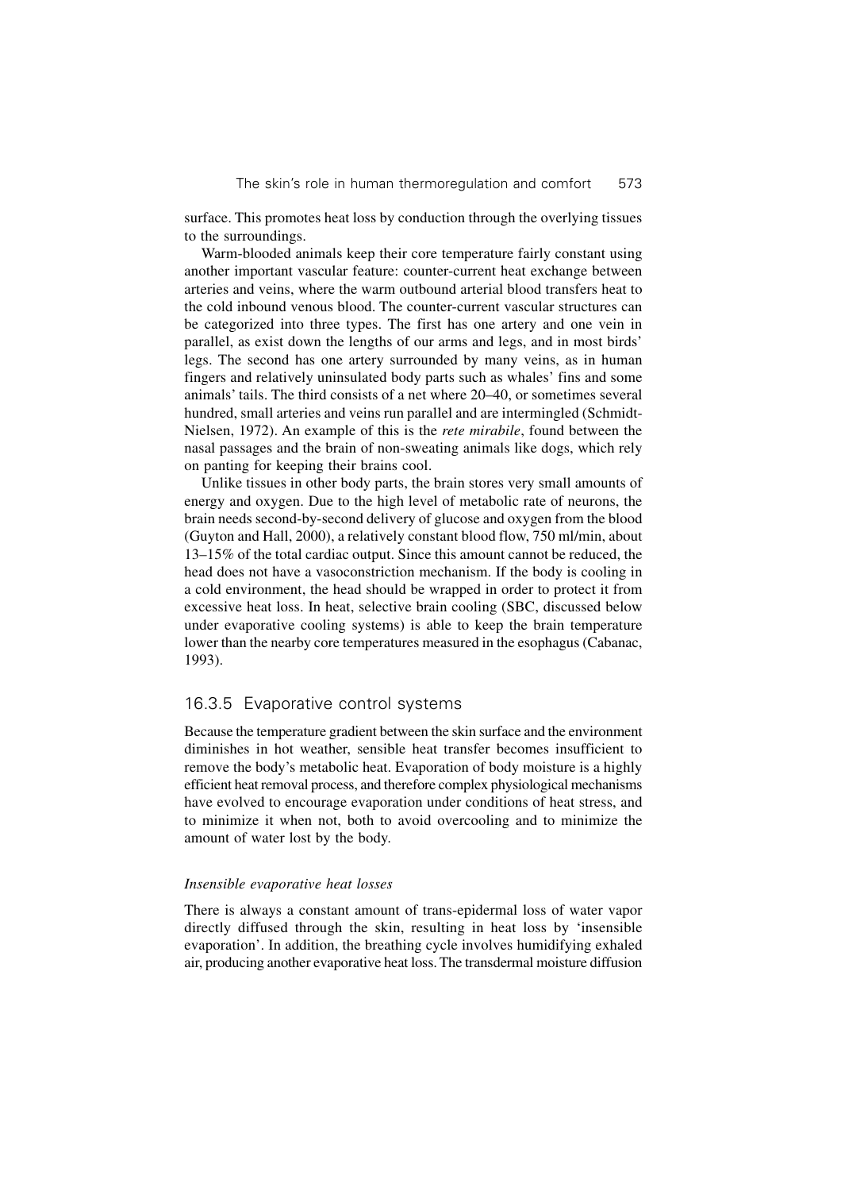surface. This promotes heat loss by conduction through the overlying tissues to the surroundings.

Warm-blooded animals keep their core temperature fairly constant using another important vascular feature: counter-current heat exchange between arteries and veins, where the warm outbound arterial blood transfers heat to the cold inbound venous blood. The counter-current vascular structures can be categorized into three types. The first has one artery and one vein in parallel, as exist down the lengths of our arms and legs, and in most birds' legs. The second has one artery surrounded by many veins, as in human fingers and relatively uninsulated body parts such as whales' fins and some animals' tails. The third consists of a net where 20–40, or sometimes several hundred, small arteries and veins run parallel and are intermingled (Schmidt-Nielsen, 1972). An example of this is the *rete mirabile*, found between the nasal passages and the brain of non-sweating animals like dogs, which rely on panting for keeping their brains cool.

Unlike tissues in other body parts, the brain stores very small amounts of energy and oxygen. Due to the high level of metabolic rate of neurons, the brain needs second-by-second delivery of glucose and oxygen from the blood (Guyton and Hall, 2000), a relatively constant blood flow, 750 ml/min, about 13–15% of the total cardiac output. Since this amount cannot be reduced, the head does not have a vasoconstriction mechanism. If the body is cooling in a cold environment, the head should be wrapped in order to protect it from excessive heat loss. In heat, selective brain cooling (SBC, discussed below under evaporative cooling systems) is able to keep the brain temperature lower than the nearby core temperatures measured in the esophagus (Cabanac, 1993).

### 16.3.5 Evaporative control systems

Because the temperature gradient between the skin surface and the environment diminishes in hot weather, sensible heat transfer becomes insufficient to remove the body's metabolic heat. Evaporation of body moisture is a highly efficient heat removal process, and therefore complex physiological mechanisms have evolved to encourage evaporation under conditions of heat stress, and to minimize it when not, both to avoid overcooling and to minimize the amount of water lost by the body.

#### *Insensible evaporative heat losses*

There is always a constant amount of trans-epidermal loss of water vapor directly diffused through the skin, resulting in heat loss by 'insensible evaporation'. In addition, the breathing cycle involves humidifying exhaled air, producing another evaporative heat loss. The transdermal moisture diffusion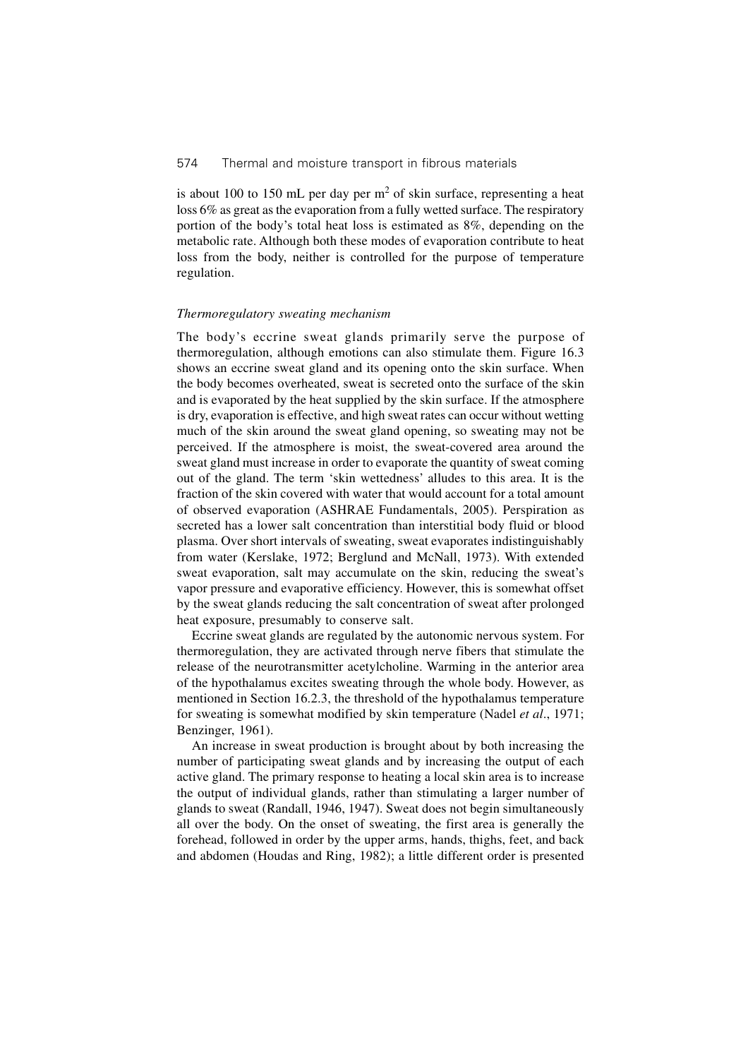is about 100 to 150 mL per day per $m^2$ of skin surface, representing a heat loss 6% as great as the evaporation from a fully wetted surface. The respiratory portion of the body's total heat loss is estimated as 8%, depending on the metabolic rate. Although both these modes of evaporation contribute to heat loss from the body, neither is controlled for the purpose of temperature regulation.

*Thermoregulatory sweating mechanism*

The body's eccrine sweat glands primarily serve the purpose of thermoregulation, although emotions can also stimulate them. Figure 16.3 shows an eccrine sweat gland and its opening onto the skin surface. When the body becomes overheated, sweat is secreted onto the surface of the skin and is evaporated by the heat supplied by the skin surface. If the atmosphere is dry, evaporation is effective, and high sweat rates can occur without wetting much of the skin around the sweat gland opening, so sweating may not be perceived. If the atmosphere is moist, the sweat-covered area around the sweat gland must increase in order to evaporate the quantity of sweat coming out of the gland. The term 'skin wettedness' alludes to this area. It is the fraction of the skin covered with water that would account for a total amount of observed evaporation (ASHRAE Fundamentals, 2005). Perspiration as secreted has a lower salt concentration than interstitial body fluid or blood plasma. Over short intervals of sweating, sweat evaporates indistinguishably from water (Kerslake, 1972; Berglund and McNall, 1973). With extended sweat evaporation, salt may accumulate on the skin, reducing the sweat's vapor pressure and evaporative efficiency. However, this is somewhat offset by the sweat glands reducing the salt concentration of sweat after prolonged heat exposure, presumably to conserve salt.

Eccrine sweat glands are regulated by the autonomic nervous system. For thermoregulation, they are activated through nerve fibers that stimulate the release of the neurotransmitter acetylcholine. Warming in the anterior area of the hypothalamus excites sweating through the whole body. However, as mentioned in Section 16.2.3, the threshold of the hypothalamus temperature for sweating is somewhat modified by skin temperature (Nadel *et al*., 1971; Benzinger, 1961).

An increase in sweat production is brought about by both increasing the number of participating sweat glands and by increasing the output of each active gland. The primary response to heating a local skin area is to increase the output of individual glands, rather than stimulating a larger number of glands to sweat (Randall, 1946, 1947). Sweat does not begin simultaneously all over the body. On the onset of sweating, the first area is generally the forehead, followed in order by the upper arms, hands, thighs, feet, and back and abdomen (Houdas and Ring, 1982); a little different order is presented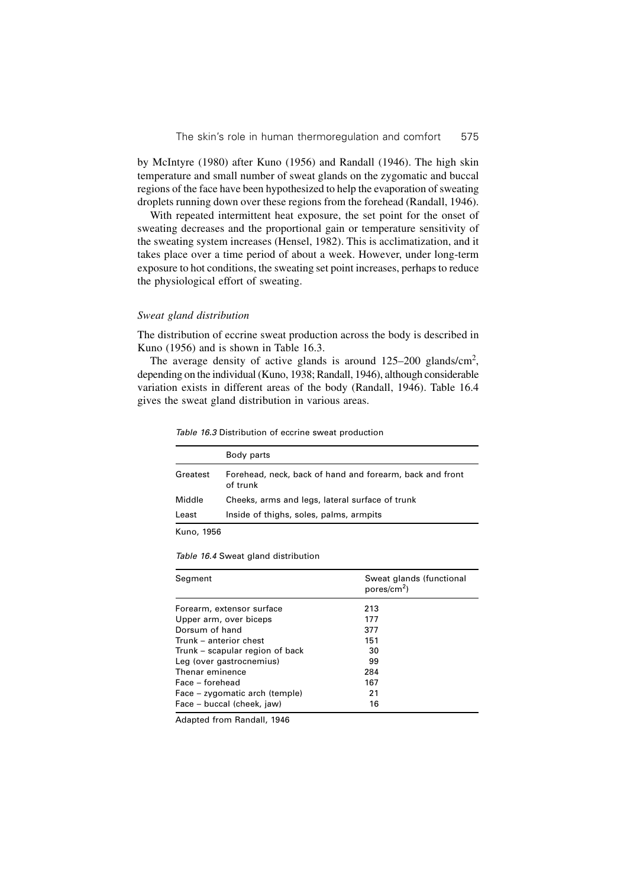by McIntyre (1980) after Kuno (1956) and Randall (1946). The high skin temperature and small number of sweat glands on the zygomatic and buccal regions of the face have been hypothesized to help the evaporation of sweating droplets running down over these regions from the forehead (Randall, 1946).

With repeated intermittent heat exposure, the set point for the onset of sweating decreases and the proportional gain or temperature sensitivity of the sweating system increases (Hensel, 1982). This is acclimatization, and it takes place over a time period of about a week. However, under long-term exposure to hot conditions, the sweating set point increases, perhaps to reduce the physiological effort of sweating.

### *Sweat gland distribution*

The distribution of eccrine sweat production across the body is described in Kuno (1956) and is shown in Table 16.3.

The average density of active glands is around 125–200 glands/cm$^2$, depending on the individual (Kuno, 1938; Randall, 1946), although considerable variation exists in different areas of the body (Randall, 1946). Table 16.4 gives the sweat gland distribution in various areas.

*Table 16.3* Distribution of eccrine sweat production

| | Body parts |
|---|---|
| Greatest | Forehead, neck, back of hand and forearm, back and front of trunk |
| Middle | Cheeks, arms and legs, lateral surface of trunk |
| Least | Inside of thighs, soles, palms, armpits |

Kuno, 1956

*Table 16.4* Sweat gland distribution

| Segment | Sweat glands (functional pores/cm$^2$) |
|---|---|
| Forearm, extensor surface | 213 |
| Upper arm, over biceps | 177 |
| Dorsum of hand | 377 |
| Trunk – anterior chest | 151 |
| Trunk – scapular region of back | 30 |
| Leg (over gastrocnemius) | 99 |
| Thenar eminence | 284 |
| Face – forehead | 167 |
| Face – zygomatic arch (temple) | 21 |
| Face – buccal (cheek, jaw) | 16 |

Adapted from Randall, 1946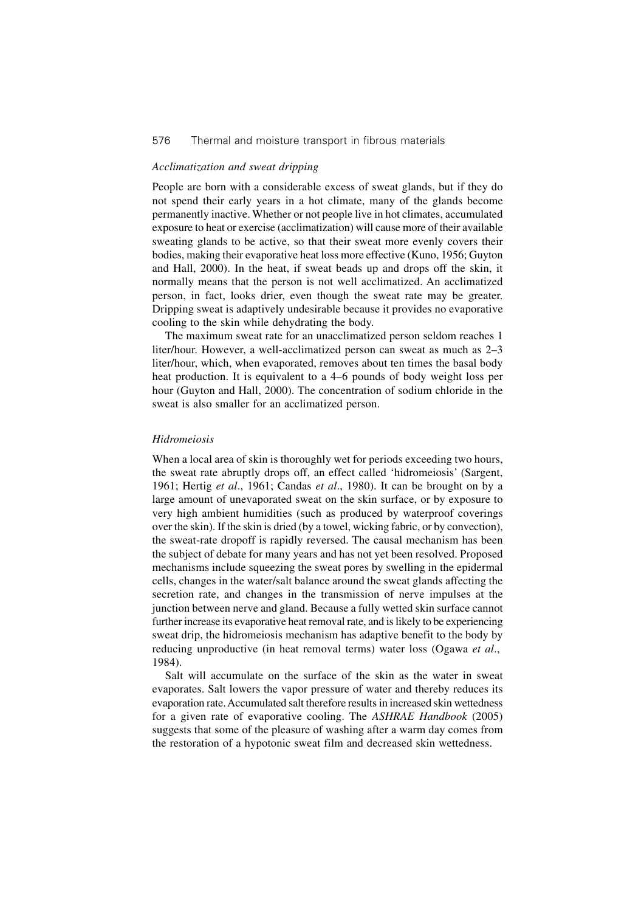*Acclimatization and sweat dripping*

People are born with a considerable excess of sweat glands, but if they do not spend their early years in a hot climate, many of the glands become permanently inactive. Whether or not people live in hot climates, accumulated exposure to heat or exercise (acclimatization) will cause more of their available sweating glands to be active, so that their sweat more evenly covers their bodies, making their evaporative heat loss more effective (Kuno, 1956; Guyton and Hall, 2000). In the heat, if sweat beads up and drops off the skin, it normally means that the person is not well acclimatized. An acclimatized person, in fact, looks drier, even though the sweat rate may be greater. Dripping sweat is adaptively undesirable because it provides no evaporative cooling to the skin while dehydrating the body.

The maximum sweat rate for an unacclimatized person seldom reaches 1 liter/hour. However, a well-acclimatized person can sweat as much as 2–3 liter/hour, which, when evaporated, removes about ten times the basal body heat production. It is equivalent to a 4–6 pounds of body weight loss per hour (Guyton and Hall, 2000). The concentration of sodium chloride in the sweat is also smaller for an acclimatized person.

*Hidromeiosis*

When a local area of skin is thoroughly wet for periods exceeding two hours, the sweat rate abruptly drops off, an effect called 'hidromeiosis' (Sargent, 1961; Hertig *et al*., 1961; Candas *et al*., 1980). It can be brought on by a large amount of unevaporated sweat on the skin surface, or by exposure to very high ambient humidities (such as produced by waterproof coverings over the skin). If the skin is dried (by a towel, wicking fabric, or by convection), the sweat-rate dropoff is rapidly reversed. The causal mechanism has been the subject of debate for many years and has not yet been resolved. Proposed mechanisms include squeezing the sweat pores by swelling in the epidermal cells, changes in the water/salt balance around the sweat glands affecting the secretion rate, and changes in the transmission of nerve impulses at the junction between nerve and gland. Because a fully wetted skin surface cannot further increase its evaporative heat removal rate, and is likely to be experiencing sweat drip, the hidromeiosis mechanism has adaptive benefit to the body by reducing unproductive (in heat removal terms) water loss (Ogawa *et al*., 1984).

Salt will accumulate on the surface of the skin as the water in sweat evaporates. Salt lowers the vapor pressure of water and thereby reduces its evaporation rate. Accumulated salt therefore results in increased skin wettedness for a given rate of evaporative cooling. The *ASHRAE Handbook* (2005) suggests that some of the pleasure of washing after a warm day comes from the restoration of a hypotonic sweat film and decreased skin wettedness.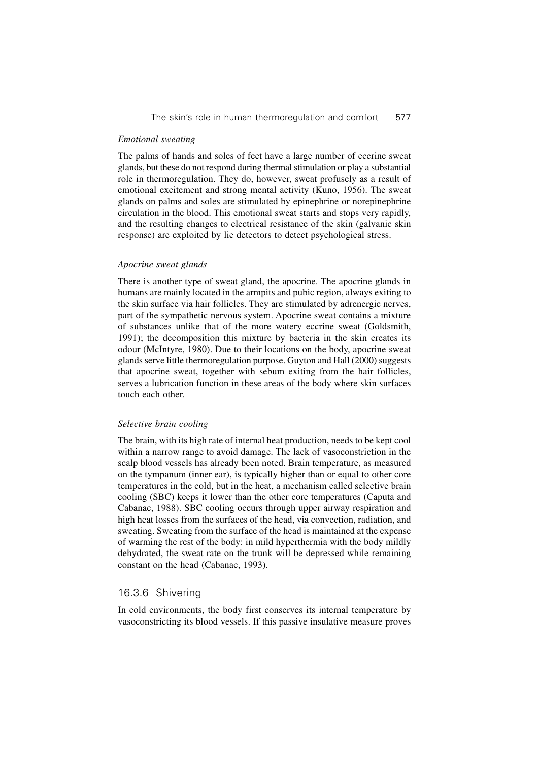*Emotional sweating*

The palms of hands and soles of feet have a large number of eccrine sweat glands, but these do not respond during thermal stimulation or play a substantial role in thermoregulation. They do, however, sweat profusely as a result of emotional excitement and strong mental activity (Kuno, 1956). The sweat glands on palms and soles are stimulated by epinephrine or norepinephrine circulation in the blood. This emotional sweat starts and stops very rapidly, and the resulting changes to electrical resistance of the skin (galvanic skin response) are exploited by lie detectors to detect psychological stress.

*Apocrine sweat glands*

There is another type of sweat gland, the apocrine. The apocrine glands in humans are mainly located in the armpits and pubic region, always exiting to the skin surface via hair follicles. They are stimulated by adrenergic nerves, part of the sympathetic nervous system. Apocrine sweat contains a mixture of substances unlike that of the more watery eccrine sweat (Goldsmith, 1991); the decomposition this mixture by bacteria in the skin creates its odour (McIntyre, 1980). Due to their locations on the body, apocrine sweat glands serve little thermoregulation purpose. Guyton and Hall (2000) suggests that apocrine sweat, together with sebum exiting from the hair follicles, serves a lubrication function in these areas of the body where skin surfaces touch each other.

*Selective brain cooling*

The brain, with its high rate of internal heat production, needs to be kept cool within a narrow range to avoid damage. The lack of vasoconstriction in the scalp blood vessels has already been noted. Brain temperature, as measured on the tympanum (inner ear), is typically higher than or equal to other core temperatures in the cold, but in the heat, a mechanism called selective brain cooling (SBC) keeps it lower than the other core temperatures (Caputa and Cabanac, 1988). SBC cooling occurs through upper airway respiration and high heat losses from the surfaces of the head, via convection, radiation, and sweating. Sweating from the surface of the head is maintained at the expense of warming the rest of the body: in mild hyperthermia with the body mildly dehydrated, the sweat rate on the trunk will be depressed while remaining constant on the head (Cabanac, 1993).

### 16.3.6 Shivering

In cold environments, the body first conserves its internal temperature by vasoconstricting its blood vessels. If this passive insulative measure proves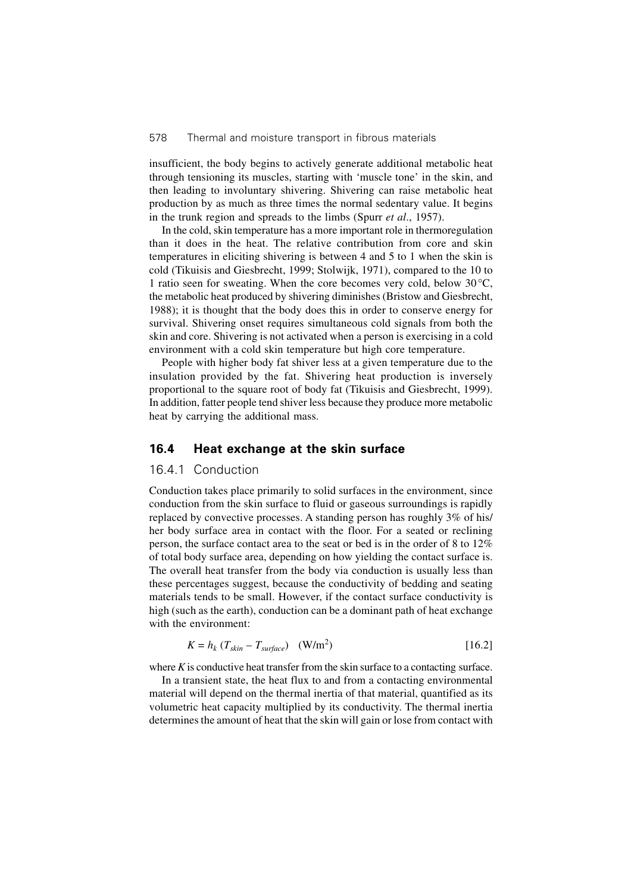insufficient, the body begins to actively generate additional metabolic heat through tensioning its muscles, starting with 'muscle tone' in the skin, and then leading to involuntary shivering. Shivering can raise metabolic heat production by as much as three times the normal sedentary value. It begins in the trunk region and spreads to the limbs (Spurr *et al*., 1957).

In the cold, skin temperature has a more important role in thermoregulation than it does in the heat. The relative contribution from core and skin temperatures in eliciting shivering is between 4 and 5 to 1 when the skin is cold (Tikuisis and Giesbrecht, 1999; Stolwijk, 1971), compared to the 10 to 1 ratio seen for sweating. When the core becomes very cold, below 30 °C, the metabolic heat produced by shivering diminishes (Bristow and Giesbrecht, 1988); it is thought that the body does this in order to conserve energy for survival. Shivering onset requires simultaneous cold signals from both the skin and core. Shivering is not activated when a person is exercising in a cold environment with a cold skin temperature but high core temperature.

People with higher body fat shiver less at a given temperature due to the insulation provided by the fat. Shivering heat production is inversely proportional to the square root of body fat (Tikuisis and Giesbrecht, 1999). In addition, fatter people tend shiver less because they produce more metabolic heat by carrying the additional mass.

## 16.4 Heat exchange at the skin surface

### 16.4.1 Conduction

Conduction takes place primarily to solid surfaces in the environment, since conduction from the skin surface to fluid or gaseous surroundings is rapidly replaced by convective processes. A standing person has roughly 3% of his/her body surface area in contact with the floor. For a seated or reclining person, the surface contact area to the seat or bed is in the order of 8 to 12% of total body surface area, depending on how yielding the contact surface is. The overall heat transfer from the body via conduction is usually less than these percentages suggest, because the conductivity of bedding and seating materials tends to be small. However, if the contact surface conductivity is high (such as the earth), conduction can be a dominant path of heat exchange with the environment:

$$K = h_k\,(T_{skin} - T_{surface}) \quad (\mathrm{W/m^2}) \qquad [16.2]$$

where $K$ is conductive heat transfer from the skin surface to a contacting surface.

In a transient state, the heat flux to and from a contacting environmental material will depend on the thermal inertia of that material, quantified as its volumetric heat capacity multiplied by its conductivity. The thermal inertia determines the amount of heat that the skin will gain or lose from contact with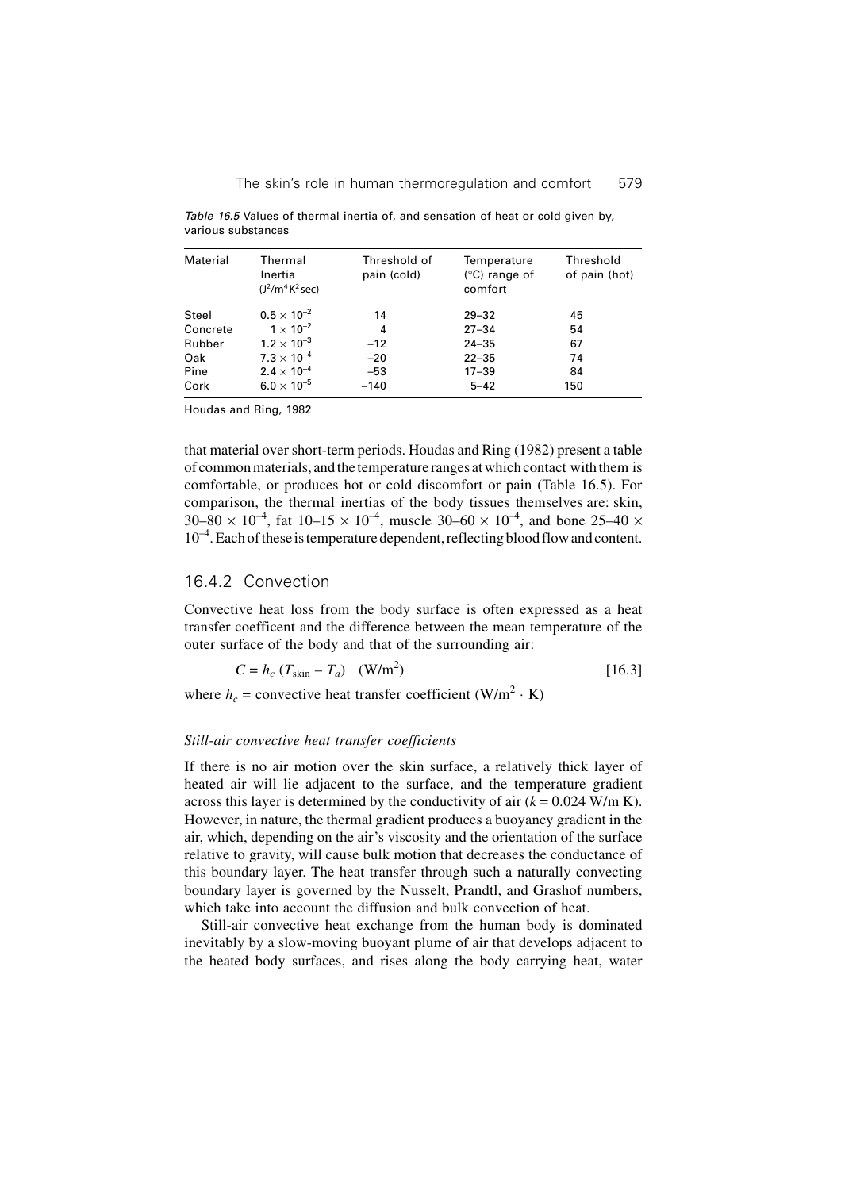*Table 16.5* Values of thermal inertia of, and sensation of heat or cold given by, various substances

| Material | Thermal Inertia ($J^2/m^4 K^2$ sec) | Threshold of pain (cold) | Temperature (°C) range of comfort | Threshold of pain (hot) |
|---|---|---|---|---|
| Steel | $0.5 \times 10^{-2}$ | 14 | 29–32 | 45 |
| Concrete | $1 \times 10^{-2}$ | 4 | 27–34 | 54 |
| Rubber | $1.2 \times 10^{-3}$ | −12 | 24–35 | 67 |
| Oak | $7.3 \times 10^{-4}$ | −20 | 22–35 | 74 |
| Pine | $2.4 \times 10^{-4}$ | −53 | 17–39 | 84 |
| Cork | $6.0 \times 10^{-5}$ | −140 | 5–42 | 150 |

Houdas and Ring, 1982

that material over short-term periods. Houdas and Ring (1982) present a table of common materials, and the temperature ranges at which contact with them is comfortable, or produces hot or cold discomfort or pain (Table 16.5). For comparison, the thermal inertias of the body tissues themselves are: skin, $30–80 \times 10^{-4}$, fat $10–15 \times 10^{-4}$, muscle $30–60 \times 10^{-4}$, and bone $25–40 \times 10^{-4}$. Each of these is temperature dependent, reflecting blood flow and content.

## 16.4.2 Convection

Convective heat loss from the body surface is often expressed as a heat transfer coefficent and the difference between the mean temperature of the outer surface of the body and that of the surrounding air:

$$C = h_c\,(T_{\text{skin}} - T_a) \quad (\text{W/m}^2) \qquad [16.3]$$

where $h_c$ = convective heat transfer coefficient ($\text{W/m}^2 \cdot \text{K}$)

### *Still-air convective heat transfer coefficients*

If there is no air motion over the skin surface, a relatively thick layer of heated air will lie adjacent to the surface, and the temperature gradient across this layer is determined by the conductivity of air ($k = 0.024$ W/m K). However, in nature, the thermal gradient produces a buoyancy gradient in the air, which, depending on the air's viscosity and the orientation of the surface relative to gravity, will cause bulk motion that decreases the conductance of this boundary layer. The heat transfer through such a naturally convecting boundary layer is governed by the Nusselt, Prandtl, and Grashof numbers, which take into account the diffusion and bulk convection of heat.

Still-air convective heat exchange from the human body is dominated inevitably by a slow-moving buoyant plume of air that develops adjacent to the heated body surfaces, and rises along the body carrying heat, water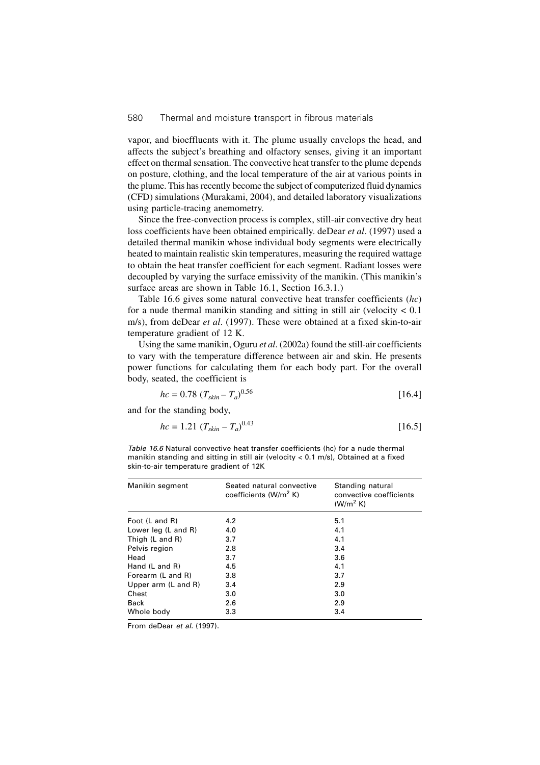vapor, and bioeffluents with it. The plume usually envelops the head, and affects the subject's breathing and olfactory senses, giving it an important effect on thermal sensation. The convective heat transfer to the plume depends on posture, clothing, and the local temperature of the air at various points in the plume. This has recently become the subject of computerized fluid dynamics (CFD) simulations (Murakami, 2004), and detailed laboratory visualizations using particle-tracing anemometry.

Since the free-convection process is complex, still-air convective dry heat loss coefficients have been obtained empirically. deDear *et al*. (1997) used a detailed thermal manikin whose individual body segments were electrically heated to maintain realistic skin temperatures, measuring the required wattage to obtain the heat transfer coefficient for each segment. Radiant losses were decoupled by varying the surface emissivity of the manikin. (This manikin's surface areas are shown in Table 16.1, Section 16.3.1.)

Table 16.6 gives some natural convective heat transfer coefficients ($hc$) for a nude thermal manikin standing and sitting in still air (velocity < 0.1 m/s), from deDear *et al*. (1997). These were obtained at a fixed skin-to-air temperature gradient of 12 K.

Using the same manikin, Oguru *et al*. (2002a) found the still-air coefficients to vary with the temperature difference between air and skin. He presents power functions for calculating them for each body part. For the overall body, seated, the coefficient is

$$hc = 0.78\ (T_{skin} - T_a)^{0.56} \tag{16.4}$$

and for the standing body,

$$hc = 1.21\ (T_{skin} - T_a)^{0.43} \tag{16.5}$$

*Table 16.6* Natural convective heat transfer coefficients (hc) for a nude thermal manikin standing and sitting in still air (velocity < 0.1 m/s), Obtained at a fixed skin-to-air temperature gradient of 12K

| Manikin segment | Seated natural convective coefficients ($W/m^2$ K) | Standing natural convective coefficients ($W/m^2$ K) |
|---|---|---|
| Foot (L and R) | 4.2 | 5.1 |
| Lower leg (L and R) | 4.0 | 4.1 |
| Thigh (L and R) | 3.7 | 4.1 |
| Pelvis region | 2.8 | 3.4 |
| Head | 3.7 | 3.6 |
| Hand (L and R) | 4.5 | 4.1 |
| Forearm (L and R) | 3.8 | 3.7 |
| Upper arm (L and R) | 3.4 | 2.9 |
| Chest | 3.0 | 3.0 |
| Back | 2.6 | 2.9 |
| Whole body | 3.3 | 3.4 |

From deDear *et al.* (1997).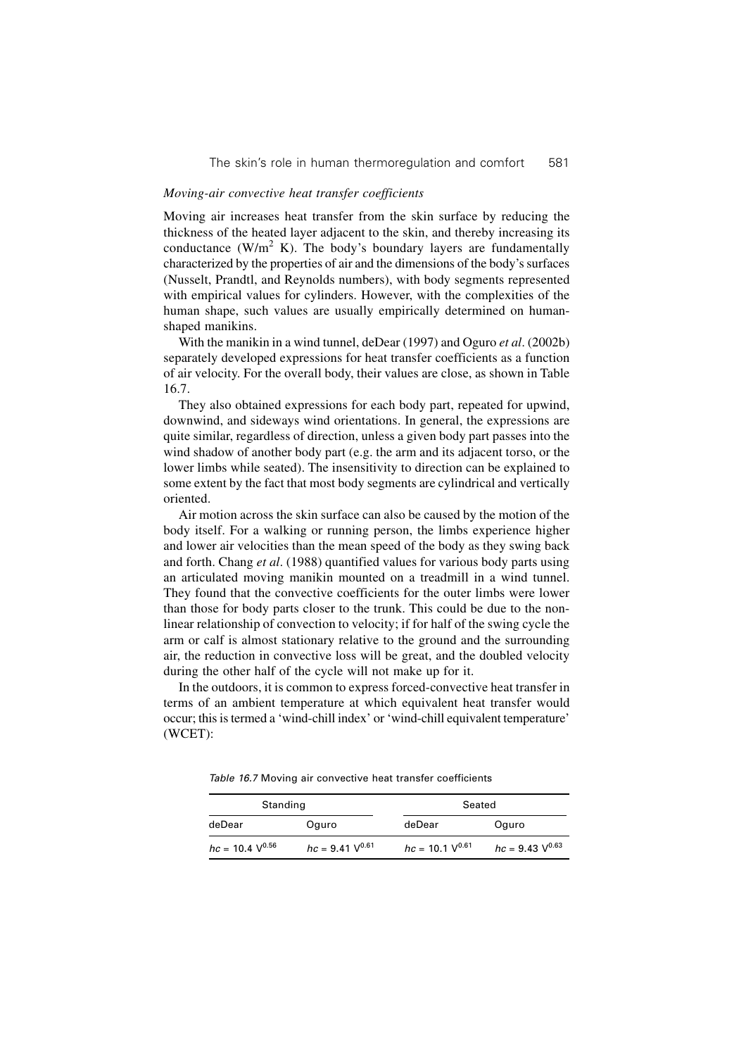### *Moving-air convective heat transfer coefficients*

Moving air increases heat transfer from the skin surface by reducing the thickness of the heated layer adjacent to the skin, and thereby increasing its conductance ($W/m^2$ K). The body's boundary layers are fundamentally characterized by the properties of air and the dimensions of the body's surfaces (Nusselt, Prandtl, and Reynolds numbers), with body segments represented with empirical values for cylinders. However, with the complexities of the human shape, such values are usually empirically determined on human-shaped manikins.

With the manikin in a wind tunnel, deDear (1997) and Oguro *et al*. (2002b) separately developed expressions for heat transfer coefficients as a function of air velocity. For the overall body, their values are close, as shown in Table 16.7.

They also obtained expressions for each body part, repeated for upwind, downwind, and sideways wind orientations. In general, the expressions are quite similar, regardless of direction, unless a given body part passes into the wind shadow of another body part (e.g. the arm and its adjacent torso, or the lower limbs while seated). The insensitivity to direction can be explained to some extent by the fact that most body segments are cylindrical and vertically oriented.

Air motion across the skin surface can also be caused by the motion of the body itself. For a walking or running person, the limbs experience higher and lower air velocities than the mean speed of the body as they swing back and forth. Chang *et al*. (1988) quantified values for various body parts using an articulated moving manikin mounted on a treadmill in a wind tunnel. They found that the convective coefficients for the outer limbs were lower than those for body parts closer to the trunk. This could be due to the non-linear relationship of convection to velocity; if for half of the swing cycle the arm or calf is almost stationary relative to the ground and the surrounding air, the reduction in convective loss will be great, and the doubled velocity during the other half of the cycle will not make up for it.

In the outdoors, it is common to express forced-convective heat transfer in terms of an ambient temperature at which equivalent heat transfer would occur; this is termed a 'wind-chill index' or 'wind-chill equivalent temperature' (WCET):

*Table 16.7* Moving air convective heat transfer coefficients

| Standing | | Seated | |
|---|---|---|---|
| deDear | Oguro | deDear | Oguro |
| $hc = 10.4\ V^{0.56}$ | $hc = 9.41\ V^{0.61}$ | $hc = 10.1\ V^{0.61}$ | $hc = 9.43\ V^{0.63}$ |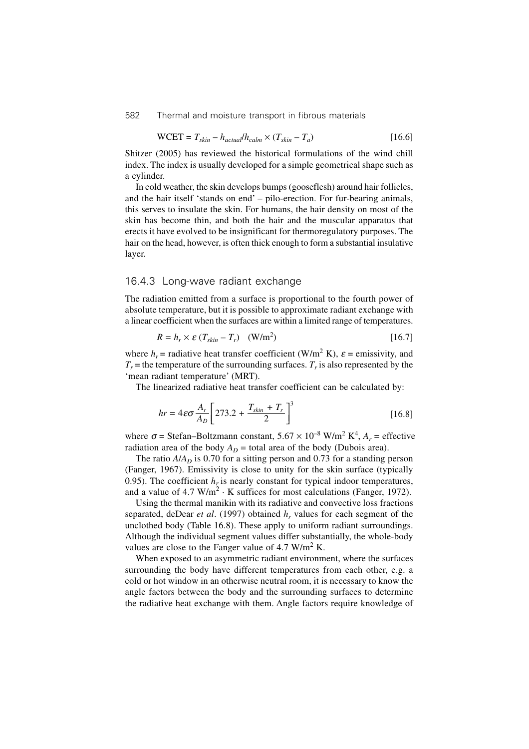$$\text{WCET} = T_{skin} - h_{actual}/h_{calm} \times (T_{skin} - T_a) \quad [16.6]$$

Shitzer (2005) has reviewed the historical formulations of the wind chill index. The index is usually developed for a simple geometrical shape such as a cylinder.

In cold weather, the skin develops bumps (gooseflesh) around hair follicles, and the hair itself 'stands on end' – pilo-erection. For fur-bearing animals, this serves to insulate the skin. For humans, the hair density on most of the skin has become thin, and both the hair and the muscular apparatus that erects it have evolved to be insignificant for thermoregulatory purposes. The hair on the head, however, is often thick enough to form a substantial insulative layer.

### 16.4.3 Long-wave radiant exchange

The radiation emitted from a surface is proportional to the fourth power of absolute temperature, but it is possible to approximate radiant exchange with a linear coefficient when the surfaces are within a limited range of temperatures.

$$R = h_r \times \varepsilon\,(T_{skin} - T_r) \quad (\text{W/m}^2) \quad [16.7]$$

where $h_r$ = radiative heat transfer coefficient (W/m$^2$ K), $\varepsilon$ = emissivity, and $T_r$ = the temperature of the surrounding surfaces. $T_r$ is also represented by the 'mean radiant temperature' (MRT).

The linearized radiative heat transfer coefficient can be calculated by:

$$hr = 4\varepsilon\sigma \frac{A_r}{A_D}\left[273.2 + \frac{T_{skin} + T_r}{2}\right]^3 \quad [16.8]$$

where $\sigma$ = Stefan–Boltzmann constant, $5.67 \times 10^{-8}$ W/m$^2$ K$^4$, $A_r$ = effective radiation area of the body $A_D$ = total area of the body (Dubois area).

The ratio $A/A_D$ is 0.70 for a sitting person and 0.73 for a standing person (Fanger, 1967). Emissivity is close to unity for the skin surface (typically 0.95). The coefficient $h_r$ is nearly constant for typical indoor temperatures, and a value of 4.7 W/m$^2$ · K suffices for most calculations (Fanger, 1972).

Using the thermal manikin with its radiative and convective loss fractions separated, deDear *et al*. (1997) obtained $h_r$ values for each segment of the unclothed body (Table 16.8). These apply to uniform radiant surroundings. Although the individual segment values differ substantially, the whole-body values are close to the Fanger value of 4.7 W/m$^2$ K.

When exposed to an asymmetric radiant environment, where the surfaces surrounding the body have different temperatures from each other, e.g. a cold or hot window in an otherwise neutral room, it is necessary to know the angle factors between the body and the surrounding surfaces to determine the radiative heat exchange with them. Angle factors require knowledge of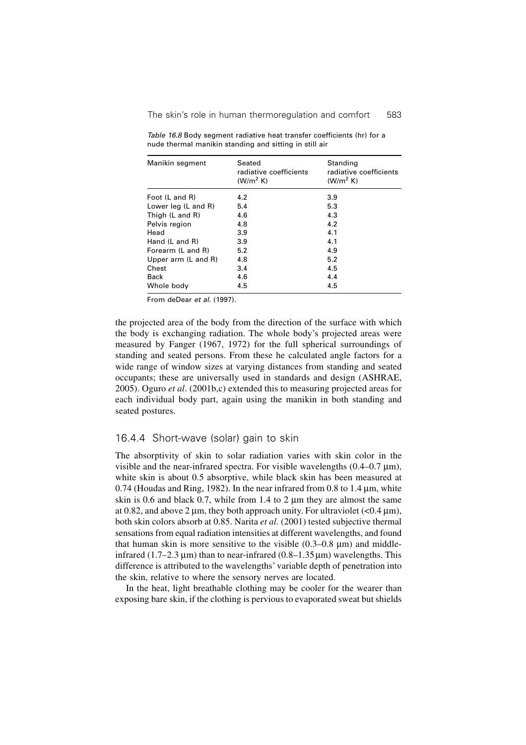*Table 16.8* Body segment radiative heat transfer coefficients (hr) for a nude thermal manikin standing and sitting in still air

| Manikin segment | Seated radiative coefficients ($W/m^2$ K) | Standing radiative coefficients ($W/m^2$ K) |
|---|---|---|
| Foot (L and R) | 4.2 | 3.9 |
| Lower leg (L and R) | 5.4 | 5.3 |
| Thigh (L and R) | 4.6 | 4.3 |
| Pelvis region | 4.8 | 4.2 |
| Head | 3.9 | 4.1 |
| Hand (L and R) | 3.9 | 4.1 |
| Forearm (L and R) | 5.2 | 4.9 |
| Upper arm (L and R) | 4.8 | 5.2 |
| Chest | 3.4 | 4.5 |
| Back | 4.6 | 4.4 |
| Whole body | 4.5 | 4.5 |

From deDear *et al*. (1997).

the projected area of the body from the direction of the surface with which the body is exchanging radiation. The whole body's projected areas were measured by Fanger (1967, 1972) for the full spherical surroundings of standing and seated persons. From these he calculated angle factors for a wide range of window sizes at varying distances from standing and seated occupants; these are universally used in standards and design (ASHRAE, 2005). Oguro *et al*. (2001b,c) extended this to measuring projected areas for each individual body part, again using the manikin in both standing and seated postures.

### 16.4.4 Short-wave (solar) gain to skin

The absorptivity of skin to solar radiation varies with skin color in the visible and the near-infrared spectra. For visible wavelengths (0.4–0.7 μm), white skin is about 0.5 absorptive, while black skin has been measured at 0.74 (Houdas and Ring, 1982). In the near infrared from 0.8 to 1.4 μm, white skin is 0.6 and black 0.7, while from 1.4 to 2 μm they are almost the same at 0.82, and above 2 μm, they both approach unity. For ultraviolet (<0.4 μm), both skin colors absorb at 0.85. Narita *et al*. (2001) tested subjective thermal sensations from equal radiation intensities at different wavelengths, and found that human skin is more sensitive to the visible (0.3–0.8 μm) and middle-infrared (1.7–2.3 μm) than to near-infrared (0.8–1.35 μm) wavelengths. This difference is attributed to the wavelengths' variable depth of penetration into the skin, relative to where the sensory nerves are located.

In the heat, light breathable clothing may be cooler for the wearer than exposing bare skin, if the clothing is pervious to evaporated sweat but shields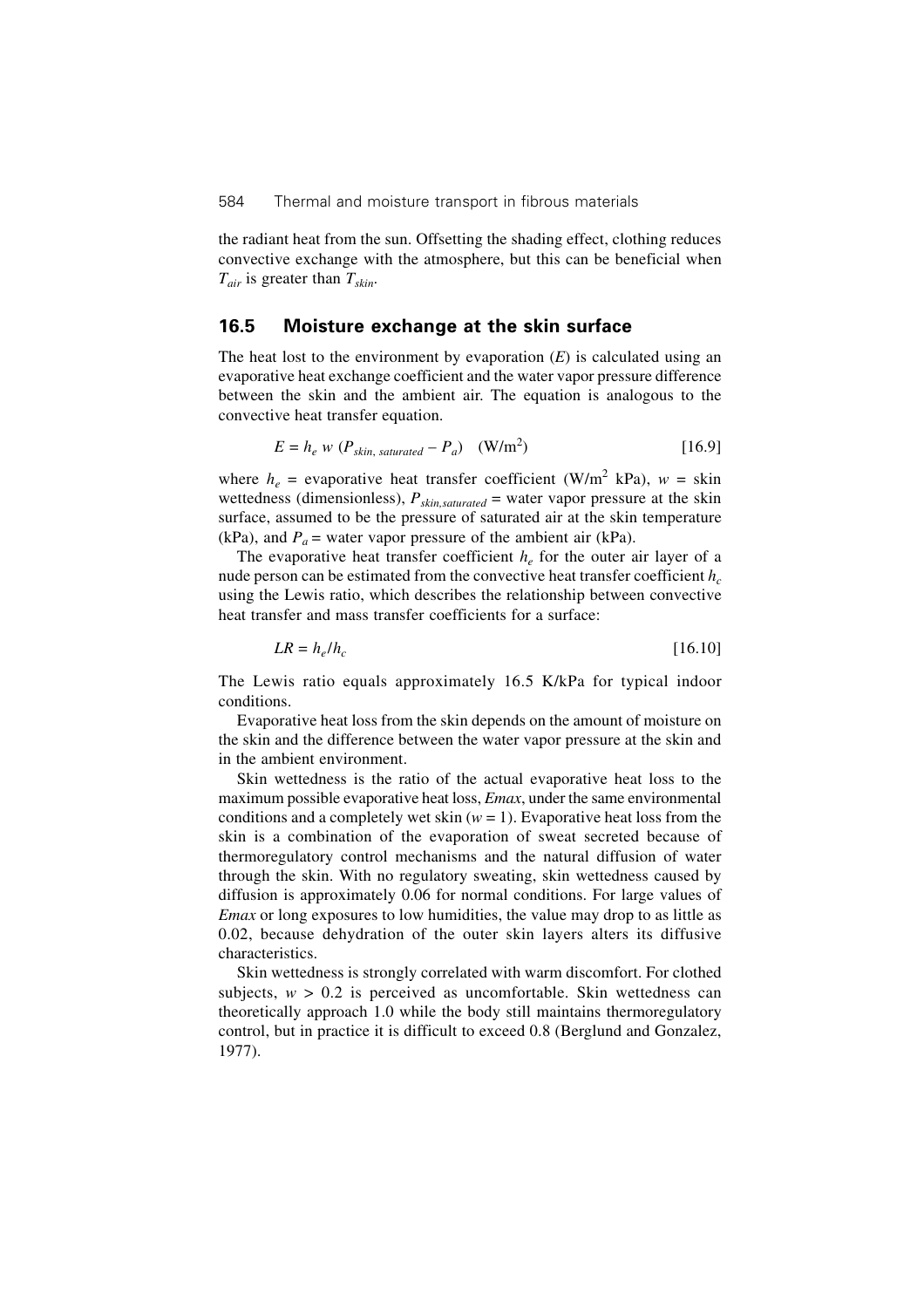the radiant heat from the sun. Offsetting the shading effect, clothing reduces convective exchange with the atmosphere, but this can be beneficial when $T_{air}$ is greater than $T_{skin}$.

## 16.5 Moisture exchange at the skin surface

The heat lost to the environment by evaporation ($E$) is calculated using an evaporative heat exchange coefficient and the water vapor pressure difference between the skin and the ambient air. The equation is analogous to the convective heat transfer equation.

$$E = h_e \, w \, (P_{skin,\ saturated} - P_a) \quad (\text{W/m}^2) \tag{16.9}$$

where $h_e$ = evaporative heat transfer coefficient (W/m$^2$ kPa), $w$ = skin wettedness (dimensionless), $P_{skin,saturated}$ = water vapor pressure at the skin surface, assumed to be the pressure of saturated air at the skin temperature (kPa), and $P_a$ = water vapor pressure of the ambient air (kPa).

The evaporative heat transfer coefficient $h_e$ for the outer air layer of a nude person can be estimated from the convective heat transfer coefficient $h_c$ using the Lewis ratio, which describes the relationship between convective heat transfer and mass transfer coefficients for a surface:

$$LR = h_e / h_c \tag{16.10}$$

The Lewis ratio equals approximately 16.5 K/kPa for typical indoor conditions.

Evaporative heat loss from the skin depends on the amount of moisture on the skin and the difference between the water vapor pressure at the skin and in the ambient environment.

Skin wettedness is the ratio of the actual evaporative heat loss to the maximum possible evaporative heat loss, *Emax*, under the same environmental conditions and a completely wet skin ($w = 1$). Evaporative heat loss from the skin is a combination of the evaporation of sweat secreted because of thermoregulatory control mechanisms and the natural diffusion of water through the skin. With no regulatory sweating, skin wettedness caused by diffusion is approximately 0.06 for normal conditions. For large values of *Emax* or long exposures to low humidities, the value may drop to as little as 0.02, because dehydration of the outer skin layers alters its diffusive characteristics.

Skin wettedness is strongly correlated with warm discomfort. For clothed subjects, $w > 0.2$ is perceived as uncomfortable. Skin wettedness can theoretically approach 1.0 while the body still maintains thermoregulatory control, but in practice it is difficult to exceed 0.8 (Berglund and Gonzalez, 1977).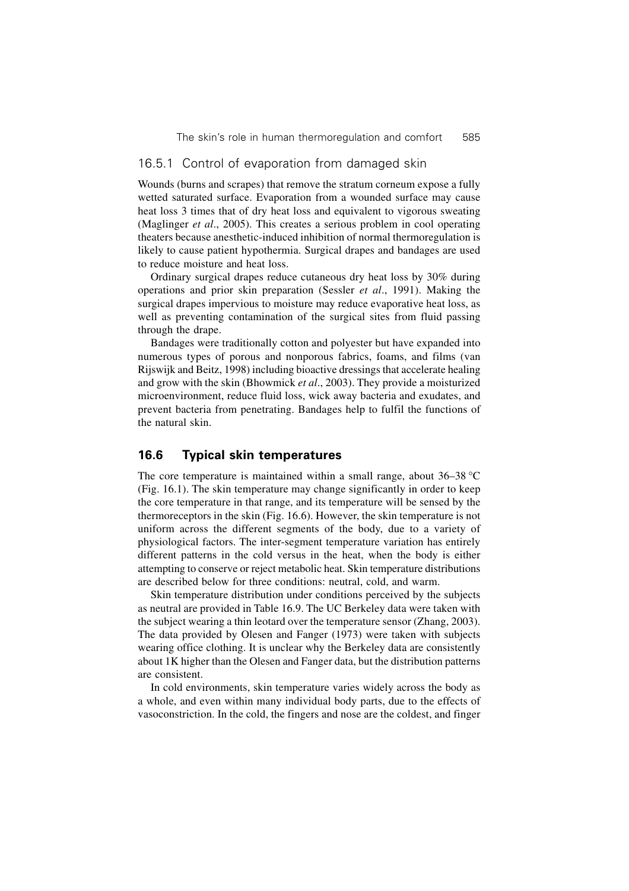### 16.5.1 Control of evaporation from damaged skin

Wounds (burns and scrapes) that remove the stratum corneum expose a fully wetted saturated surface. Evaporation from a wounded surface may cause heat loss 3 times that of dry heat loss and equivalent to vigorous sweating (Maglinger *et al*., 2005). This creates a serious problem in cool operating theaters because anesthetic-induced inhibition of normal thermoregulation is likely to cause patient hypothermia. Surgical drapes and bandages are used to reduce moisture and heat loss.

Ordinary surgical drapes reduce cutaneous dry heat loss by 30% during operations and prior skin preparation (Sessler *et al*., 1991). Making the surgical drapes impervious to moisture may reduce evaporative heat loss, as well as preventing contamination of the surgical sites from fluid passing through the drape.

Bandages were traditionally cotton and polyester but have expanded into numerous types of porous and nonporous fabrics, foams, and films (van Rijswijk and Beitz, 1998) including bioactive dressings that accelerate healing and grow with the skin (Bhowmick *et al*., 2003). They provide a moisturized microenvironment, reduce fluid loss, wick away bacteria and exudates, and prevent bacteria from penetrating. Bandages help to fulfil the functions of the natural skin.

## 16.6 Typical skin temperatures

The core temperature is maintained within a small range, about 36–38 °C (Fig. 16.1). The skin temperature may change significantly in order to keep the core temperature in that range, and its temperature will be sensed by the thermoreceptors in the skin (Fig. 16.6). However, the skin temperature is not uniform across the different segments of the body, due to a variety of physiological factors. The inter-segment temperature variation has entirely different patterns in the cold versus in the heat, when the body is either attempting to conserve or reject metabolic heat. Skin temperature distributions are described below for three conditions: neutral, cold, and warm.

Skin temperature distribution under conditions perceived by the subjects as neutral are provided in Table 16.9. The UC Berkeley data were taken with the subject wearing a thin leotard over the temperature sensor (Zhang, 2003). The data provided by Olesen and Fanger (1973) were taken with subjects wearing office clothing. It is unclear why the Berkeley data are consistently about 1K higher than the Olesen and Fanger data, but the distribution patterns are consistent.

In cold environments, skin temperature varies widely across the body as a whole, and even within many individual body parts, due to the effects of vasoconstriction. In the cold, the fingers and nose are the coldest, and finger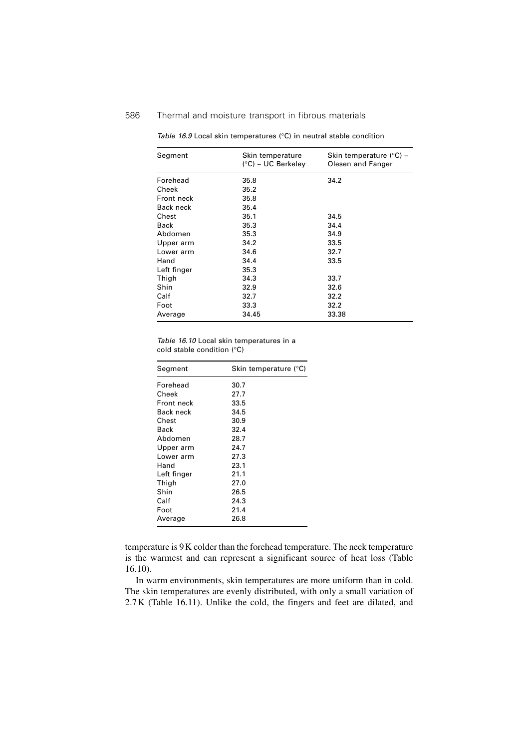*Table 16.9* Local skin temperatures (°C) in neutral stable condition

| Segment | Skin temperature (°C) – UC Berkeley | Skin temperature (°C) – Olesen and Fanger |
|---|---|---|
| Forehead | 35.8 | 34.2 |
| Cheek | 35.2 | |
| Front neck | 35.8 | |
| Back neck | 35.4 | |
| Chest | 35.1 | 34.5 |
| Back | 35.3 | 34.4 |
| Abdomen | 35.3 | 34.9 |
| Upper arm | 34.2 | 33.5 |
| Lower arm | 34.6 | 32.7 |
| Hand | 34.4 | 33.5 |
| Left finger | 35.3 | |
| Thigh | 34.3 | 33.7 |
| Shin | 32.9 | 32.6 |
| Calf | 32.7 | 32.2 |
| Foot | 33.3 | 32.2 |
| Average | 34.45 | 33.38 |

*Table 16.10* Local skin temperatures in a cold stable condition (°C)

| Segment | Skin temperature (°C) |
|---|---|
| Forehead | 30.7 |
| Cheek | 27.7 |
| Front neck | 33.5 |
| Back neck | 34.5 |
| Chest | 30.9 |
| Back | 32.4 |
| Abdomen | 28.7 |
| Upper arm | 24.7 |
| Lower arm | 27.3 |
| Hand | 23.1 |
| Left finger | 21.1 |
| Thigh | 27.0 |
| Shin | 26.5 |
| Calf | 24.3 |
| Foot | 21.4 |
| Average | 26.8 |

temperature is 9 K colder than the forehead temperature. The neck temperature is the warmest and can represent a significant source of heat loss (Table 16.10).

In warm environments, skin temperatures are more uniform than in cold. The skin temperatures are evenly distributed, with only a small variation of 2.7 K (Table 16.11). Unlike the cold, the fingers and feet are dilated, and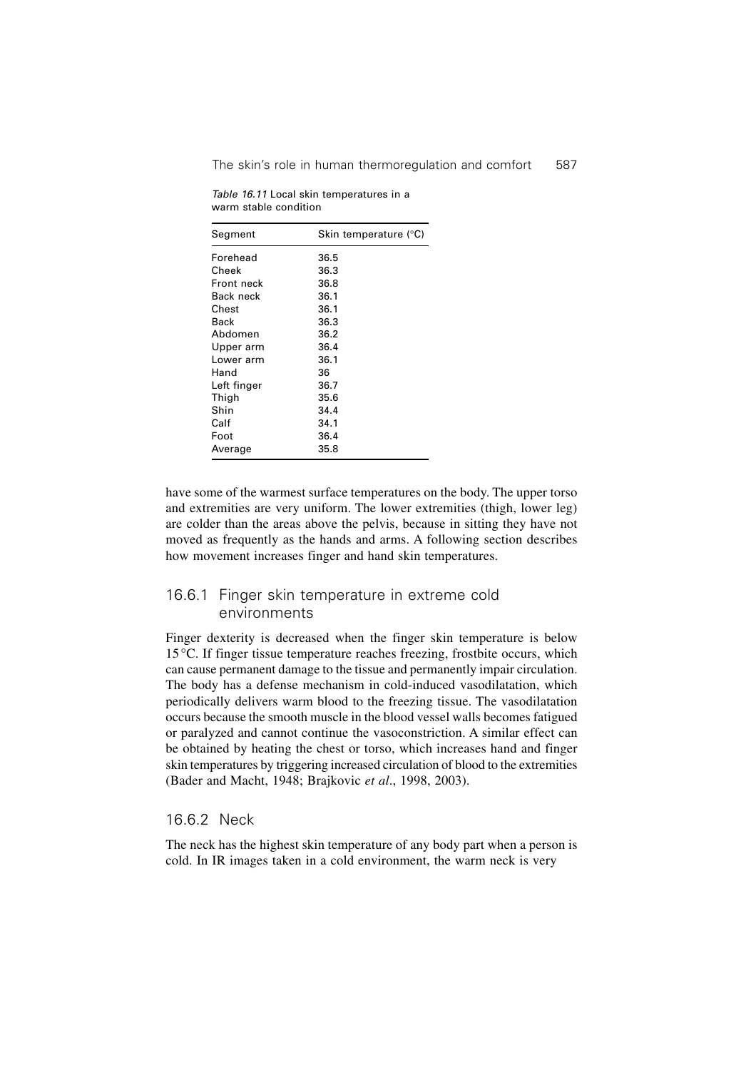*Table 16.11* Local skin temperatures in a warm stable condition

| Segment | Skin temperature (°C) |
|---|---|
| Forehead | 36.5 |
| Cheek | 36.3 |
| Front neck | 36.8 |
| Back neck | 36.1 |
| Chest | 36.1 |
| Back | 36.3 |
| Abdomen | 36.2 |
| Upper arm | 36.4 |
| Lower arm | 36.1 |
| Hand | 36 |
| Left finger | 36.7 |
| Thigh | 35.6 |
| Shin | 34.4 |
| Calf | 34.1 |
| Foot | 36.4 |
| Average | 35.8 |

have some of the warmest surface temperatures on the body. The upper torso and extremities are very uniform. The lower extremities (thigh, lower leg) are colder than the areas above the pelvis, because in sitting they have not moved as frequently as the hands and arms. A following section describes how movement increases finger and hand skin temperatures.

### 16.6.1 Finger skin temperature in extreme cold environments

Finger dexterity is decreased when the finger skin temperature is below 15 °C. If finger tissue temperature reaches freezing, frostbite occurs, which can cause permanent damage to the tissue and permanently impair circulation. The body has a defense mechanism in cold-induced vasodilatation, which periodically delivers warm blood to the freezing tissue. The vasodilatation occurs because the smooth muscle in the blood vessel walls becomes fatigued or paralyzed and cannot continue the vasoconstriction. A similar effect can be obtained by heating the chest or torso, which increases hand and finger skin temperatures by triggering increased circulation of blood to the extremities (Bader and Macht, 1948; Brajkovic *et al*., 1998, 2003).

### 16.6.2 Neck

The neck has the highest skin temperature of any body part when a person is cold. In IR images taken in a cold environment, the warm neck is very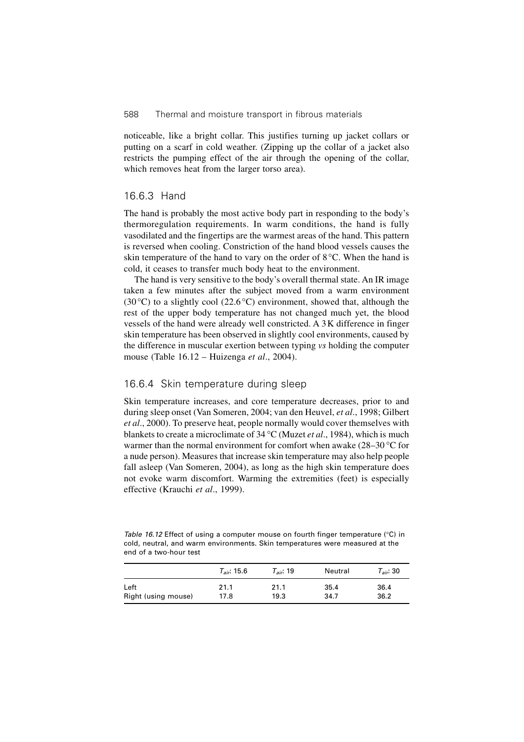noticeable, like a bright collar. This justifies turning up jacket collars or putting on a scarf in cold weather. (Zipping up the collar of a jacket also restricts the pumping effect of the air through the opening of the collar, which removes heat from the larger torso area).

### 16.6.3 Hand

The hand is probably the most active body part in responding to the body's thermoregulation requirements. In warm conditions, the hand is fully vasodilated and the fingertips are the warmest areas of the hand. This pattern is reversed when cooling. Constriction of the hand blood vessels causes the skin temperature of the hand to vary on the order of 8 °C. When the hand is cold, it ceases to transfer much body heat to the environment.

The hand is very sensitive to the body's overall thermal state. An IR image taken a few minutes after the subject moved from a warm environment (30 °C) to a slightly cool (22.6 °C) environment, showed that, although the rest of the upper body temperature has not changed much yet, the blood vessels of the hand were already well constricted. A 3 K difference in finger skin temperature has been observed in slightly cool environments, caused by the difference in muscular exertion between typing *vs* holding the computer mouse (Table 16.12 – Huizenga *et al*., 2004).

### 16.6.4 Skin temperature during sleep

Skin temperature increases, and core temperature decreases, prior to and during sleep onset (Van Someren, 2004; van den Heuvel, *et al*., 1998; Gilbert *et al*., 2000). To preserve heat, people normally would cover themselves with blankets to create a microclimate of 34 °C (Muzet *et al*., 1984), which is much warmer than the normal environment for comfort when awake (28–30 °C for a nude person). Measures that increase skin temperature may also help people fall asleep (Van Someren, 2004), as long as the high skin temperature does not evoke warm discomfort. Warming the extremities (feet) is especially effective (Krauchi *et al*., 1999).

*Table 16.12* Effect of using a computer mouse on fourth finger temperature (°C) in cold, neutral, and warm environments. Skin temperatures were measured at the end of a two-hour test

| | $T_{air}$: 15.6 | $T_{air}$: 19 | Neutral | $T_{air}$: 30 |
|---|---|---|---|---|
| Left | 21.1 | 21.1 | 35.4 | 36.4 |
| Right (using mouse) | 17.8 | 19.3 | 34.7 | 36.2 |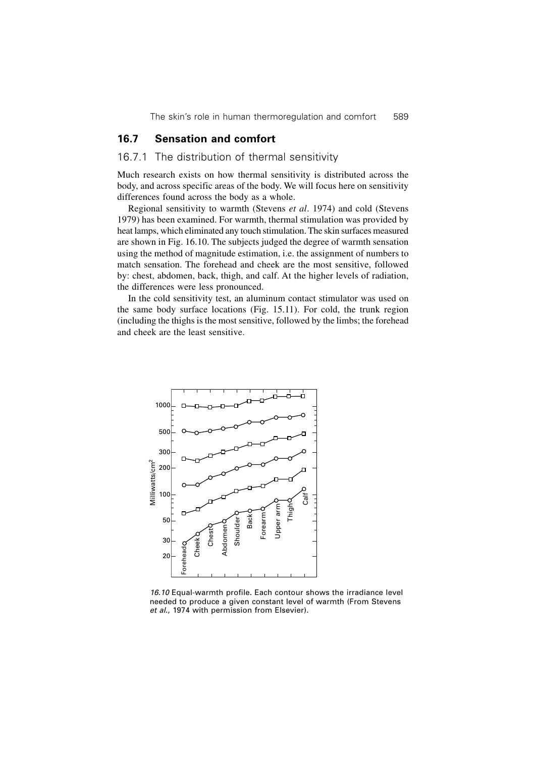## 16.7 Sensation and comfort

### 16.7.1 The distribution of thermal sensitivity

Much research exists on how thermal sensitivity is distributed across the body, and across specific areas of the body. We will focus here on sensitivity differences found across the body as a whole.

Regional sensitivity to warmth (Stevens *et al*. 1974) and cold (Stevens 1979) has been examined. For warmth, thermal stimulation was provided by heat lamps, which eliminated any touch stimulation. The skin surfaces measured are shown in Fig. 16.10. The subjects judged the degree of warmth sensation using the method of magnitude estimation, i.e. the assignment of numbers to match sensation. The forehead and cheek are the most sensitive, followed by: chest, abdomen, back, thigh, and calf. At the higher levels of radiation, the differences were less pronounced.

In the cold sensitivity test, an aluminum contact stimulator was used on the same body surface locations (Fig. 15.11). For cold, the trunk region (including the thighs is the most sensitive, followed by the limbs; the forehead and cheek are the least sensitive.

*16.10* Equal-warmth profile. Each contour shows the irradiance level needed to produce a given constant level of warmth (From Stevens *et al.*, 1974 with permission from Elsevier).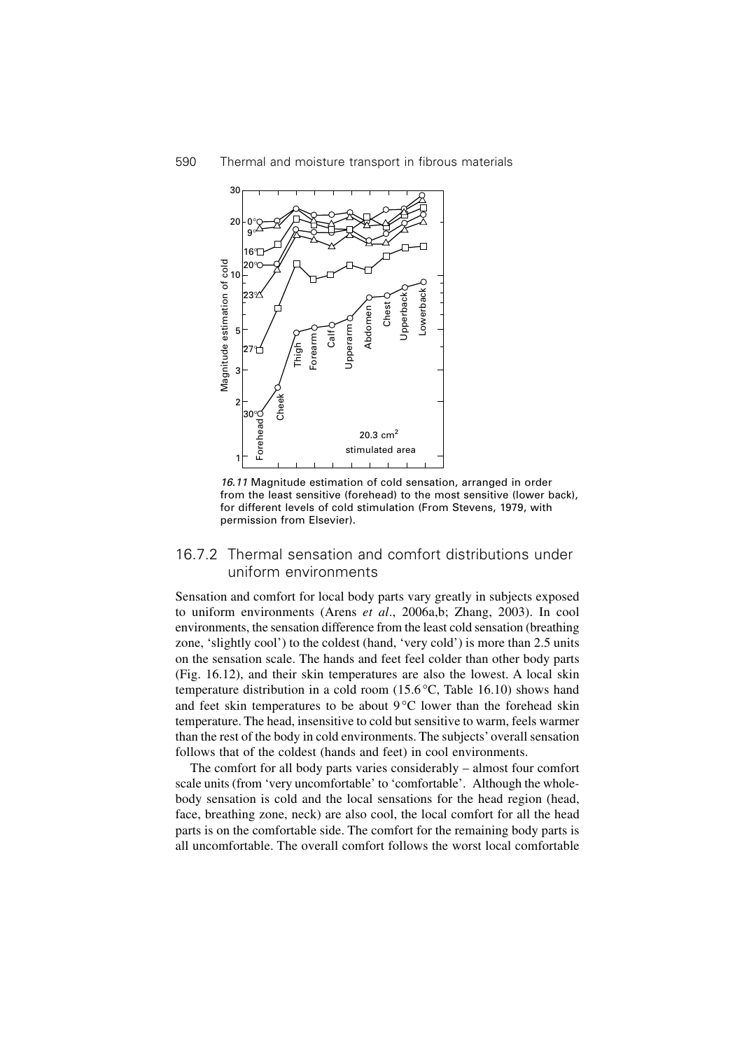*16.11* Magnitude estimation of cold sensation, arranged in order from the least sensitive (forehead) to the most sensitive (lower back), for different levels of cold stimulation (From Stevens, 1979, with permission from Elsevier).

### 16.7.2 Thermal sensation and comfort distributions under uniform environments

Sensation and comfort for local body parts vary greatly in subjects exposed to uniform environments (Arens *et al*., 2006a,b; Zhang, 2003). In cool environments, the sensation difference from the least cold sensation (breathing zone, 'slightly cool') to the coldest (hand, 'very cold') is more than 2.5 units on the sensation scale. The hands and feet feel colder than other body parts (Fig. 16.12), and their skin temperatures are also the lowest. A local skin temperature distribution in a cold room (15.6 °C, Table 16.10) shows hand and feet skin temperatures to be about 9 °C lower than the forehead skin temperature. The head, insensitive to cold but sensitive to warm, feels warmer than the rest of the body in cold environments. The subjects' overall sensation follows that of the coldest (hands and feet) in cool environments.

The comfort for all body parts varies considerably – almost four comfort scale units (from 'very uncomfortable' to 'comfortable'. Although the whole-body sensation is cold and the local sensations for the head region (head, face, breathing zone, neck) are also cool, the local comfort for all the head parts is on the comfortable side. The comfort for the remaining body parts is all uncomfortable. The overall comfort follows the worst local comfortable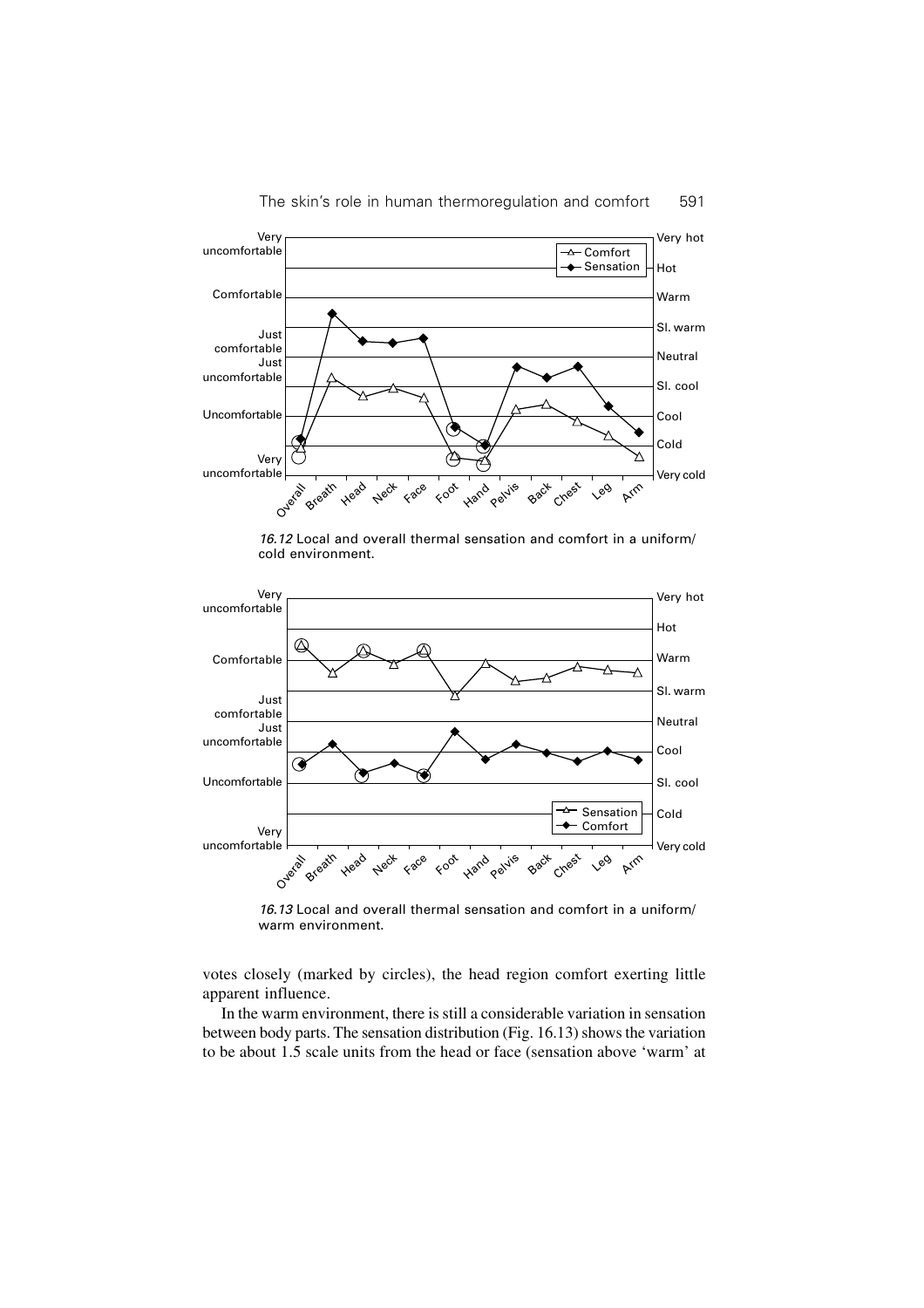*16.12* Local and overall thermal sensation and comfort in a uniform/cold environment.

*16.13* Local and overall thermal sensation and comfort in a uniform/warm environment.

votes closely (marked by circles), the head region comfort exerting little apparent influence.

In the warm environment, there is still a considerable variation in sensation between body parts. The sensation distribution (Fig. 16.13) shows the variation to be about 1.5 scale units from the head or face (sensation above 'warm' at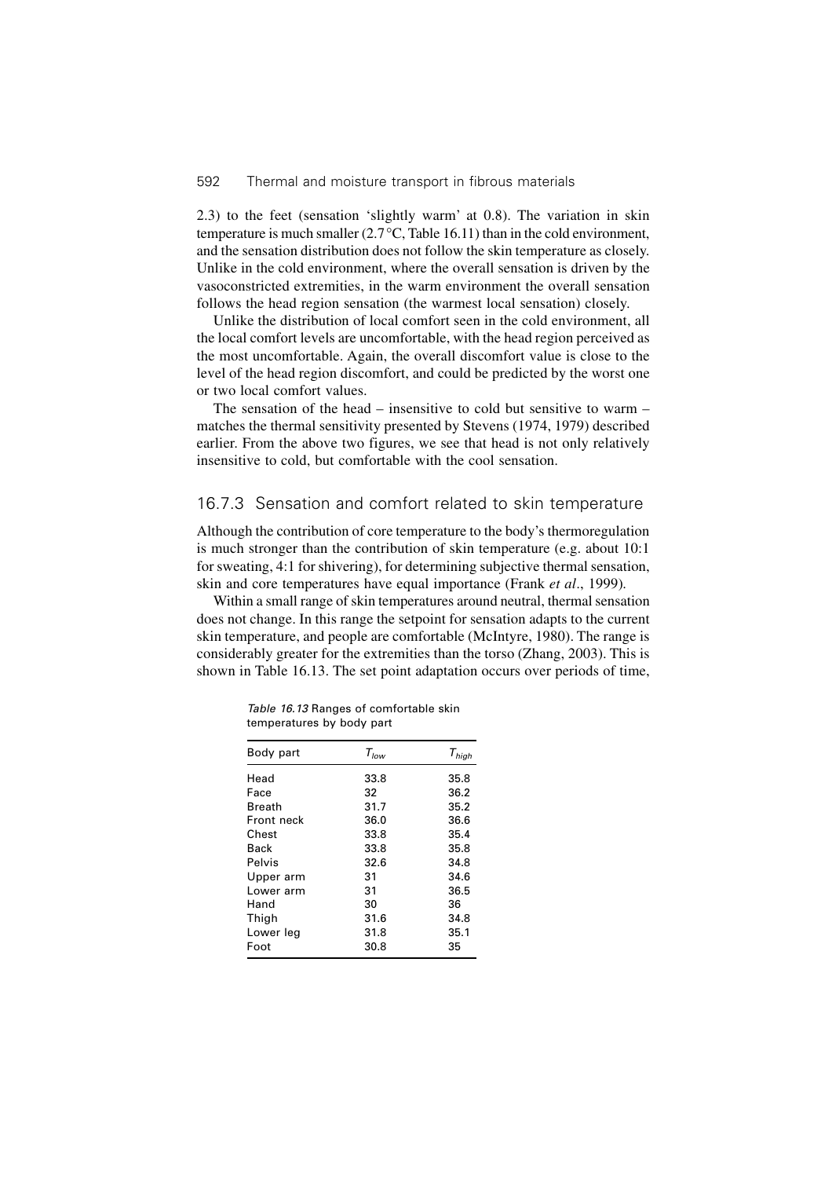2.3) to the feet (sensation 'slightly warm' at 0.8). The variation in skin temperature is much smaller (2.7 °C, Table 16.11) than in the cold environment, and the sensation distribution does not follow the skin temperature as closely. Unlike in the cold environment, where the overall sensation is driven by the vasoconstricted extremities, in the warm environment the overall sensation follows the head region sensation (the warmest local sensation) closely.

Unlike the distribution of local comfort seen in the cold environment, all the local comfort levels are uncomfortable, with the head region perceived as the most uncomfortable. Again, the overall discomfort value is close to the level of the head region discomfort, and could be predicted by the worst one or two local comfort values.

The sensation of the head – insensitive to cold but sensitive to warm – matches the thermal sensitivity presented by Stevens (1974, 1979) described earlier. From the above two figures, we see that head is not only relatively insensitive to cold, but comfortable with the cool sensation.

### 16.7.3 Sensation and comfort related to skin temperature

Although the contribution of core temperature to the body's thermoregulation is much stronger than the contribution of skin temperature (e.g. about 10:1 for sweating, 4:1 for shivering), for determining subjective thermal sensation, skin and core temperatures have equal importance (Frank *et al*., 1999).

Within a small range of skin temperatures around neutral, thermal sensation does not change. In this range the setpoint for sensation adapts to the current skin temperature, and people are comfortable (McIntyre, 1980). The range is considerably greater for the extremities than the torso (Zhang, 2003). This is shown in Table 16.13. The set point adaptation occurs over periods of time,

*Table 16.13* Ranges of comfortable skin temperatures by body part

| Body part | $T_{low}$ | $T_{high}$ |
|---|---|---|
| Head | 33.8 | 35.8 |
| Face | 32 | 36.2 |
| Breath | 31.7 | 35.2 |
| Front neck | 36.0 | 36.6 |
| Chest | 33.8 | 35.4 |
| Back | 33.8 | 35.8 |
| Pelvis | 32.6 | 34.8 |
| Upper arm | 31 | 34.6 |
| Lower arm | 31 | 36.5 |
| Hand | 30 | 36 |
| Thigh | 31.6 | 34.8 |
| Lower leg | 31.8 | 35.1 |
| Foot | 30.8 | 35 |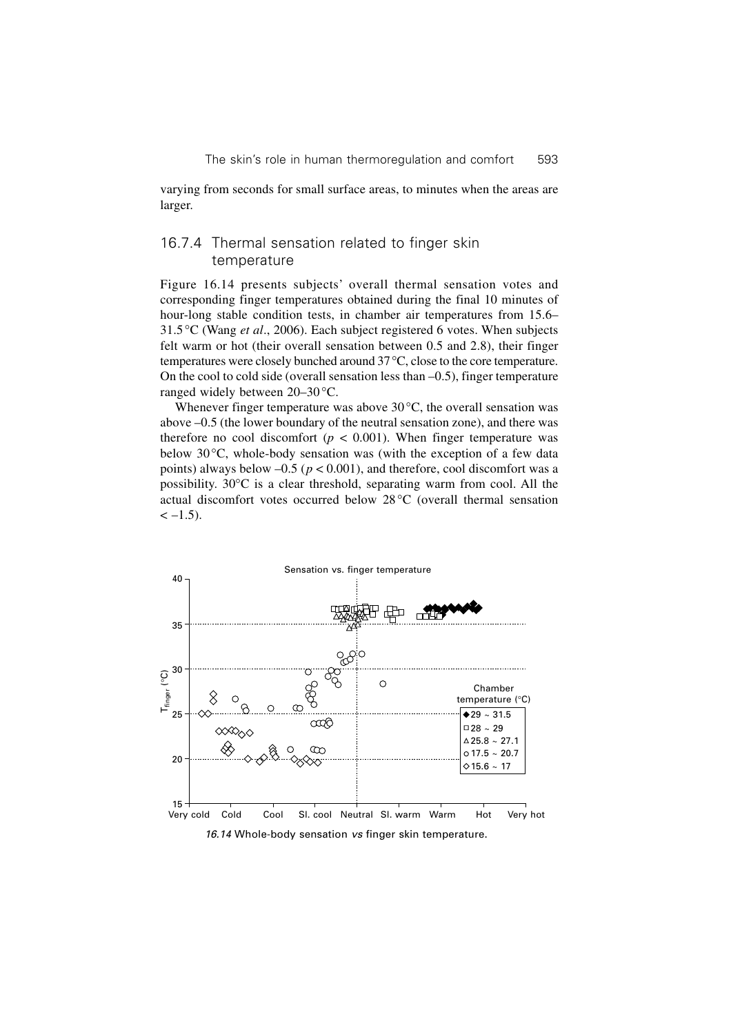varying from seconds for small surface areas, to minutes when the areas are larger.

### 16.7.4 Thermal sensation related to finger skin temperature

Figure 16.14 presents subjects' overall thermal sensation votes and corresponding finger temperatures obtained during the final 10 minutes of hour-long stable condition tests, in chamber air temperatures from 15.6–31.5 °C (Wang *et al*., 2006). Each subject registered 6 votes. When subjects felt warm or hot (their overall sensation between 0.5 and 2.8), their finger temperatures were closely bunched around 37 °C, close to the core temperature. On the cool to cold side (overall sensation less than –0.5), finger temperature ranged widely between 20–30 °C.

Whenever finger temperature was above 30 °C, the overall sensation was above –0.5 (the lower boundary of the neutral sensation zone), and there was therefore no cool discomfort ($p < 0.001$). When finger temperature was below 30 °C, whole-body sensation was (with the exception of a few data points) always below –0.5 ($p < 0.001$), and therefore, cool discomfort was a possibility. 30°C is a clear threshold, separating warm from cool. All the actual discomfort votes occurred below 28 °C (overall thermal sensation < –1.5).

*16.14* Whole-body sensation *vs* finger skin temperature.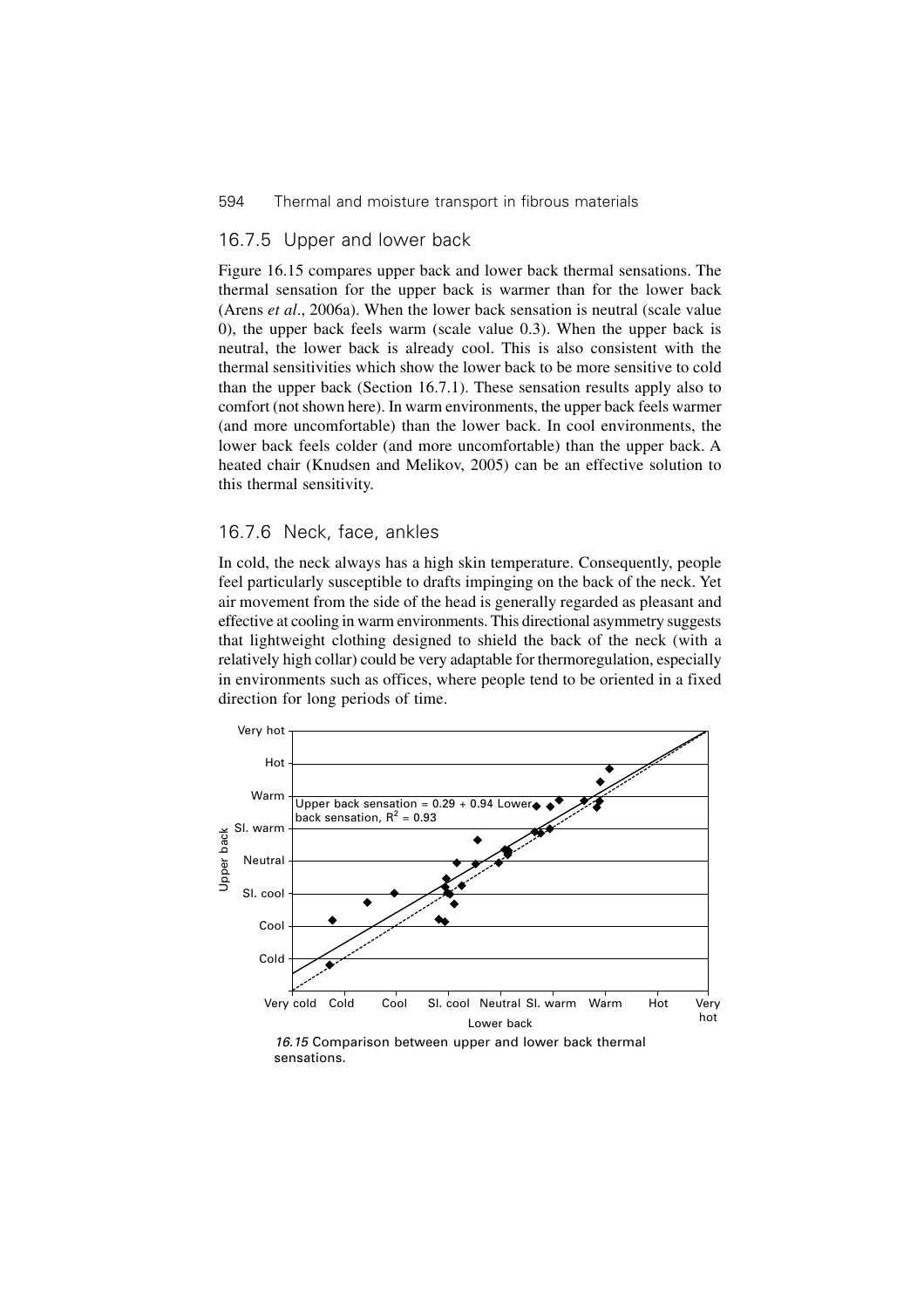## 16.7.5 Upper and lower back

Figure 16.15 compares upper back and lower back thermal sensations. The thermal sensation for the upper back is warmer than for the lower back (Arens *et al*., 2006a). When the lower back sensation is neutral (scale value 0), the upper back feels warm (scale value 0.3). When the upper back is neutral, the lower back is already cool. This is also consistent with the thermal sensitivities which show the lower back to be more sensitive to cold than the upper back (Section 16.7.1). These sensation results apply also to comfort (not shown here). In warm environments, the upper back feels warmer (and more uncomfortable) than the lower back. In cool environments, the lower back feels colder (and more uncomfortable) than the upper back. A heated chair (Knudsen and Melikov, 2005) can be an effective solution to this thermal sensitivity.

## 16.7.6 Neck, face, ankles

In cold, the neck always has a high skin temperature. Consequently, people feel particularly susceptible to drafts impinging on the back of the neck. Yet air movement from the side of the head is generally regarded as pleasant and effective at cooling in warm environments. This directional asymmetry suggests that lightweight clothing designed to shield the back of the neck (with a relatively high collar) could be very adaptable for thermoregulation, especially in environments such as offices, where people tend to be oriented in a fixed direction for long periods of time.

*16.15* Comparison between upper and lower back thermal sensations.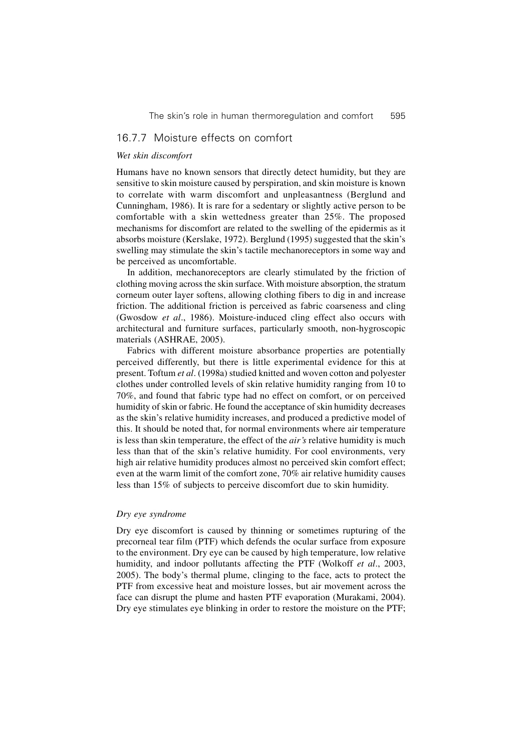### 16.7.7 Moisture effects on comfort

*Wet skin discomfort*

Humans have no known sensors that directly detect humidity, but they are sensitive to skin moisture caused by perspiration, and skin moisture is known to correlate with warm discomfort and unpleasantness (Berglund and Cunningham, 1986). It is rare for a sedentary or slightly active person to be comfortable with a skin wettedness greater than 25%. The proposed mechanisms for discomfort are related to the swelling of the epidermis as it absorbs moisture (Kerslake, 1972). Berglund (1995) suggested that the skin's swelling may stimulate the skin's tactile mechanoreceptors in some way and be perceived as uncomfortable.

In addition, mechanoreceptors are clearly stimulated by the friction of clothing moving across the skin surface. With moisture absorption, the stratum corneum outer layer softens, allowing clothing fibers to dig in and increase friction. The additional friction is perceived as fabric coarseness and cling (Gwosdow *et al*., 1986). Moisture-induced cling effect also occurs with architectural and furniture surfaces, particularly smooth, non-hygroscopic materials (ASHRAE, 2005).

Fabrics with different moisture absorbance properties are potentially perceived differently, but there is little experimental evidence for this at present. Toftum *et al*. (1998a) studied knitted and woven cotton and polyester clothes under controlled levels of skin relative humidity ranging from 10 to 70%, and found that fabric type had no effect on comfort, or on perceived humidity of skin or fabric. He found the acceptance of skin humidity decreases as the skin's relative humidity increases, and produced a predictive model of this. It should be noted that, for normal environments where air temperature is less than skin temperature, the effect of the *air's* relative humidity is much less than that of the skin's relative humidity. For cool environments, very high air relative humidity produces almost no perceived skin comfort effect; even at the warm limit of the comfort zone, 70% air relative humidity causes less than 15% of subjects to perceive discomfort due to skin humidity.

*Dry eye syndrome*

Dry eye discomfort is caused by thinning or sometimes rupturing of the precorneal tear film (PTF) which defends the ocular surface from exposure to the environment. Dry eye can be caused by high temperature, low relative humidity, and indoor pollutants affecting the PTF (Wolkoff *et al*., 2003, 2005). The body's thermal plume, clinging to the face, acts to protect the PTF from excessive heat and moisture losses, but air movement across the face can disrupt the plume and hasten PTF evaporation (Murakami, 2004). Dry eye stimulates eye blinking in order to restore the moisture on the PTF;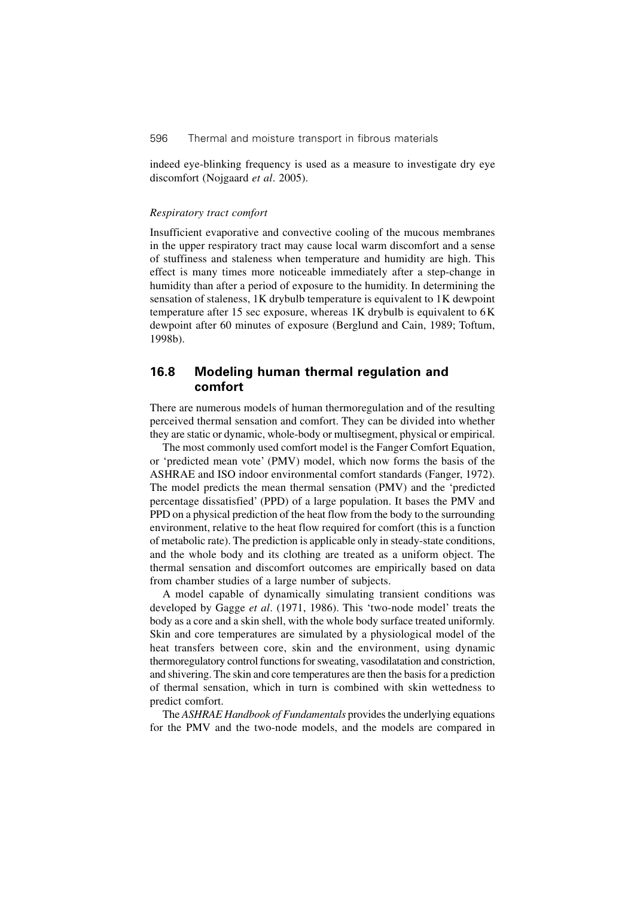indeed eye-blinking frequency is used as a measure to investigate dry eye discomfort (Nojgaard *et al*. 2005).

*Respiratory tract comfort*

Insufficient evaporative and convective cooling of the mucous membranes in the upper respiratory tract may cause local warm discomfort and a sense of stuffiness and staleness when temperature and humidity are high. This effect is many times more noticeable immediately after a step-change in humidity than after a period of exposure to the humidity. In determining the sensation of staleness, 1K drybulb temperature is equivalent to 1K dewpoint temperature after 15 sec exposure, whereas 1K drybulb is equivalent to 6K dewpoint after 60 minutes of exposure (Berglund and Cain, 1989; Toftum, 1998b).

## 16.8 Modeling human thermal regulation and comfort

There are numerous models of human thermoregulation and of the resulting perceived thermal sensation and comfort. They can be divided into whether they are static or dynamic, whole-body or multisegment, physical or empirical.

The most commonly used comfort model is the Fanger Comfort Equation, or 'predicted mean vote' (PMV) model, which now forms the basis of the ASHRAE and ISO indoor environmental comfort standards (Fanger, 1972). The model predicts the mean thermal sensation (PMV) and the 'predicted percentage dissatisfied' (PPD) of a large population. It bases the PMV and PPD on a physical prediction of the heat flow from the body to the surrounding environment, relative to the heat flow required for comfort (this is a function of metabolic rate). The prediction is applicable only in steady-state conditions, and the whole body and its clothing are treated as a uniform object. The thermal sensation and discomfort outcomes are empirically based on data from chamber studies of a large number of subjects.

A model capable of dynamically simulating transient conditions was developed by Gagge *et al*. (1971, 1986). This 'two-node model' treats the body as a core and a skin shell, with the whole body surface treated uniformly. Skin and core temperatures are simulated by a physiological model of the heat transfers between core, skin and the environment, using dynamic thermoregulatory control functions for sweating, vasodilatation and constriction, and shivering. The skin and core temperatures are then the basis for a prediction of thermal sensation, which in turn is combined with skin wettedness to predict comfort.

The *ASHRAE Handbook of Fundamentals* provides the underlying equations for the PMV and the two-node models, and the models are compared in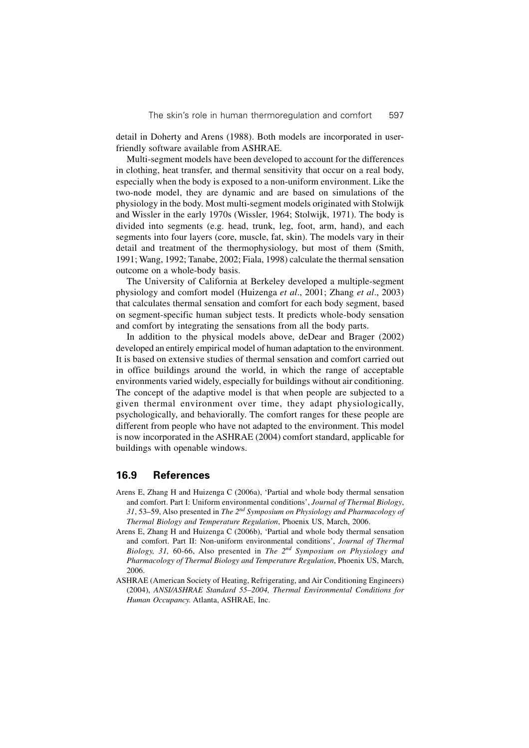detail in Doherty and Arens (1988). Both models are incorporated in user-friendly software available from ASHRAE.

Multi-segment models have been developed to account for the differences in clothing, heat transfer, and thermal sensitivity that occur on a real body, especially when the body is exposed to a non-uniform environment. Like the two-node model, they are dynamic and are based on simulations of the physiology in the body. Most multi-segment models originated with Stolwijk and Wissler in the early 1970s (Wissler, 1964; Stolwijk, 1971). The body is divided into segments (e.g. head, trunk, leg, foot, arm, hand), and each segments into four layers (core, muscle, fat, skin). The models vary in their detail and treatment of the thermophysiology, but most of them (Smith, 1991; Wang, 1992; Tanabe, 2002; Fiala, 1998) calculate the thermal sensation outcome on a whole-body basis.

The University of California at Berkeley developed a multiple-segment physiology and comfort model (Huizenga *et al*., 2001; Zhang *et al*., 2003) that calculates thermal sensation and comfort for each body segment, based on segment-specific human subject tests. It predicts whole-body sensation and comfort by integrating the sensations from all the body parts.

In addition to the physical models above, deDear and Brager (2002) developed an entirely empirical model of human adaptation to the environment. It is based on extensive studies of thermal sensation and comfort carried out in office buildings around the world, in which the range of acceptable environments varied widely, especially for buildings without air conditioning. The concept of the adaptive model is that when people are subjected to a given thermal environment over time, they adapt physiologically, psychologically, and behaviorally. The comfort ranges for these people are different from people who have not adapted to the environment. This model is now incorporated in the ASHRAE (2004) comfort standard, applicable for buildings with openable windows.

## 16.9 References

Arens E, Zhang H and Huizenga C (2006a), 'Partial and whole body thermal sensation and comfort. Part I: Uniform environmental conditions', *Journal of Thermal Biology*, *31*, 53–59, Also presented in *The 2nd Symposium on Physiology and Pharmacology of Thermal Biology and Temperature Regulation*, Phoenix US, March, 2006.

Arens E, Zhang H and Huizenga C (2006b), 'Partial and whole body thermal sensation and comfort. Part II: Non-uniform environmental conditions', *Journal of Thermal Biology, 31,* 60-66, Also presented in *The 2nd Symposium on Physiology and Pharmacology of Thermal Biology and Temperature Regulation*, Phoenix US, March, 2006.

ASHRAE (American Society of Heating, Refrigerating, and Air Conditioning Engineers) (2004), *ANSI/ASHRAE Standard 55–2004, Thermal Environmental Conditions for Human Occupancy.* Atlanta, ASHRAE, Inc.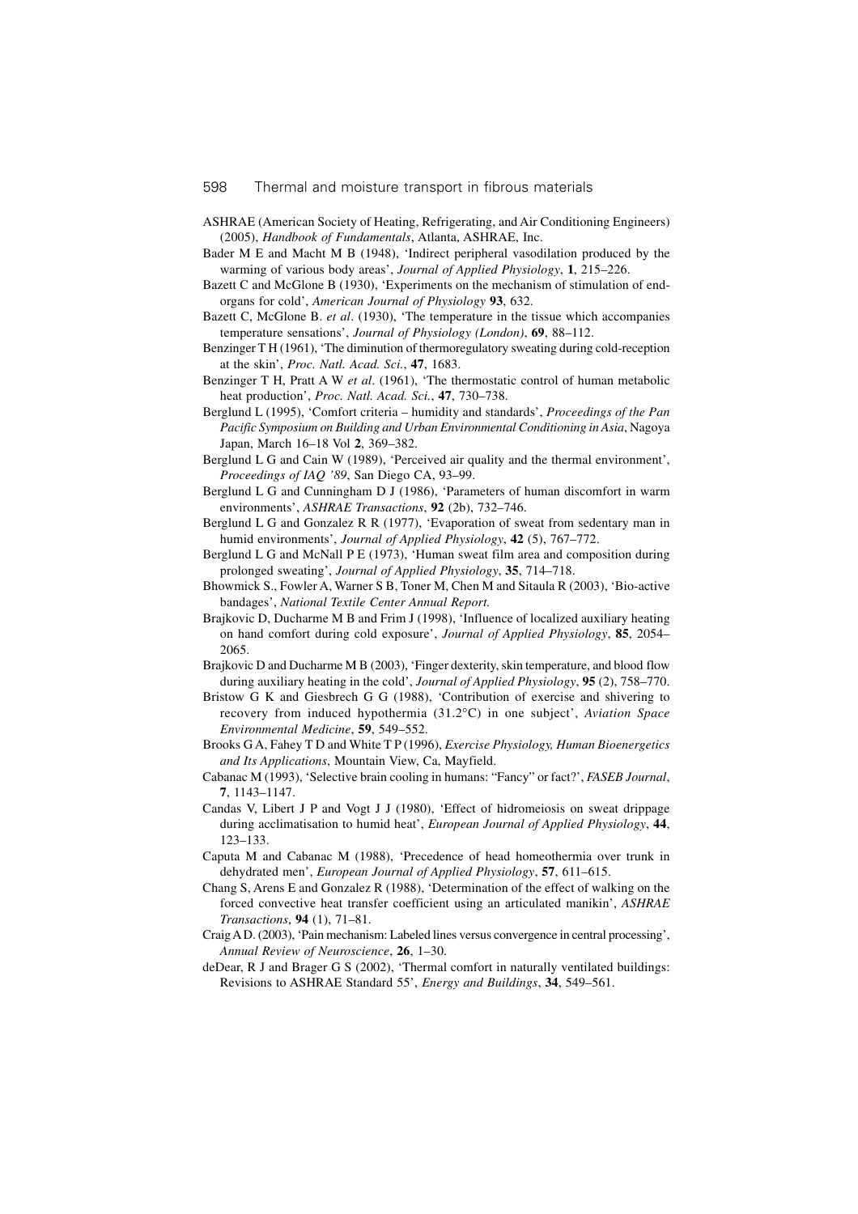ASHRAE (American Society of Heating, Refrigerating, and Air Conditioning Engineers) (2005), *Handbook of Fundamentals*, Atlanta, ASHRAE, Inc.

Bader M E and Macht M B (1948), 'Indirect peripheral vasodilation produced by the warming of various body areas', *Journal of Applied Physiology*, **1**, 215–226.

Bazett C and McGlone B (1930), 'Experiments on the mechanism of stimulation of end-organs for cold', *American Journal of Physiology* **93**, 632.

Bazett C, McGlone B. *et al*. (1930), 'The temperature in the tissue which accompanies temperature sensations', *Journal of Physiology (London)*, **69**, 88–112.

Benzinger T H (1961), 'The diminution of thermoregulatory sweating during cold-reception at the skin', *Proc. Natl. Acad. Sci.*, **47**, 1683.

Benzinger T H, Pratt A W *et al*. (1961), 'The thermostatic control of human metabolic heat production', *Proc. Natl. Acad. Sci.*, **47**, 730–738.

Berglund L (1995), 'Comfort criteria – humidity and standards', *Proceedings of the Pan Pacific Symposium on Building and Urban Environmental Conditioning in Asia*, Nagoya Japan, March 16–18 Vol **2**, 369–382.

Berglund L G and Cain W (1989), 'Perceived air quality and the thermal environment', *Proceedings of IAQ '89*, San Diego CA, 93–99.

Berglund L G and Cunningham D J (1986), 'Parameters of human discomfort in warm environments', *ASHRAE Transactions*, **92** (2b), 732–746.

Berglund L G and Gonzalez R R (1977), 'Evaporation of sweat from sedentary man in humid environments', *Journal of Applied Physiology*, **42** (5), 767–772.

Berglund L G and McNall P E (1973), 'Human sweat film area and composition during prolonged sweating', *Journal of Applied Physiology*, **35**, 714–718.

Bhowmick S., Fowler A, Warner S B, Toner M, Chen M and Sitaula R (2003), 'Bio-active bandages', *National Textile Center Annual Report.*

Brajkovic D, Ducharme M B and Frim J (1998), 'Influence of localized auxiliary heating on hand comfort during cold exposure', *Journal of Applied Physiology*, **85**, 2054–2065.

Brajkovic D and Ducharme M B (2003), 'Finger dexterity, skin temperature, and blood flow during auxiliary heating in the cold', *Journal of Applied Physiology*, **95** (2), 758–770.

Bristow G K and Giesbrech G G (1988), 'Contribution of exercise and shivering to recovery from induced hypothermia (31.2°C) in one subject', *Aviation Space Environmental Medicine*, **59**, 549–552.

Brooks G A, Fahey T D and White T P (1996), *Exercise Physiology, Human Bioenergetics and Its Applications*, Mountain View, Ca, Mayfield.

Cabanac M (1993), 'Selective brain cooling in humans: "Fancy" or fact?', *FASEB Journal*, **7**, 1143–1147.

Candas V, Libert J P and Vogt J J (1980), 'Effect of hidromeiosis on sweat drippage during acclimatisation to humid heat', *European Journal of Applied Physiology*, **44**, 123–133.

Caputa M and Cabanac M (1988), 'Precedence of head homeothermia over trunk in dehydrated men', *European Journal of Applied Physiology*, **57**, 611–615.

Chang S, Arens E and Gonzalez R (1988), 'Determination of the effect of walking on the forced convective heat transfer coefficient using an articulated manikin', *ASHRAE Transactions*, **94** (1), 71–81.

Craig A D. (2003), 'Pain mechanism: Labeled lines versus convergence in central processing', *Annual Review of Neuroscience*, **26**, 1–30.

deDear, R J and Brager G S (2002), 'Thermal comfort in naturally ventilated buildings: Revisions to ASHRAE Standard 55', *Energy and Buildings*, **34**, 549–561.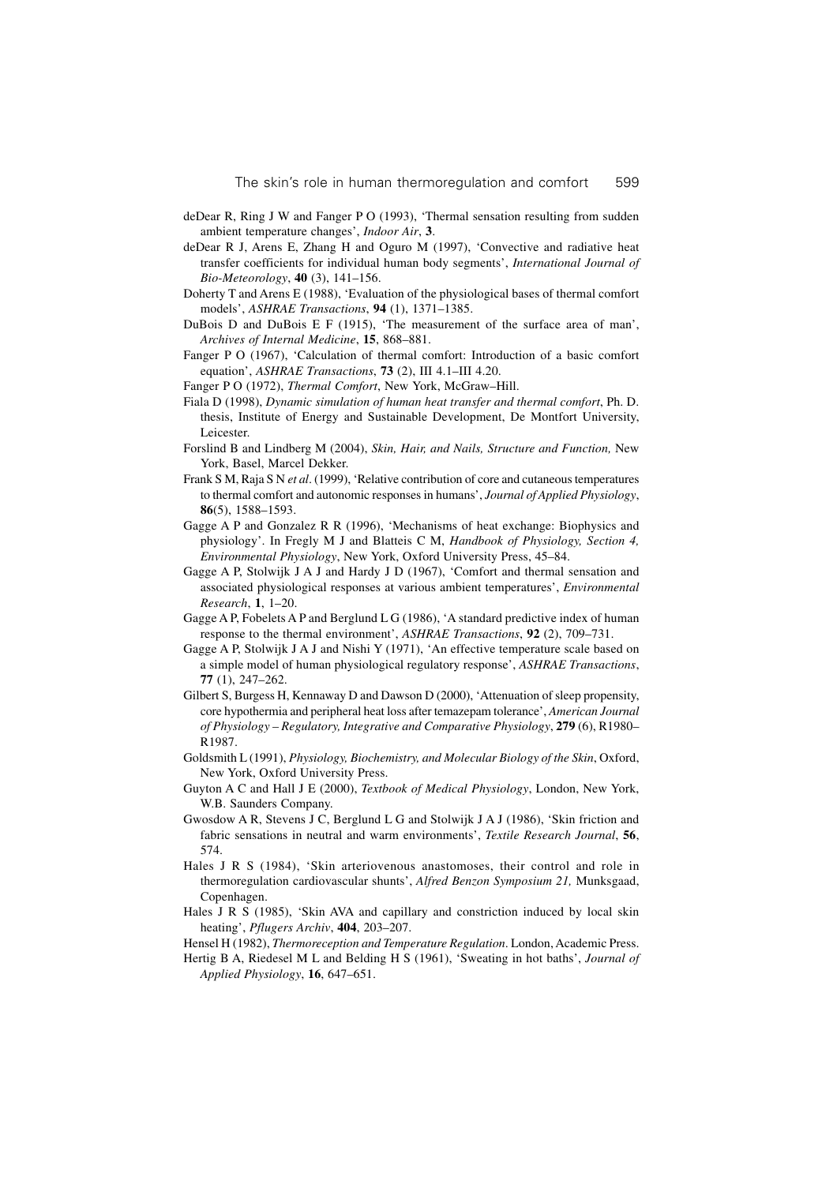deDear R, Ring J W and Fanger P O (1993), 'Thermal sensation resulting from sudden ambient temperature changes', *Indoor Air*, **3**.

deDear R J, Arens E, Zhang H and Oguro M (1997), 'Convective and radiative heat transfer coefficients for individual human body segments', *International Journal of Bio-Meteorology*, **40** (3), 141–156.

Doherty T and Arens E (1988), 'Evaluation of the physiological bases of thermal comfort models', *ASHRAE Transactions*, **94** (1), 1371–1385.

DuBois D and DuBois E F (1915), 'The measurement of the surface area of man', *Archives of Internal Medicine*, **15**, 868–881.

Fanger P O (1967), 'Calculation of thermal comfort: Introduction of a basic comfort equation', *ASHRAE Transactions*, **73** (2), III 4.1–III 4.20.

Fanger P O (1972), *Thermal Comfort*, New York, McGraw–Hill.

Fiala D (1998), *Dynamic simulation of human heat transfer and thermal comfort*, Ph. D. thesis, Institute of Energy and Sustainable Development, De Montfort University, Leicester.

Forslind B and Lindberg M (2004), *Skin, Hair, and Nails, Structure and Function,* New York, Basel, Marcel Dekker.

Frank S M, Raja S N *et al*. (1999), 'Relative contribution of core and cutaneous temperatures to thermal comfort and autonomic responses in humans', *Journal of Applied Physiology*, **86**(5), 1588–1593.

Gagge A P and Gonzalez R R (1996), 'Mechanisms of heat exchange: Biophysics and physiology'. In Fregly M J and Blatteis C M, *Handbook of Physiology, Section 4, Environmental Physiology*, New York, Oxford University Press, 45–84.

Gagge A P, Stolwijk J A J and Hardy J D (1967), 'Comfort and thermal sensation and associated physiological responses at various ambient temperatures', *Environmental Research*, **1**, 1–20.

Gagge A P, Fobelets A P and Berglund L G (1986), 'A standard predictive index of human response to the thermal environment', *ASHRAE Transactions*, **92** (2), 709–731.

Gagge A P, Stolwijk J A J and Nishi Y (1971), 'An effective temperature scale based on a simple model of human physiological regulatory response', *ASHRAE Transactions*, **77** (1), 247–262.

Gilbert S, Burgess H, Kennaway D and Dawson D (2000), 'Attenuation of sleep propensity, core hypothermia and peripheral heat loss after temazepam tolerance', *American Journal of Physiology – Regulatory, Integrative and Comparative Physiology*, **279** (6), R1980–R1987.

Goldsmith L (1991), *Physiology, Biochemistry, and Molecular Biology of the Skin*, Oxford, New York, Oxford University Press.

Guyton A C and Hall J E (2000), *Textbook of Medical Physiology*, London, New York, W.B. Saunders Company.

Gwosdow A R, Stevens J C, Berglund L G and Stolwijk J A J (1986), 'Skin friction and fabric sensations in neutral and warm environments', *Textile Research Journal*, **56**, 574.

Hales J R S (1984), 'Skin arteriovenous anastomoses, their control and role in thermoregulation cardiovascular shunts', *Alfred Benzon Symposium 21,* Munksgaad, Copenhagen.

Hales J R S (1985), 'Skin AVA and capillary and constriction induced by local skin heating', *Pflugers Archiv*, **404**, 203–207.

Hensel H (1982), *Thermoreception and Temperature Regulation*. London, Academic Press.

Hertig B A, Riedesel M L and Belding H S (1961), 'Sweating in hot baths', *Journal of Applied Physiology*, **16**, 647–651.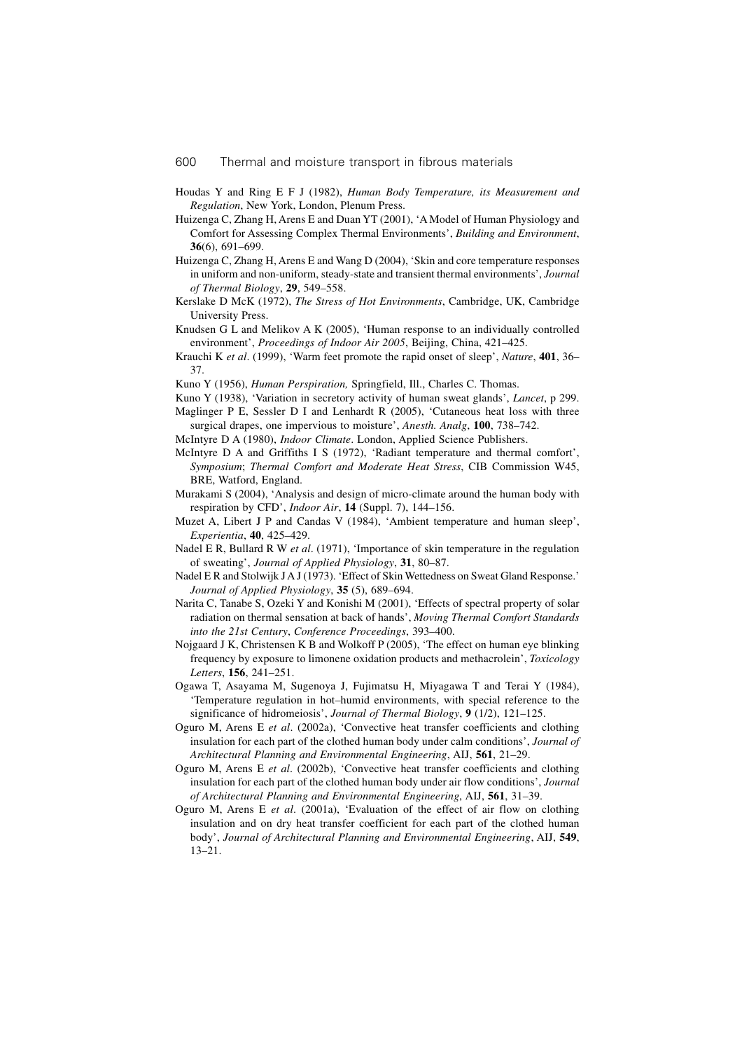Houdas Y and Ring E F J (1982), *Human Body Temperature, its Measurement and Regulation*, New York, London, Plenum Press.

Huizenga C, Zhang H, Arens E and Duan YT (2001), 'A Model of Human Physiology and Comfort for Assessing Complex Thermal Environments', *Building and Environment*, **36**(6), 691–699.

Huizenga C, Zhang H, Arens E and Wang D (2004), 'Skin and core temperature responses in uniform and non-uniform, steady-state and transient thermal environments', *Journal of Thermal Biology*, **29**, 549–558.

Kerslake D McK (1972), *The Stress of Hot Environments*, Cambridge, UK, Cambridge University Press.

Knudsen G L and Melikov A K (2005), 'Human response to an individually controlled environment', *Proceedings of Indoor Air 2005*, Beijing, China, 421–425.

Krauchi K *et al*. (1999), 'Warm feet promote the rapid onset of sleep', *Nature*, **401**, 36–37.

Kuno Y (1956), *Human Perspiration,* Springfield, Ill., Charles C. Thomas.

Kuno Y (1938), 'Variation in secretory activity of human sweat glands', *Lancet*, p 299.

Maglinger P E, Sessler D I and Lenhardt R (2005), 'Cutaneous heat loss with three surgical drapes, one impervious to moisture', *Anesth. Analg*, **100**, 738–742.

McIntyre D A (1980), *Indoor Climate*. London, Applied Science Publishers.

McIntyre D A and Griffiths I S (1972), 'Radiant temperature and thermal comfort', *Symposium*; *Thermal Comfort and Moderate Heat Stress*, CIB Commission W45, BRE, Watford, England.

Murakami S (2004), 'Analysis and design of micro-climate around the human body with respiration by CFD', *Indoor Air*, **14** (Suppl. 7), 144–156.

Muzet A, Libert J P and Candas V (1984), 'Ambient temperature and human sleep', *Experientia*, **40**, 425–429.

Nadel E R, Bullard R W *et al*. (1971), 'Importance of skin temperature in the regulation of sweating', *Journal of Applied Physiology*, **31**, 80–87.

Nadel E R and Stolwijk J A J (1973). 'Effect of Skin Wettedness on Sweat Gland Response.' *Journal of Applied Physiology*, **35** (5), 689–694.

Narita C, Tanabe S, Ozeki Y and Konishi M (2001), 'Effects of spectral property of solar radiation on thermal sensation at back of hands', *Moving Thermal Comfort Standards into the 21st Century, Conference Proceedings*, 393–400.

Nojgaard J K, Christensen K B and Wolkoff P (2005), 'The effect on human eye blinking frequency by exposure to limonene oxidation products and methacrolein', *Toxicology Letters*, **156**, 241–251.

Ogawa T, Asayama M, Sugenoya J, Fujimatsu H, Miyagawa T and Terai Y (1984), 'Temperature regulation in hot–humid environments, with special reference to the significance of hidromeiosis', *Journal of Thermal Biology*, **9** (1/2), 121–125.

Oguro M, Arens E *et al*. (2002a), 'Convective heat transfer coefficients and clothing insulation for each part of the clothed human body under calm conditions', *Journal of Architectural Planning and Environmental Engineering*, AIJ, **561**, 21–29.

Oguro M, Arens E *et al*. (2002b), 'Convective heat transfer coefficients and clothing insulation for each part of the clothed human body under air flow conditions', *Journal of Architectural Planning and Environmental Engineering*, AIJ, **561**, 31–39.

Oguro M, Arens E *et al*. (2001a), 'Evaluation of the effect of air flow on clothing insulation and on dry heat transfer coefficient for each part of the clothed human body', *Journal of Architectural Planning and Environmental Engineering*, AIJ, **549**, 13–21.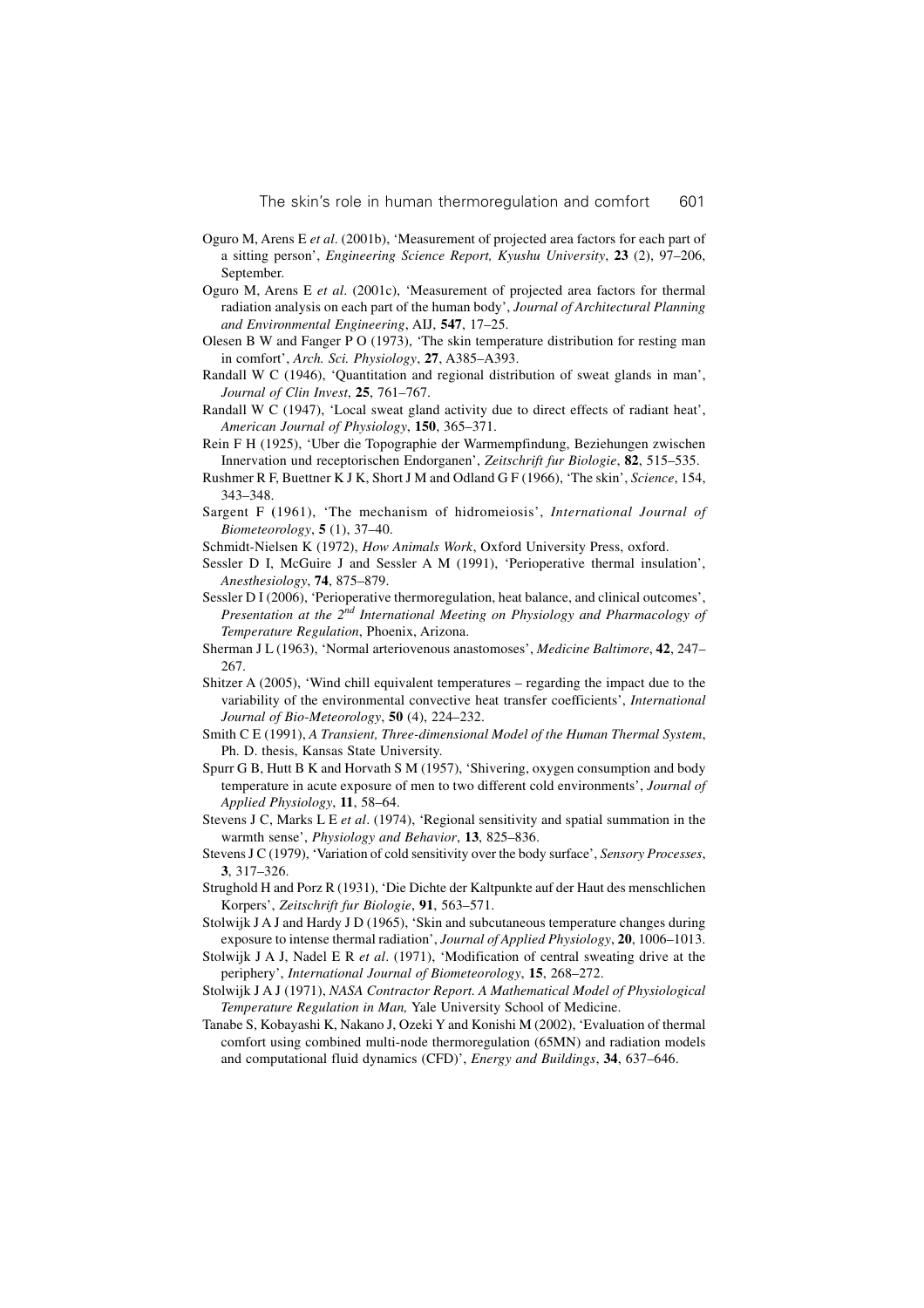Oguro M, Arens E *et al*. (2001b), 'Measurement of projected area factors for each part of a sitting person', *Engineering Science Report, Kyushu University*, **23** (2), 97–206, September.

Oguro M, Arens E *et al*. (2001c), 'Measurement of projected area factors for thermal radiation analysis on each part of the human body', *Journal of Architectural Planning and Environmental Engineering*, AIJ, **547**, 17–25.

Olesen B W and Fanger P O (1973), 'The skin temperature distribution for resting man in comfort', *Arch. Sci. Physiology*, **27**, A385–A393.

Randall W C (1946), 'Quantitation and regional distribution of sweat glands in man', *Journal of Clin Invest*, **25**, 761–767.

Randall W C (1947), 'Local sweat gland activity due to direct effects of radiant heat', *American Journal of Physiology*, **150**, 365–371.

Rein F H (1925), 'Uber die Topographie der Warmempfindung, Beziehungen zwischen Innervation und receptorischen Endorganen', *Zeitschrift fur Biologie*, **82**, 515–535.

Rushmer R F, Buettner K J K, Short J M and Odland G F (1966), 'The skin', *Science*, 154, 343–348.

Sargent F (1961), 'The mechanism of hidromeiosis', *International Journal of Biometeorology*, **5** (1), 37–40.

Schmidt-Nielsen K (1972), *How Animals Work*, Oxford University Press, oxford.

Sessler D I, McGuire J and Sessler A M (1991), 'Perioperative thermal insulation', *Anesthesiology*, **74**, 875–879.

Sessler D I (2006), 'Perioperative thermoregulation, heat balance, and clinical outcomes', *Presentation at the 2nd International Meeting on Physiology and Pharmacology of Temperature Regulation*, Phoenix, Arizona.

Sherman J L (1963), 'Normal arteriovenous anastomoses', *Medicine Baltimore*, **42**, 247–267.

Shitzer A (2005), 'Wind chill equivalent temperatures – regarding the impact due to the variability of the environmental convective heat transfer coefficients', *International Journal of Bio-Meteorology*, **50** (4), 224–232.

Smith C E (1991), *A Transient, Three-dimensional Model of the Human Thermal System*, Ph. D. thesis, Kansas State University.

Spurr G B, Hutt B K and Horvath S M (1957), 'Shivering, oxygen consumption and body temperature in acute exposure of men to two different cold environments', *Journal of Applied Physiology*, **11**, 58–64.

Stevens J C, Marks L E *et al*. (1974), 'Regional sensitivity and spatial summation in the warmth sense', *Physiology and Behavior*, **13**, 825–836.

Stevens J C (1979), 'Variation of cold sensitivity over the body surface', *Sensory Processes*, **3**, 317–326.

Strughold H and Porz R (1931), 'Die Dichte der Kaltpunkte auf der Haut des menschlichen Korpers', *Zeitschrift fur Biologie*, **91**, 563–571.

Stolwijk J A J and Hardy J D (1965), 'Skin and subcutaneous temperature changes during exposure to intense thermal radiation', *Journal of Applied Physiology*, **20**, 1006–1013.

Stolwijk J A J, Nadel E R *et al*. (1971), 'Modification of central sweating drive at the periphery', *International Journal of Biometeorology*, **15**, 268–272.

Stolwijk J A J (1971), *NASA Contractor Report. A Mathematical Model of Physiological Temperature Regulation in Man,* Yale University School of Medicine.

Tanabe S, Kobayashi K, Nakano J, Ozeki Y and Konishi M (2002), 'Evaluation of thermal comfort using combined multi-node thermoregulation (65MN) and radiation models and computational fluid dynamics (CFD)', *Energy and Buildings*, **34**, 637–646.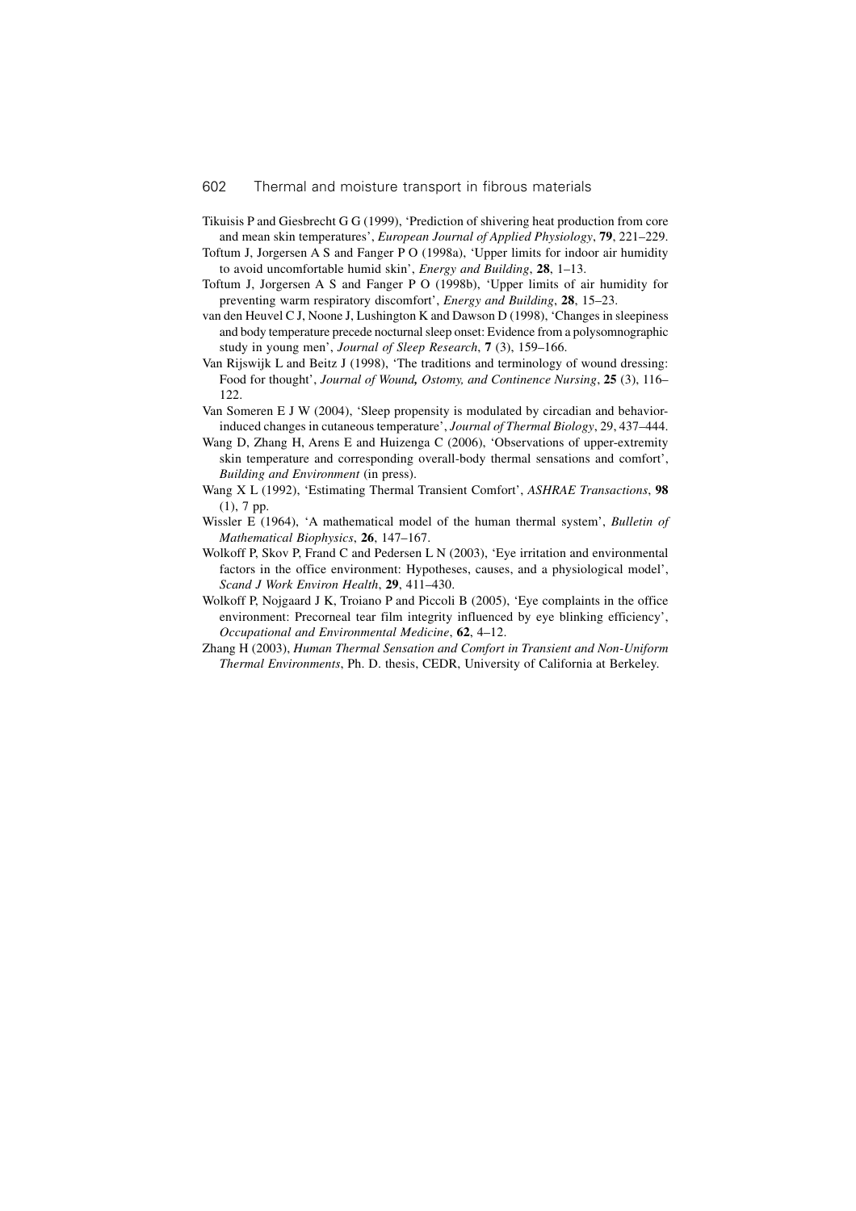Tikuisis P and Giesbrecht G G (1999), 'Prediction of shivering heat production from core and mean skin temperatures', *European Journal of Applied Physiology*, **79**, 221–229.

Toftum J, Jorgersen A S and Fanger P O (1998a), 'Upper limits for indoor air humidity to avoid uncomfortable humid skin', *Energy and Building*, **28**, 1–13.

Toftum J, Jorgersen A S and Fanger P O (1998b), 'Upper limits of air humidity for preventing warm respiratory discomfort', *Energy and Building*, **28**, 15–23.

van den Heuvel C J, Noone J, Lushington K and Dawson D (1998), 'Changes in sleepiness and body temperature precede nocturnal sleep onset: Evidence from a polysomnographic study in young men', *Journal of Sleep Research*, **7** (3), 159–166.

Van Rijswijk L and Beitz J (1998), 'The traditions and terminology of wound dressing: Food for thought', *Journal of Wound, Ostomy, and Continence Nursing*, **25** (3), 116–122.

Van Someren E J W (2004), 'Sleep propensity is modulated by circadian and behavior-induced changes in cutaneous temperature', *Journal of Thermal Biology*, 29, 437–444.

Wang D, Zhang H, Arens E and Huizenga C (2006), 'Observations of upper-extremity skin temperature and corresponding overall-body thermal sensations and comfort', *Building and Environment* (in press).

Wang X L (1992), 'Estimating Thermal Transient Comfort', *ASHRAE Transactions*, **98** (1), 7 pp.

Wissler E (1964), 'A mathematical model of the human thermal system', *Bulletin of Mathematical Biophysics*, **26**, 147–167.

Wolkoff P, Skov P, Frand C and Pedersen L N (2003), 'Eye irritation and environmental factors in the office environment: Hypotheses, causes, and a physiological model', *Scand J Work Environ Health*, **29**, 411–430.

Wolkoff P, Nojgaard J K, Troiano P and Piccoli B (2005), 'Eye complaints in the office environment: Precorneal tear film integrity influenced by eye blinking efficiency', *Occupational and Environmental Medicine*, **62**, 4–12.

Zhang H (2003), *Human Thermal Sensation and Comfort in Transient and Non-Uniform Thermal Environments*, Ph. D. thesis, CEDR, University of California at Berkeley.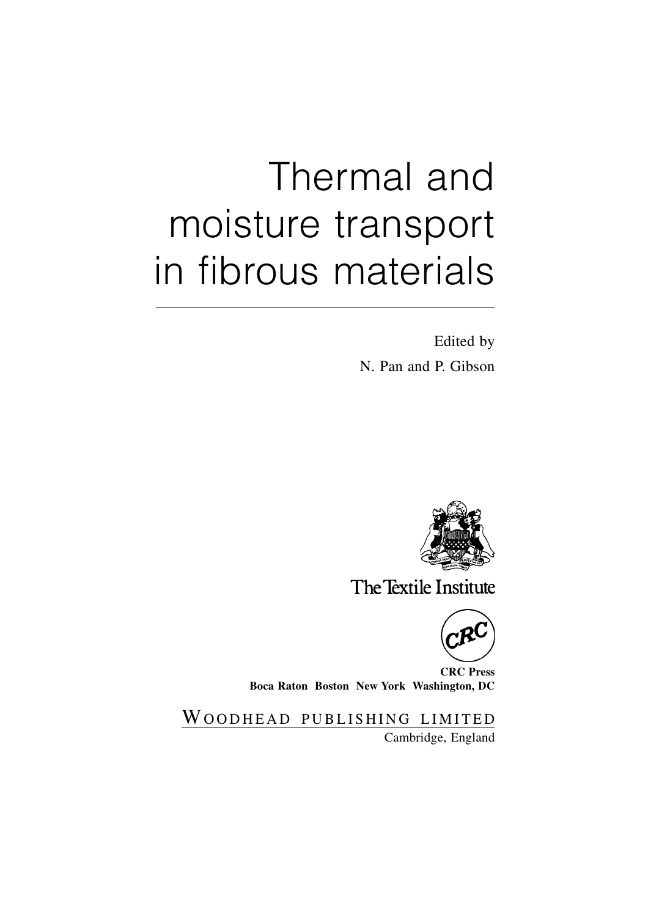# Thermal and moisture transport in fibrous materials

Edited by

N. Pan and P. Gibson

The Textile Institute

CRC Press
**Boca Raton Boston New York Washington, DC**

WOODHEAD PUBLISHING LIMITED

Cambridge, England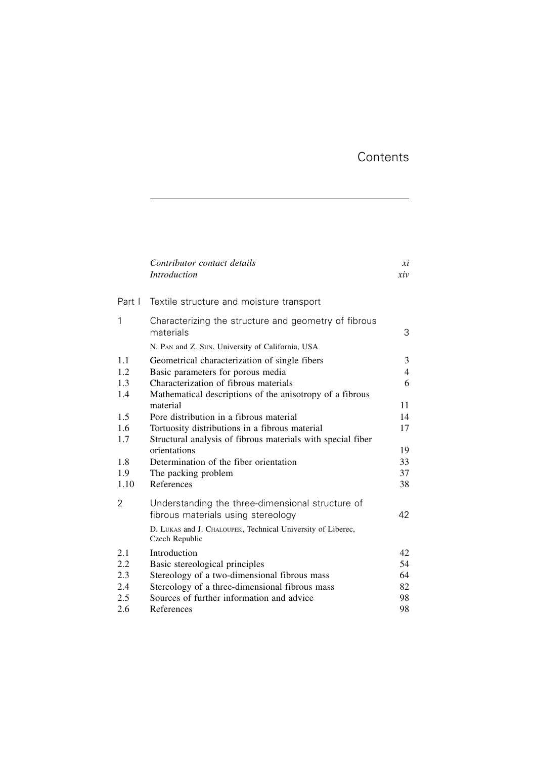# Contents

| | | |
|---|---|---|
| | *Contributor contact details* | *xi* |
| | *Introduction* | *xiv* |
| **Part I** | **Textile structure and moisture transport** | |
| **1** | **Characterizing the structure and geometry of fibrous materials** | **3** |
| | N. PAN and Z. SUN, University of California, USA | |
| 1.1 | Geometrical characterization of single fibers | 3 |
| 1.2 | Basic parameters for porous media | 4 |
| 1.3 | Characterization of fibrous materials | 6 |
| 1.4 | Mathematical descriptions of the anisotropy of a fibrous material | 11 |
| 1.5 | Pore distribution in a fibrous material | 14 |
| 1.6 | Tortuosity distributions in a fibrous material | 17 |
| 1.7 | Structural analysis of fibrous materials with special fiber orientations | 19 |
| 1.8 | Determination of the fiber orientation | 33 |
| 1.9 | The packing problem | 37 |
| 1.10 | References | 38 |
| **2** | **Understanding the three-dimensional structure of fibrous materials using stereology** | **42** |
| | D. LUKAS and J. CHALOUPEK, Technical University of Liberec, Czech Republic | |
| 2.1 | Introduction | 42 |
| 2.2 | Basic stereological principles | 54 |
| 2.3 | Stereology of a two-dimensional fibrous mass | 64 |
| 2.4 | Stereology of a three-dimensional fibrous mass | 82 |
| 2.5 | Sources of further information and advice | 98 |
| 2.6 | References | 98 |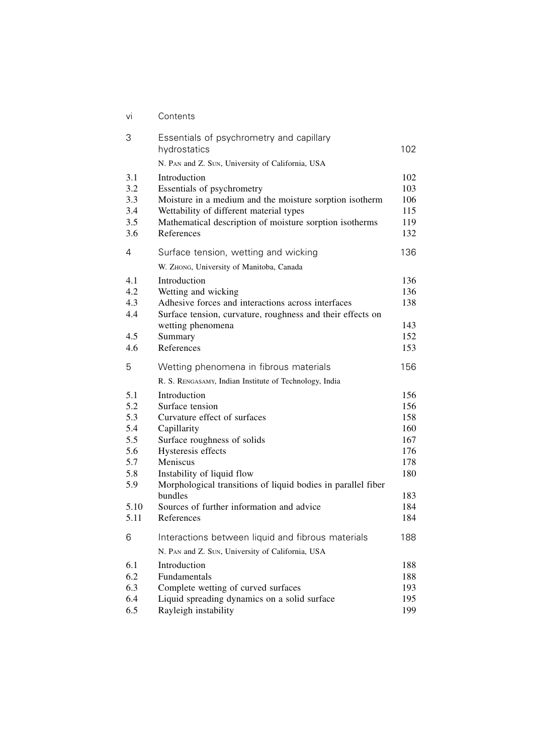| | | |
|---|---|---|
| 3 | Essentials of psychrometry and capillary hydrostatics | 102 |
| | N. Pan and Z. Sun, University of California, USA | |
| 3.1 | Introduction | 102 |
| 3.2 | Essentials of psychrometry | 103 |
| 3.3 | Moisture in a medium and the moisture sorption isotherm | 106 |
| 3.4 | Wettability of different material types | 115 |
| 3.5 | Mathematical description of moisture sorption isotherms | 119 |
| 3.6 | References | 132 |
| 4 | Surface tension, wetting and wicking | 136 |
| | W. Zhong, University of Manitoba, Canada | |
| 4.1 | Introduction | 136 |
| 4.2 | Wetting and wicking | 136 |
| 4.3 | Adhesive forces and interactions across interfaces | 138 |
| 4.4 | Surface tension, curvature, roughness and their effects on wetting phenomena | 143 |
| 4.5 | Summary | 152 |
| 4.6 | References | 153 |
| 5 | Wetting phenomena in fibrous materials | 156 |
| | R. S. Rengasamy, Indian Institute of Technology, India | |
| 5.1 | Introduction | 156 |
| 5.2 | Surface tension | 156 |
| 5.3 | Curvature effect of surfaces | 158 |
| 5.4 | Capillarity | 160 |
| 5.5 | Surface roughness of solids | 167 |
| 5.6 | Hysteresis effects | 176 |
| 5.7 | Meniscus | 178 |
| 5.8 | Instability of liquid flow | 180 |
| 5.9 | Morphological transitions of liquid bodies in parallel fiber bundles | 183 |
| 5.10 | Sources of further information and advice | 184 |
| 5.11 | References | 184 |
| 6 | Interactions between liquid and fibrous materials | 188 |
| | N. Pan and Z. Sun, University of California, USA | |
| 6.1 | Introduction | 188 |
| 6.2 | Fundamentals | 188 |
| 6.3 | Complete wetting of curved surfaces | 193 |
| 6.4 | Liquid spreading dynamics on a solid surface | 195 |
| 6.5 | Rayleigh instability | 199 |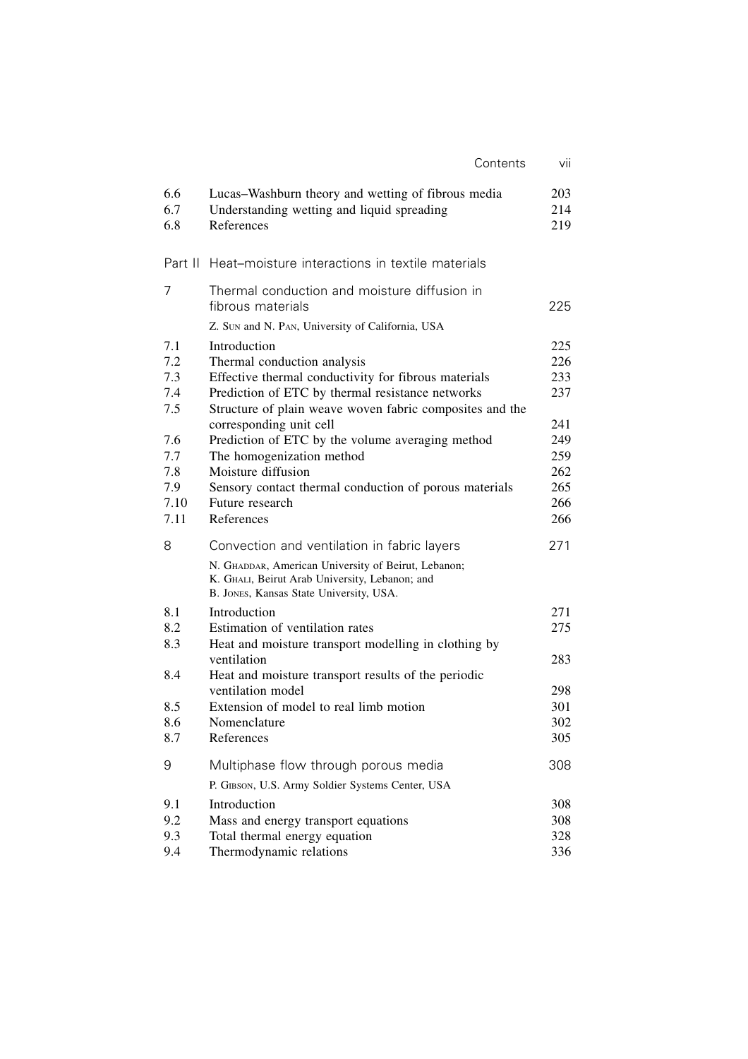| | | |
|---|---|---|
| 6.6 | Lucas–Washburn theory and wetting of fibrous media | 203 |
| 6.7 | Understanding wetting and liquid spreading | 214 |
| 6.8 | References | 219 |

## Part II Heat–moisture interactions in textile materials

| | | |
|---|---|---|
| 7 | **Thermal conduction and moisture diffusion in fibrous materials** | 225 |
| | Z. Sun and N. Pan, University of California, USA | |
| 7.1 | Introduction | 225 |
| 7.2 | Thermal conduction analysis | 226 |
| 7.3 | Effective thermal conductivity for fibrous materials | 233 |
| 7.4 | Prediction of ETC by thermal resistance networks | 237 |
| 7.5 | Structure of plain weave woven fabric composites and the corresponding unit cell | 241 |
| 7.6 | Prediction of ETC by the volume averaging method | 249 |
| 7.7 | The homogenization method | 259 |
| 7.8 | Moisture diffusion | 262 |
| 7.9 | Sensory contact thermal conduction of porous materials | 265 |
| 7.10 | Future research | 266 |
| 7.11 | References | 266 |
| 8 | **Convection and ventilation in fabric layers** | 271 |
| | N. Ghaddar, American University of Beirut, Lebanon; K. Ghali, Beirut Arab University, Lebanon; and B. Jones, Kansas State University, USA. | |
| 8.1 | Introduction | 271 |
| 8.2 | Estimation of ventilation rates | 275 |
| 8.3 | Heat and moisture transport modelling in clothing by ventilation | 283 |
| 8.4 | Heat and moisture transport results of the periodic ventilation model | 298 |
| 8.5 | Extension of model to real limb motion | 301 |
| 8.6 | Nomenclature | 302 |
| 8.7 | References | 305 |
| 9 | **Multiphase flow through porous media** | 308 |
| | P. Gibson, U.S. Army Soldier Systems Center, USA | |
| 9.1 | Introduction | 308 |
| 9.2 | Mass and energy transport equations | 308 |
| 9.3 | Total thermal energy equation | 328 |
| 9.4 | Thermodynamic relations | 336 |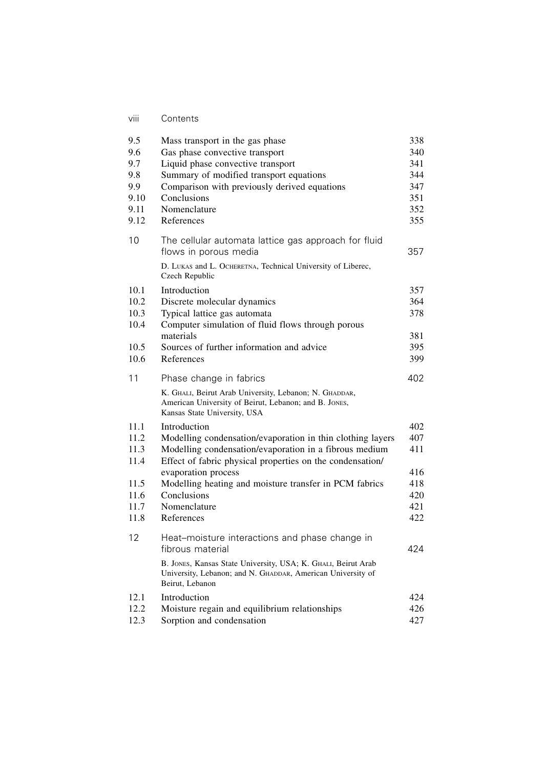| | | |
|---|---|---|
| 9.5 | Mass transport in the gas phase | 338 |
| 9.6 | Gas phase convective transport | 340 |
| 9.7 | Liquid phase convective transport | 341 |
| 9.8 | Summary of modified transport equations | 344 |
| 9.9 | Comparison with previously derived equations | 347 |
| 9.10 | Conclusions | 351 |
| 9.11 | Nomenclature | 352 |
| 9.12 | References | 355 |

## 10 The cellular automata lattice gas approach for fluid flows in porous media — 357

D. Lukas and L. Ocheretna, Technical University of Liberec, Czech Republic

| | | |
|---|---|---|
| 10.1 | Introduction | 357 |
| 10.2 | Discrete molecular dynamics | 364 |
| 10.3 | Typical lattice gas automata | 378 |
| 10.4 | Computer simulation of fluid flows through porous materials | 381 |
| 10.5 | Sources of further information and advice | 395 |
| 10.6 | References | 399 |

## 11 Phase change in fabrics — 402

K. Ghali, Beirut Arab University, Lebanon; N. Ghaddar, American University of Beirut, Lebanon; and B. Jones, Kansas State University, USA

| | | |
|---|---|---|
| 11.1 | Introduction | 402 |
| 11.2 | Modelling condensation/evaporation in thin clothing layers | 407 |
| 11.3 | Modelling condensation/evaporation in a fibrous medium | 411 |
| 11.4 | Effect of fabric physical properties on the condensation/evaporation process | 416 |
| 11.5 | Modelling heating and moisture transfer in PCM fabrics | 418 |
| 11.6 | Conclusions | 420 |
| 11.7 | Nomenclature | 421 |
| 11.8 | References | 422 |

## 12 Heat–moisture interactions and phase change in fibrous material — 424

B. Jones, Kansas State University, USA; K. Ghali, Beirut Arab University, Lebanon; and N. Ghaddar, American University of Beirut, Lebanon

| | | |
|---|---|---|
| 12.1 | Introduction | 424 |
| 12.2 | Moisture regain and equilibrium relationships | 426 |
| 12.3 | Sorption and condensation | 427 |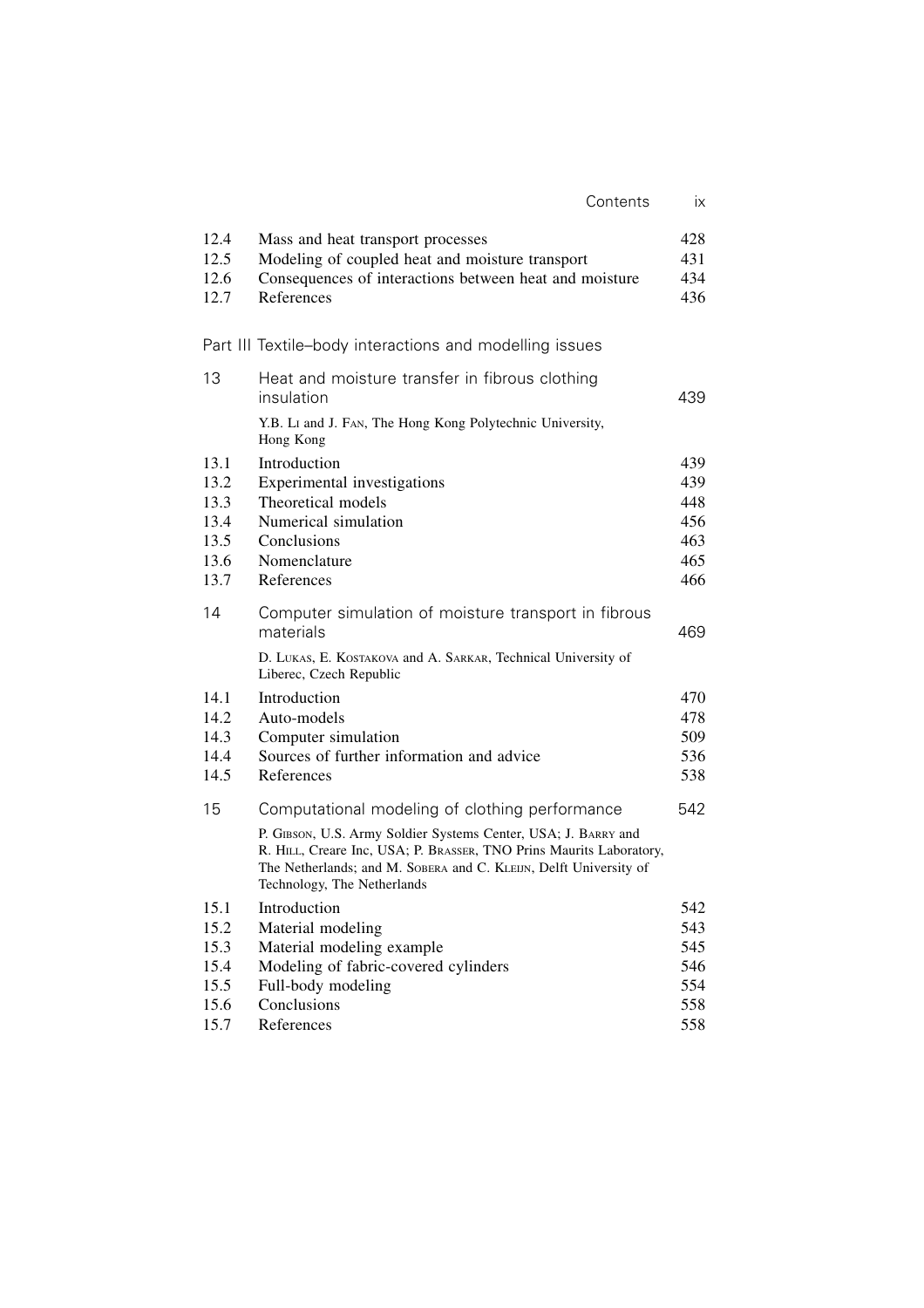| | | |
|---|---|---|
| 12.4 | Mass and heat transport processes | 428 |
| 12.5 | Modeling of coupled heat and moisture transport | 431 |
| 12.6 | Consequences of interactions between heat and moisture | 434 |
| 12.7 | References | 436 |

## Part III Textile–body interactions and modelling issues

| | | |
|---|---|---|
| 13 | Heat and moisture transfer in fibrous clothing insulation | 439 |
| | Y.B. Li and J. Fan, The Hong Kong Polytechnic University, Hong Kong | |
| 13.1 | Introduction | 439 |
| 13.2 | Experimental investigations | 439 |
| 13.3 | Theoretical models | 448 |
| 13.4 | Numerical simulation | 456 |
| 13.5 | Conclusions | 463 |
| 13.6 | Nomenclature | 465 |
| 13.7 | References | 466 |
| 14 | Computer simulation of moisture transport in fibrous materials | 469 |
| | D. Lukas, E. Kostakova and A. Sarkar, Technical University of Liberec, Czech Republic | |
| 14.1 | Introduction | 470 |
| 14.2 | Auto-models | 478 |
| 14.3 | Computer simulation | 509 |
| 14.4 | Sources of further information and advice | 536 |
| 14.5 | References | 538 |
| 15 | Computational modeling of clothing performance | 542 |
| | P. Gibson, U.S. Army Soldier Systems Center, USA; J. Barry and R. Hill, Creare Inc, USA; P. Brasser, TNO Prins Maurits Laboratory, The Netherlands; and M. Sobera and C. Kleijn, Delft University of Technology, The Netherlands | |
| 15.1 | Introduction | 542 |
| 15.2 | Material modeling | 543 |
| 15.3 | Material modeling example | 545 |
| 15.4 | Modeling of fabric-covered cylinders | 546 |
| 15.5 | Full-body modeling | 554 |
| 15.6 | Conclusions | 558 |
| 15.7 | References | 558 |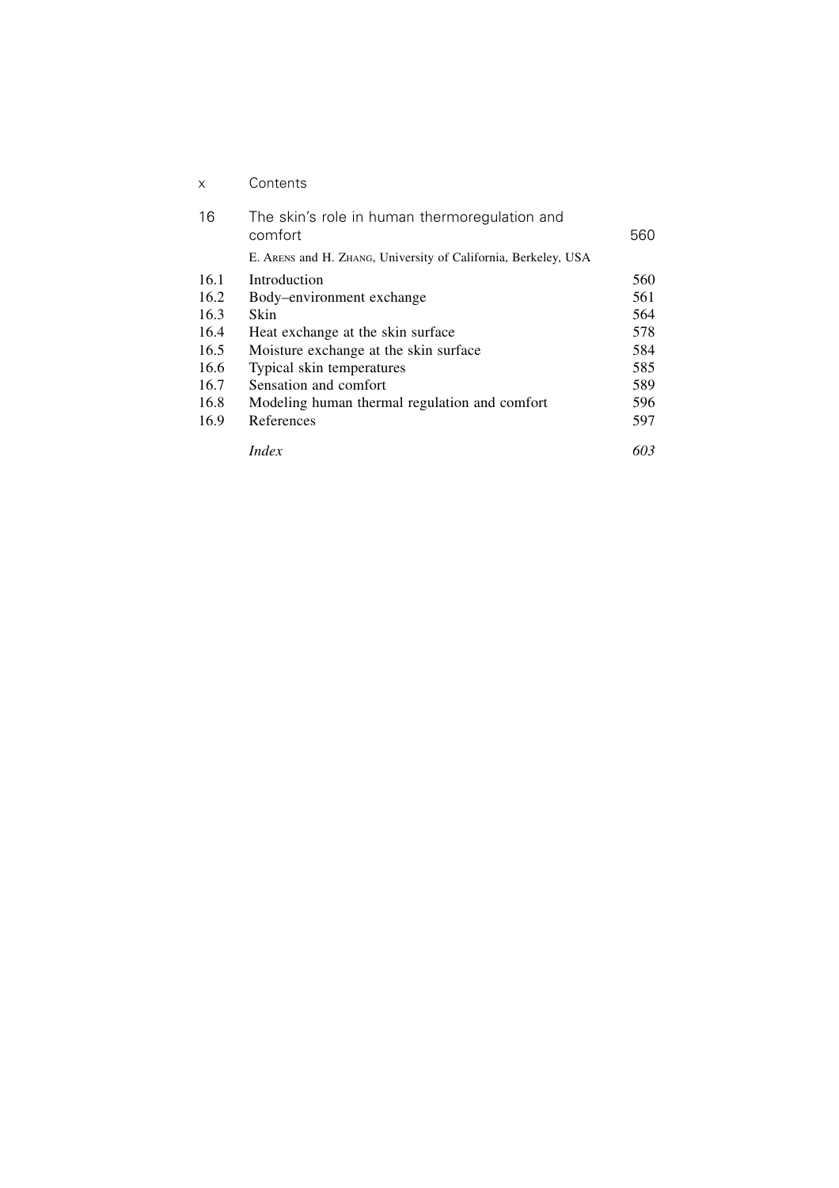| | | |
|---|---|---|
| 16 | The skin's role in human thermoregulation and comfort | 560 |
| | E. Arens and H. Zhang, University of California, Berkeley, USA | |
| 16.1 | Introduction | 560 |
| 16.2 | Body–environment exchange | 561 |
| 16.3 | Skin | 564 |
| 16.4 | Heat exchange at the skin surface | 578 |
| 16.5 | Moisture exchange at the skin surface | 584 |
| 16.6 | Typical skin temperatures | 585 |
| 16.7 | Sensation and comfort | 589 |
| 16.8 | Modeling human thermal regulation and comfort | 596 |
| 16.9 | References | 597 |
| | *Index* | *603* |